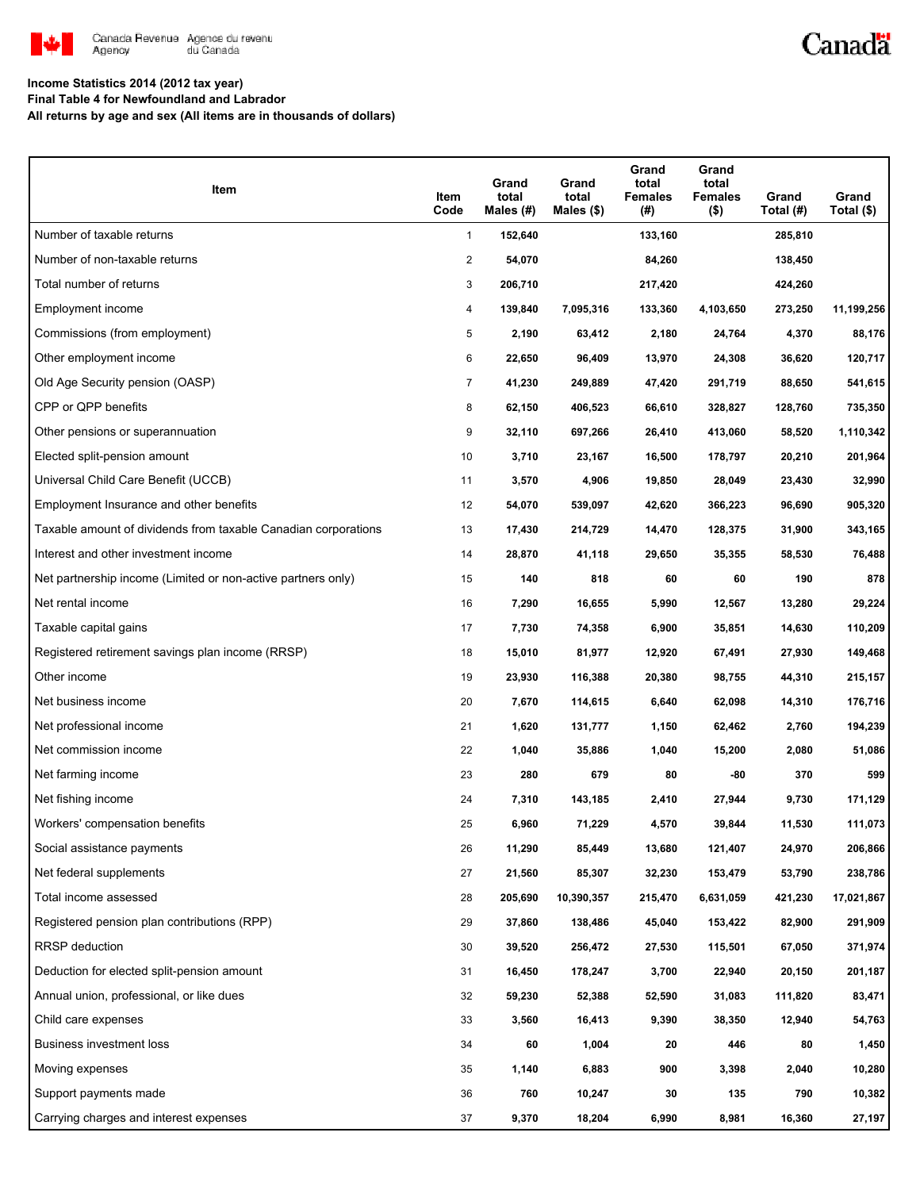**Income Statistics 2014 (2012 tax year)**

**Final Table 4 for Newfoundland and Labrador**

**All returns by age and sex (All items are in thousands of dollars)**

| Item | Item Code | Grand total Males (#) | Grand total Males ($) | Grand total Females (#) | Grand total Females ($) | Grand Total (#) | Grand Total ($) |
|---|---|---|---|---|---|---|---|
| Number of taxable returns | 1 | 152,640 | | 133,160 | | 285,810 | |
| Number of non-taxable returns | 2 | 54,070 | | 84,260 | | 138,450 | |
| Total number of returns | 3 | 206,710 | | 217,420 | | 424,260 | |
| Employment income | 4 | 139,840 | 7,095,316 | 133,360 | 4,103,650 | 273,250 | 11,199,256 |
| Commissions (from employment) | 5 | 2,190 | 63,412 | 2,180 | 24,764 | 4,370 | 88,176 |
| Other employment income | 6 | 22,650 | 96,409 | 13,970 | 24,308 | 36,620 | 120,717 |
| Old Age Security pension (OASP) | 7 | 41,230 | 249,889 | 47,420 | 291,719 | 88,650 | 541,615 |
| CPP or QPP benefits | 8 | 62,150 | 406,523 | 66,610 | 328,827 | 128,760 | 735,350 |
| Other pensions or superannuation | 9 | 32,110 | 697,266 | 26,410 | 413,060 | 58,520 | 1,110,342 |
| Elected split-pension amount | 10 | 3,710 | 23,167 | 16,500 | 178,797 | 20,210 | 201,964 |
| Universal Child Care Benefit (UCCB) | 11 | 3,570 | 4,906 | 19,850 | 28,049 | 23,430 | 32,990 |
| Employment Insurance and other benefits | 12 | 54,070 | 539,097 | 42,620 | 366,223 | 96,690 | 905,320 |
| Taxable amount of dividends from taxable Canadian corporations | 13 | 17,430 | 214,729 | 14,470 | 128,375 | 31,900 | 343,165 |
| Interest and other investment income | 14 | 28,870 | 41,118 | 29,650 | 35,355 | 58,530 | 76,488 |
| Net partnership income (Limited or non-active partners only) | 15 | 140 | 818 | 60 | 60 | 190 | 878 |
| Net rental income | 16 | 7,290 | 16,655 | 5,990 | 12,567 | 13,280 | 29,224 |
| Taxable capital gains | 17 | 7,730 | 74,358 | 6,900 | 35,851 | 14,630 | 110,209 |
| Registered retirement savings plan income (RRSP) | 18 | 15,010 | 81,977 | 12,920 | 67,491 | 27,930 | 149,468 |
| Other income | 19 | 23,930 | 116,388 | 20,380 | 98,755 | 44,310 | 215,157 |
| Net business income | 20 | 7,670 | 114,615 | 6,640 | 62,098 | 14,310 | 176,716 |
| Net professional income | 21 | 1,620 | 131,777 | 1,150 | 62,462 | 2,760 | 194,239 |
| Net commission income | 22 | 1,040 | 35,886 | 1,040 | 15,200 | 2,080 | 51,086 |
| Net farming income | 23 | 280 | 679 | 80 | -80 | 370 | 599 |
| Net fishing income | 24 | 7,310 | 143,185 | 2,410 | 27,944 | 9,730 | 171,129 |
| Workers' compensation benefits | 25 | 6,960 | 71,229 | 4,570 | 39,844 | 11,530 | 111,073 |
| Social assistance payments | 26 | 11,290 | 85,449 | 13,680 | 121,407 | 24,970 | 206,866 |
| Net federal supplements | 27 | 21,560 | 85,307 | 32,230 | 153,479 | 53,790 | 238,786 |
| Total income assessed | 28 | 205,690 | 10,390,357 | 215,470 | 6,631,059 | 421,230 | 17,021,867 |
| Registered pension plan contributions (RPP) | 29 | 37,860 | 138,486 | 45,040 | 153,422 | 82,900 | 291,909 |
| RRSP deduction | 30 | 39,520 | 256,472 | 27,530 | 115,501 | 67,050 | 371,974 |
| Deduction for elected split-pension amount | 31 | 16,450 | 178,247 | 3,700 | 22,940 | 20,150 | 201,187 |
| Annual union, professional, or like dues | 32 | 59,230 | 52,388 | 52,590 | 31,083 | 111,820 | 83,471 |
| Child care expenses | 33 | 3,560 | 16,413 | 9,390 | 38,350 | 12,940 | 54,763 |
| Business investment loss | 34 | 60 | 1,004 | 20 | 446 | 80 | 1,450 |
| Moving expenses | 35 | 1,140 | 6,883 | 900 | 3,398 | 2,040 | 10,280 |
| Support payments made | 36 | 760 | 10,247 | 30 | 135 | 790 | 10,382 |
| Carrying charges and interest expenses | 37 | 9,370 | 18,204 | 6,990 | 8,981 | 16,360 | 27,197 |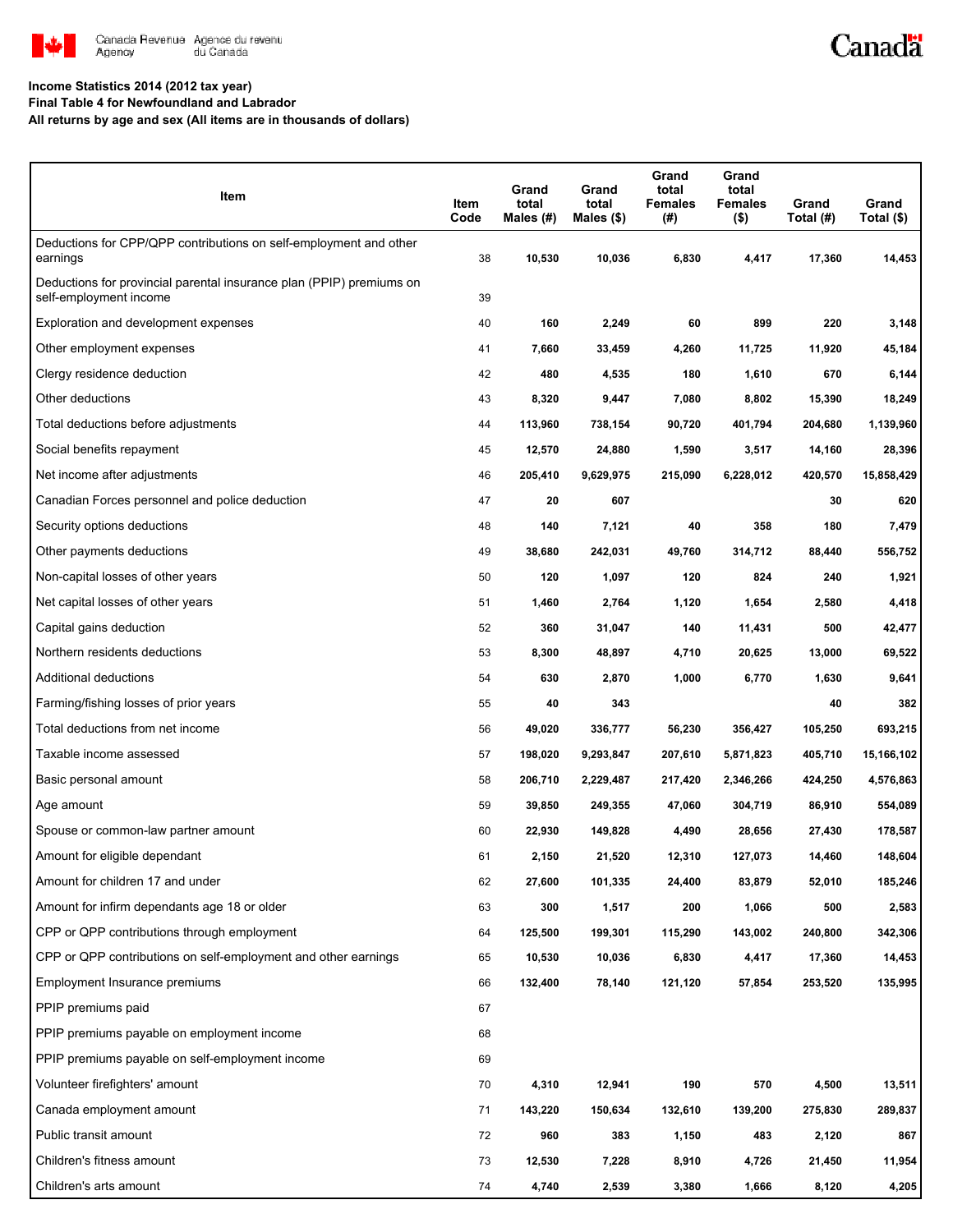**Income Statistics 2014 (2012 tax year)**
**Final Table 4 for Newfoundland and Labrador**
**All returns by age and sex (All items are in thousands of dollars)**

| Item | Item Code | Grand total Males (#) | Grand total Males ($) | Grand total Females (#) | Grand total Females ($) | Grand Total (#) | Grand Total ($) |
|---|---|---|---|---|---|---|---|
| Deductions for CPP/QPP contributions on self-employment and other earnings | 38 | 10,530 | 10,036 | 6,830 | 4,417 | 17,360 | 14,453 |
| Deductions for provincial parental insurance plan (PPIP) premiums on self-employment income | 39 | | | | | | |
| Exploration and development expenses | 40 | 160 | 2,249 | 60 | 899 | 220 | 3,148 |
| Other employment expenses | 41 | 7,660 | 33,459 | 4,260 | 11,725 | 11,920 | 45,184 |
| Clergy residence deduction | 42 | 480 | 4,535 | 180 | 1,610 | 670 | 6,144 |
| Other deductions | 43 | 8,320 | 9,447 | 7,080 | 8,802 | 15,390 | 18,249 |
| Total deductions before adjustments | 44 | 113,960 | 738,154 | 90,720 | 401,794 | 204,680 | 1,139,960 |
| Social benefits repayment | 45 | 12,570 | 24,880 | 1,590 | 3,517 | 14,160 | 28,396 |
| Net income after adjustments | 46 | 205,410 | 9,629,975 | 215,090 | 6,228,012 | 420,570 | 15,858,429 |
| Canadian Forces personnel and police deduction | 47 | 20 | 607 | | | 30 | 620 |
| Security options deductions | 48 | 140 | 7,121 | 40 | 358 | 180 | 7,479 |
| Other payments deductions | 49 | 38,680 | 242,031 | 49,760 | 314,712 | 88,440 | 556,752 |
| Non-capital losses of other years | 50 | 120 | 1,097 | 120 | 824 | 240 | 1,921 |
| Net capital losses of other years | 51 | 1,460 | 2,764 | 1,120 | 1,654 | 2,580 | 4,418 |
| Capital gains deduction | 52 | 360 | 31,047 | 140 | 11,431 | 500 | 42,477 |
| Northern residents deductions | 53 | 8,300 | 48,897 | 4,710 | 20,625 | 13,000 | 69,522 |
| Additional deductions | 54 | 630 | 2,870 | 1,000 | 6,770 | 1,630 | 9,641 |
| Farming/fishing losses of prior years | 55 | 40 | 343 | | | 40 | 382 |
| Total deductions from net income | 56 | 49,020 | 336,777 | 56,230 | 356,427 | 105,250 | 693,215 |
| Taxable income assessed | 57 | 198,020 | 9,293,847 | 207,610 | 5,871,823 | 405,710 | 15,166,102 |
| Basic personal amount | 58 | 206,710 | 2,229,487 | 217,420 | 2,346,266 | 424,250 | 4,576,863 |
| Age amount | 59 | 39,850 | 249,355 | 47,060 | 304,719 | 86,910 | 554,089 |
| Spouse or common-law partner amount | 60 | 22,930 | 149,828 | 4,490 | 28,656 | 27,430 | 178,587 |
| Amount for eligible dependant | 61 | 2,150 | 21,520 | 12,310 | 127,073 | 14,460 | 148,604 |
| Amount for children 17 and under | 62 | 27,600 | 101,335 | 24,400 | 83,879 | 52,010 | 185,246 |
| Amount for infirm dependants age 18 or older | 63 | 300 | 1,517 | 200 | 1,066 | 500 | 2,583 |
| CPP or QPP contributions through employment | 64 | 125,500 | 199,301 | 115,290 | 143,002 | 240,800 | 342,306 |
| CPP or QPP contributions on self-employment and other earnings | 65 | 10,530 | 10,036 | 6,830 | 4,417 | 17,360 | 14,453 |
| Employment Insurance premiums | 66 | 132,400 | 78,140 | 121,120 | 57,854 | 253,520 | 135,995 |
| PPIP premiums paid | 67 | | | | | | |
| PPIP premiums payable on employment income | 68 | | | | | | |
| PPIP premiums payable on self-employment income | 69 | | | | | | |
| Volunteer firefighters' amount | 70 | 4,310 | 12,941 | 190 | 570 | 4,500 | 13,511 |
| Canada employment amount | 71 | 143,220 | 150,634 | 132,610 | 139,200 | 275,830 | 289,837 |
| Public transit amount | 72 | 960 | 383 | 1,150 | 483 | 2,120 | 867 |
| Children's fitness amount | 73 | 12,530 | 7,228 | 8,910 | 4,726 | 21,450 | 11,954 |
| Children's arts amount | 74 | 4,740 | 2,539 | 3,380 | 1,666 | 8,120 | 4,205 |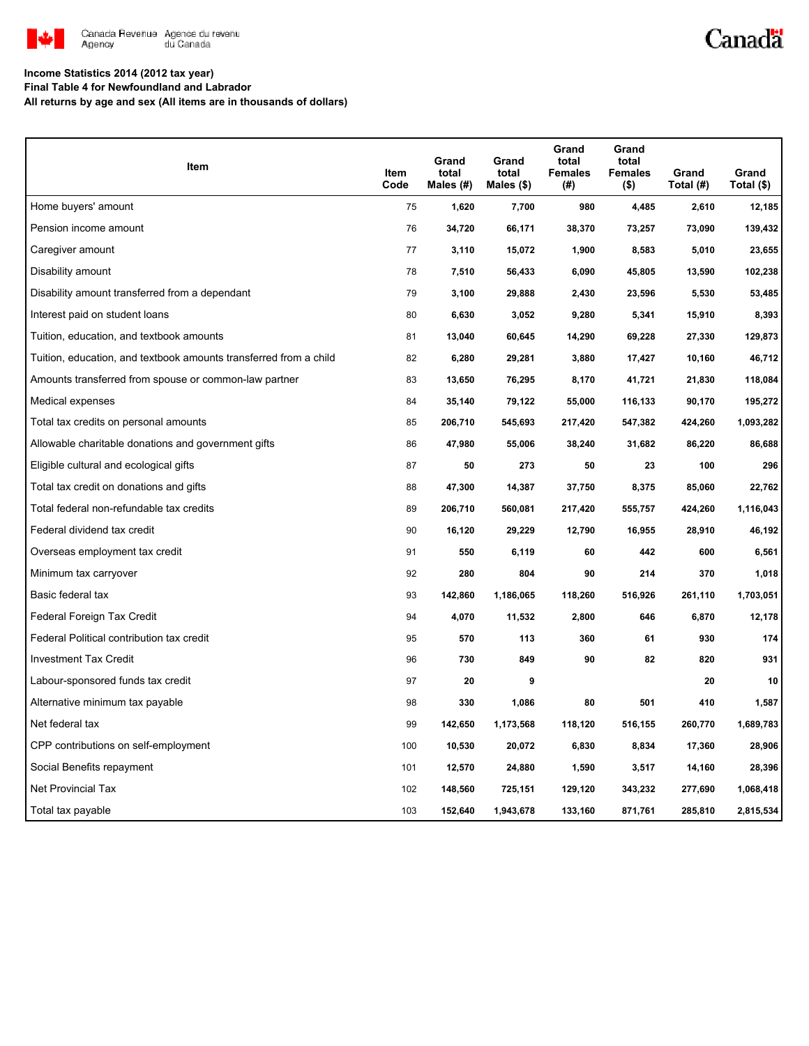Canada Revenue Agency / Agence du revenu du Canada

**Income Statistics 2014 (2012 tax year)**
**Final Table 4 for Newfoundland and Labrador**
**All returns by age and sex (All items are in thousands of dollars)**

| Item | Item Code | Grand total Males (#) | Grand total Males ($) | Grand total Females (#) | Grand total Females ($) | Grand Total (#) | Grand Total ($) |
|---|---|---|---|---|---|---|---|
| Home buyers' amount | 75 | 1,620 | 7,700 | 980 | 4,485 | 2,610 | 12,185 |
| Pension income amount | 76 | 34,720 | 66,171 | 38,370 | 73,257 | 73,090 | 139,432 |
| Caregiver amount | 77 | 3,110 | 15,072 | 1,900 | 8,583 | 5,010 | 23,655 |
| Disability amount | 78 | 7,510 | 56,433 | 6,090 | 45,805 | 13,590 | 102,238 |
| Disability amount transferred from a dependant | 79 | 3,100 | 29,888 | 2,430 | 23,596 | 5,530 | 53,485 |
| Interest paid on student loans | 80 | 6,630 | 3,052 | 9,280 | 5,341 | 15,910 | 8,393 |
| Tuition, education, and textbook amounts | 81 | 13,040 | 60,645 | 14,290 | 69,228 | 27,330 | 129,873 |
| Tuition, education, and textbook amounts transferred from a child | 82 | 6,280 | 29,281 | 3,880 | 17,427 | 10,160 | 46,712 |
| Amounts transferred from spouse or common-law partner | 83 | 13,650 | 76,295 | 8,170 | 41,721 | 21,830 | 118,084 |
| Medical expenses | 84 | 35,140 | 79,122 | 55,000 | 116,133 | 90,170 | 195,272 |
| Total tax credits on personal amounts | 85 | 206,710 | 545,693 | 217,420 | 547,382 | 424,260 | 1,093,282 |
| Allowable charitable donations and government gifts | 86 | 47,980 | 55,006 | 38,240 | 31,682 | 86,220 | 86,688 |
| Eligible cultural and ecological gifts | 87 | 50 | 273 | 50 | 23 | 100 | 296 |
| Total tax credit on donations and gifts | 88 | 47,300 | 14,387 | 37,750 | 8,375 | 85,060 | 22,762 |
| Total federal non-refundable tax credits | 89 | 206,710 | 560,081 | 217,420 | 555,757 | 424,260 | 1,116,043 |
| Federal dividend tax credit | 90 | 16,120 | 29,229 | 12,790 | 16,955 | 28,910 | 46,192 |
| Overseas employment tax credit | 91 | 550 | 6,119 | 60 | 442 | 600 | 6,561 |
| Minimum tax carryover | 92 | 280 | 804 | 90 | 214 | 370 | 1,018 |
| Basic federal tax | 93 | 142,860 | 1,186,065 | 118,260 | 516,926 | 261,110 | 1,703,051 |
| Federal Foreign Tax Credit | 94 | 4,070 | 11,532 | 2,800 | 646 | 6,870 | 12,178 |
| Federal Political contribution tax credit | 95 | 570 | 113 | 360 | 61 | 930 | 174 |
| Investment Tax Credit | 96 | 730 | 849 | 90 | 82 | 820 | 931 |
| Labour-sponsored funds tax credit | 97 | 20 | 9 | | | 20 | 10 |
| Alternative minimum tax payable | 98 | 330 | 1,086 | 80 | 501 | 410 | 1,587 |
| Net federal tax | 99 | 142,650 | 1,173,568 | 118,120 | 516,155 | 260,770 | 1,689,783 |
| CPP contributions on self-employment | 100 | 10,530 | 20,072 | 6,830 | 8,834 | 17,360 | 28,906 |
| Social Benefits repayment | 101 | 12,570 | 24,880 | 1,590 | 3,517 | 14,160 | 28,396 |
| Net Provincial Tax | 102 | 148,560 | 725,151 | 129,120 | 343,232 | 277,690 | 1,068,418 |
| Total tax payable | 103 | 152,640 | 1,943,678 | 133,160 | 871,761 | 285,810 | 2,815,534 |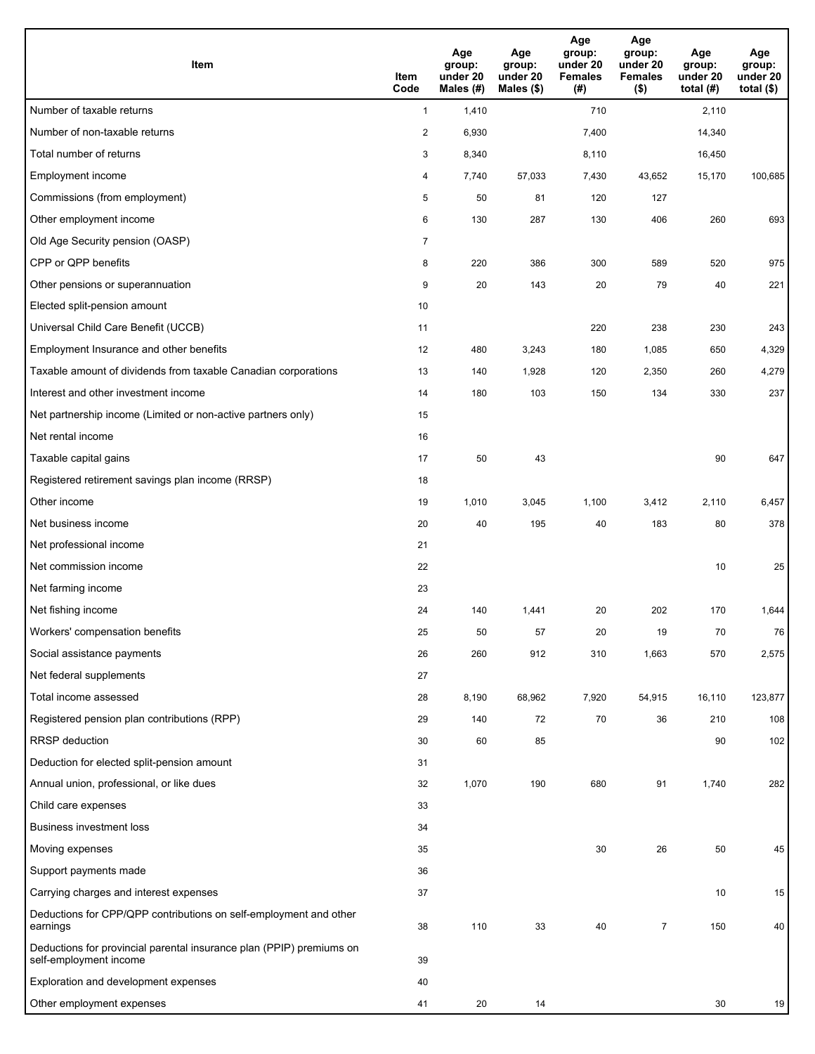| Item | Item Code | Age group: under 20 Males (#) | Age group: under 20 Males ($) | Age group: under 20 Females (#) | Age group: under 20 Females ($) | Age group: under 20 total (#) | Age group: under 20 total ($) |
|---|---|---|---|---|---|---|---|
| Number of taxable returns | 1 | 1,410 | | 710 | | 2,110 | |
| Number of non-taxable returns | 2 | 6,930 | | 7,400 | | 14,340 | |
| Total number of returns | 3 | 8,340 | | 8,110 | | 16,450 | |
| Employment income | 4 | 7,740 | 57,033 | 7,430 | 43,652 | 15,170 | 100,685 |
| Commissions (from employment) | 5 | 50 | 81 | 120 | 127 | | |
| Other employment income | 6 | 130 | 287 | 130 | 406 | 260 | 693 |
| Old Age Security pension (OASP) | 7 | | | | | | |
| CPP or QPP benefits | 8 | 220 | 386 | 300 | 589 | 520 | 975 |
| Other pensions or superannuation | 9 | 20 | 143 | 20 | 79 | 40 | 221 |
| Elected split-pension amount | 10 | | | | | | |
| Universal Child Care Benefit (UCCB) | 11 | | | 220 | 238 | 230 | 243 |
| Employment Insurance and other benefits | 12 | 480 | 3,243 | 180 | 1,085 | 650 | 4,329 |
| Taxable amount of dividends from taxable Canadian corporations | 13 | 140 | 1,928 | 120 | 2,350 | 260 | 4,279 |
| Interest and other investment income | 14 | 180 | 103 | 150 | 134 | 330 | 237 |
| Net partnership income (Limited or non-active partners only) | 15 | | | | | | |
| Net rental income | 16 | | | | | | |
| Taxable capital gains | 17 | 50 | 43 | | | 90 | 647 |
| Registered retirement savings plan income (RRSP) | 18 | | | | | | |
| Other income | 19 | 1,010 | 3,045 | 1,100 | 3,412 | 2,110 | 6,457 |
| Net business income | 20 | 40 | 195 | 40 | 183 | 80 | 378 |
| Net professional income | 21 | | | | | | |
| Net commission income | 22 | | | | | 10 | 25 |
| Net farming income | 23 | | | | | | |
| Net fishing income | 24 | 140 | 1,441 | 20 | 202 | 170 | 1,644 |
| Workers' compensation benefits | 25 | 50 | 57 | 20 | 19 | 70 | 76 |
| Social assistance payments | 26 | 260 | 912 | 310 | 1,663 | 570 | 2,575 |
| Net federal supplements | 27 | | | | | | |
| Total income assessed | 28 | 8,190 | 68,962 | 7,920 | 54,915 | 16,110 | 123,877 |
| Registered pension plan contributions (RPP) | 29 | 140 | 72 | 70 | 36 | 210 | 108 |
| RRSP deduction | 30 | 60 | 85 | | | 90 | 102 |
| Deduction for elected split-pension amount | 31 | | | | | | |
| Annual union, professional, or like dues | 32 | 1,070 | 190 | 680 | 91 | 1,740 | 282 |
| Child care expenses | 33 | | | | | | |
| Business investment loss | 34 | | | | | | |
| Moving expenses | 35 | | | 30 | 26 | 50 | 45 |
| Support payments made | 36 | | | | | | |
| Carrying charges and interest expenses | 37 | | | | | 10 | 15 |
| Deductions for CPP/QPP contributions on self-employment and other earnings | 38 | 110 | 33 | 40 | 7 | 150 | 40 |
| Deductions for provincial parental insurance plan (PPIP) premiums on self-employment income | 39 | | | | | | |
| Exploration and development expenses | 40 | | | | | | |
| Other employment expenses | 41 | 20 | 14 | | | 30 | 19 |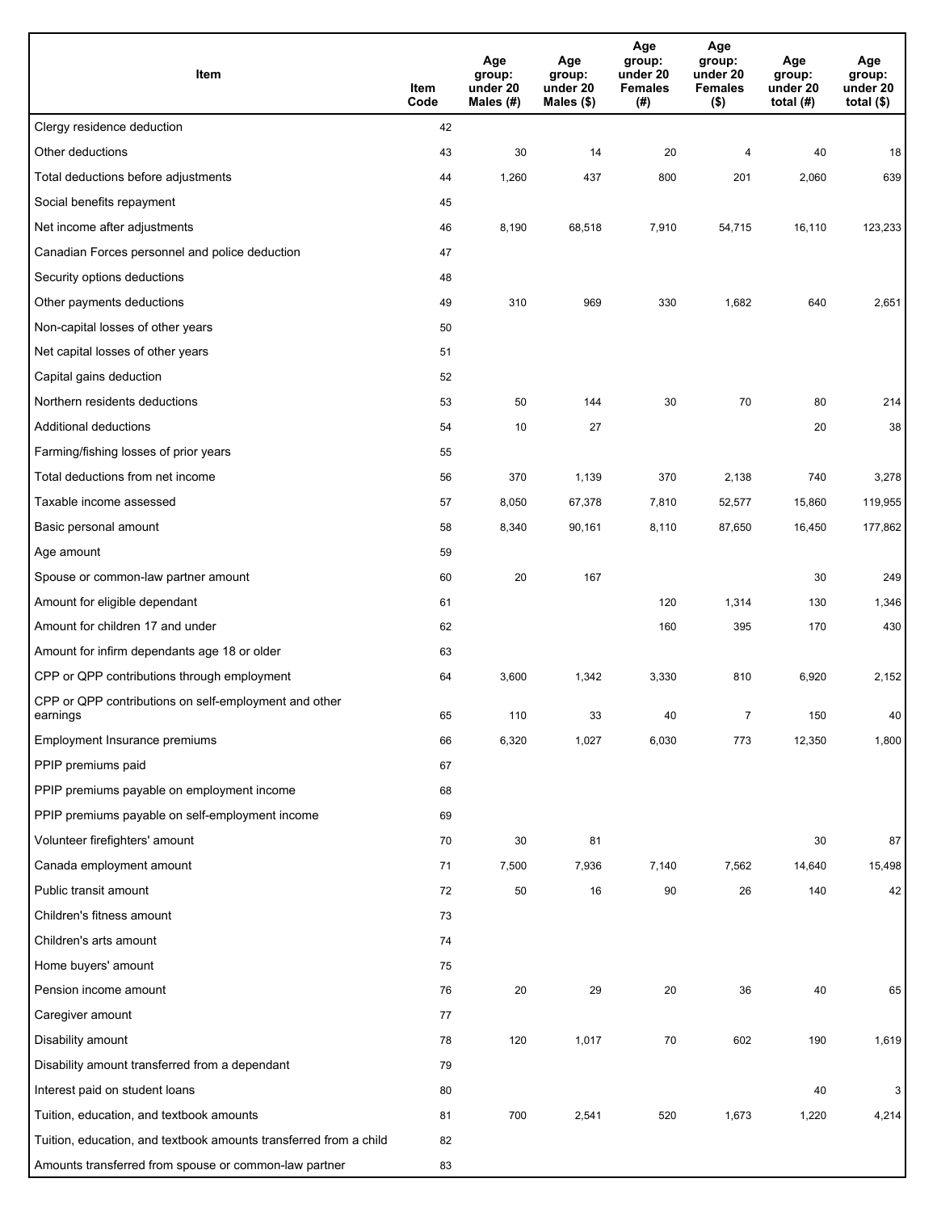| Item | Item Code | Age group: under 20 Males (#) | Age group: under 20 Males ($) | Age group: under 20 Females (#) | Age group: under 20 Females ($) | Age group: under 20 total (#) | Age group: under 20 total ($) |
|---|---|---|---|---|---|---|---|
| Clergy residence deduction | 42 | | | | | | |
| Other deductions | 43 | 30 | 14 | 20 | 4 | 40 | 18 |
| Total deductions before adjustments | 44 | 1,260 | 437 | 800 | 201 | 2,060 | 639 |
| Social benefits repayment | 45 | | | | | | |
| Net income after adjustments | 46 | 8,190 | 68,518 | 7,910 | 54,715 | 16,110 | 123,233 |
| Canadian Forces personnel and police deduction | 47 | | | | | | |
| Security options deductions | 48 | | | | | | |
| Other payments deductions | 49 | 310 | 969 | 330 | 1,682 | 640 | 2,651 |
| Non-capital losses of other years | 50 | | | | | | |
| Net capital losses of other years | 51 | | | | | | |
| Capital gains deduction | 52 | | | | | | |
| Northern residents deductions | 53 | 50 | 144 | 30 | 70 | 80 | 214 |
| Additional deductions | 54 | 10 | 27 | | | 20 | 38 |
| Farming/fishing losses of prior years | 55 | | | | | | |
| Total deductions from net income | 56 | 370 | 1,139 | 370 | 2,138 | 740 | 3,278 |
| Taxable income assessed | 57 | 8,050 | 67,378 | 7,810 | 52,577 | 15,860 | 119,955 |
| Basic personal amount | 58 | 8,340 | 90,161 | 8,110 | 87,650 | 16,450 | 177,862 |
| Age amount | 59 | | | | | | |
| Spouse or common-law partner amount | 60 | 20 | 167 | | | 30 | 249 |
| Amount for eligible dependant | 61 | | | 120 | 1,314 | 130 | 1,346 |
| Amount for children 17 and under | 62 | | | 160 | 395 | 170 | 430 |
| Amount for infirm dependants age 18 or older | 63 | | | | | | |
| CPP or QPP contributions through employment | 64 | 3,600 | 1,342 | 3,330 | 810 | 6,920 | 2,152 |
| CPP or QPP contributions on self-employment and other earnings | 65 | 110 | 33 | 40 | 7 | 150 | 40 |
| Employment Insurance premiums | 66 | 6,320 | 1,027 | 6,030 | 773 | 12,350 | 1,800 |
| PPIP premiums paid | 67 | | | | | | |
| PPIP premiums payable on employment income | 68 | | | | | | |
| PPIP premiums payable on self-employment income | 69 | | | | | | |
| Volunteer firefighters' amount | 70 | 30 | 81 | | | 30 | 87 |
| Canada employment amount | 71 | 7,500 | 7,936 | 7,140 | 7,562 | 14,640 | 15,498 |
| Public transit amount | 72 | 50 | 16 | 90 | 26 | 140 | 42 |
| Children's fitness amount | 73 | | | | | | |
| Children's arts amount | 74 | | | | | | |
| Home buyers' amount | 75 | | | | | | |
| Pension income amount | 76 | 20 | 29 | 20 | 36 | 40 | 65 |
| Caregiver amount | 77 | | | | | | |
| Disability amount | 78 | 120 | 1,017 | 70 | 602 | 190 | 1,619 |
| Disability amount transferred from a dependant | 79 | | | | | | |
| Interest paid on student loans | 80 | | | | | 40 | 3 |
| Tuition, education, and textbook amounts | 81 | 700 | 2,541 | 520 | 1,673 | 1,220 | 4,214 |
| Tuition, education, and textbook amounts transferred from a child | 82 | | | | | | |
| Amounts transferred from spouse or common-law partner | 83 | | | | | | |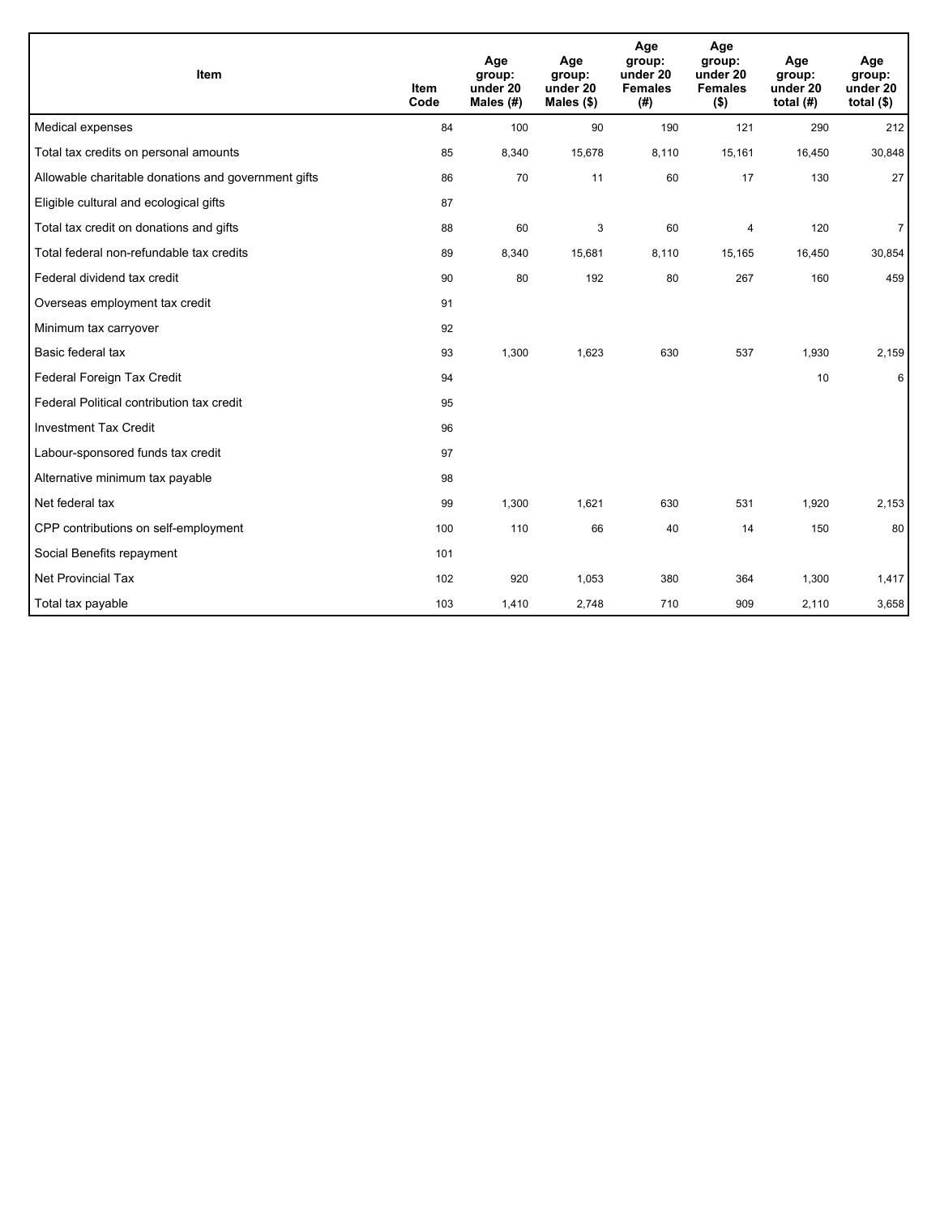| Item | Item Code | Age group: under 20 Males (#) | Age group: under 20 Males ($) | Age group: under 20 Females (#) | Age group: under 20 Females ($) | Age group: under 20 total (#) | Age group: under 20 total ($) |
|---|---|---|---|---|---|---|---|
| Medical expenses | 84 | 100 | 90 | 190 | 121 | 290 | 212 |
| Total tax credits on personal amounts | 85 | 8,340 | 15,678 | 8,110 | 15,161 | 16,450 | 30,848 |
| Allowable charitable donations and government gifts | 86 | 70 | 11 | 60 | 17 | 130 | 27 |
| Eligible cultural and ecological gifts | 87 | | | | | | |
| Total tax credit on donations and gifts | 88 | 60 | 3 | 60 | 4 | 120 | 7 |
| Total federal non-refundable tax credits | 89 | 8,340 | 15,681 | 8,110 | 15,165 | 16,450 | 30,854 |
| Federal dividend tax credit | 90 | 80 | 192 | 80 | 267 | 160 | 459 |
| Overseas employment tax credit | 91 | | | | | | |
| Minimum tax carryover | 92 | | | | | | |
| Basic federal tax | 93 | 1,300 | 1,623 | 630 | 537 | 1,930 | 2,159 |
| Federal Foreign Tax Credit | 94 | | | | | 10 | 6 |
| Federal Political contribution tax credit | 95 | | | | | | |
| Investment Tax Credit | 96 | | | | | | |
| Labour-sponsored funds tax credit | 97 | | | | | | |
| Alternative minimum tax payable | 98 | | | | | | |
| Net federal tax | 99 | 1,300 | 1,621 | 630 | 531 | 1,920 | 2,153 |
| CPP contributions on self-employment | 100 | 110 | 66 | 40 | 14 | 150 | 80 |
| Social Benefits repayment | 101 | | | | | | |
| Net Provincial Tax | 102 | 920 | 1,053 | 380 | 364 | 1,300 | 1,417 |
| Total tax payable | 103 | 1,410 | 2,748 | 710 | 909 | 2,110 | 3,658 |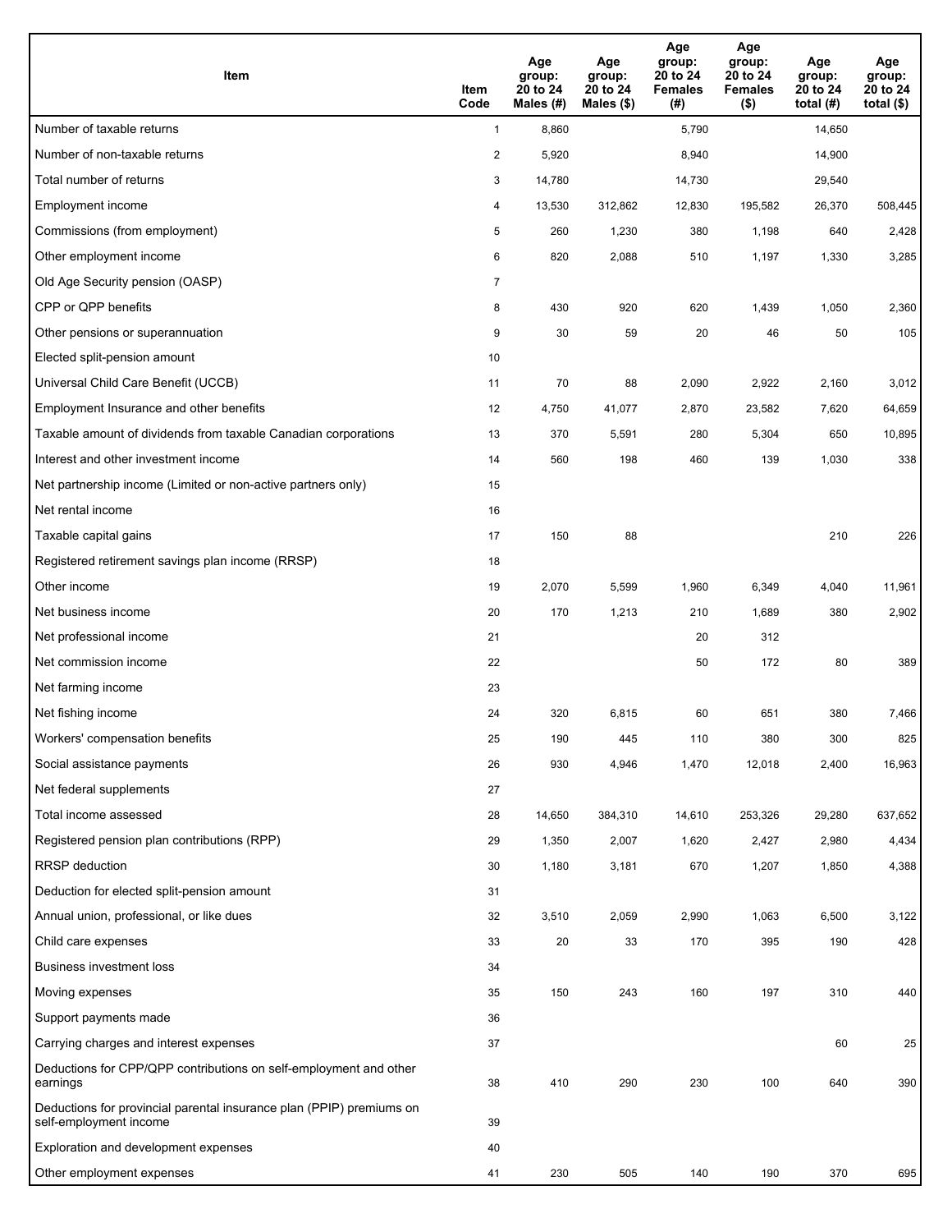| Item | Item Code | Age group: 20 to 24 Males (#) | Age group: 20 to 24 Males ($) | Age group: 20 to 24 Females (#) | Age group: 20 to 24 Females ($) | Age group: 20 to 24 total (#) | Age group: 20 to 24 total ($) |
|---|---|---|---|---|---|---|---|
| Number of taxable returns | 1 | 8,860 | | 5,790 | | 14,650 | |
| Number of non-taxable returns | 2 | 5,920 | | 8,940 | | 14,900 | |
| Total number of returns | 3 | 14,780 | | 14,730 | | 29,540 | |
| Employment income | 4 | 13,530 | 312,862 | 12,830 | 195,582 | 26,370 | 508,445 |
| Commissions (from employment) | 5 | 260 | 1,230 | 380 | 1,198 | 640 | 2,428 |
| Other employment income | 6 | 820 | 2,088 | 510 | 1,197 | 1,330 | 3,285 |
| Old Age Security pension (OASP) | 7 | | | | | | |
| CPP or QPP benefits | 8 | 430 | 920 | 620 | 1,439 | 1,050 | 2,360 |
| Other pensions or superannuation | 9 | 30 | 59 | 20 | 46 | 50 | 105 |
| Elected split-pension amount | 10 | | | | | | |
| Universal Child Care Benefit (UCCB) | 11 | 70 | 88 | 2,090 | 2,922 | 2,160 | 3,012 |
| Employment Insurance and other benefits | 12 | 4,750 | 41,077 | 2,870 | 23,582 | 7,620 | 64,659 |
| Taxable amount of dividends from taxable Canadian corporations | 13 | 370 | 5,591 | 280 | 5,304 | 650 | 10,895 |
| Interest and other investment income | 14 | 560 | 198 | 460 | 139 | 1,030 | 338 |
| Net partnership income (Limited or non-active partners only) | 15 | | | | | | |
| Net rental income | 16 | | | | | | |
| Taxable capital gains | 17 | 150 | 88 | | | 210 | 226 |
| Registered retirement savings plan income (RRSP) | 18 | | | | | | |
| Other income | 19 | 2,070 | 5,599 | 1,960 | 6,349 | 4,040 | 11,961 |
| Net business income | 20 | 170 | 1,213 | 210 | 1,689 | 380 | 2,902 |
| Net professional income | 21 | | | 20 | 312 | | |
| Net commission income | 22 | | | 50 | 172 | 80 | 389 |
| Net farming income | 23 | | | | | | |
| Net fishing income | 24 | 320 | 6,815 | 60 | 651 | 380 | 7,466 |
| Workers' compensation benefits | 25 | 190 | 445 | 110 | 380 | 300 | 825 |
| Social assistance payments | 26 | 930 | 4,946 | 1,470 | 12,018 | 2,400 | 16,963 |
| Net federal supplements | 27 | | | | | | |
| Total income assessed | 28 | 14,650 | 384,310 | 14,610 | 253,326 | 29,280 | 637,652 |
| Registered pension plan contributions (RPP) | 29 | 1,350 | 2,007 | 1,620 | 2,427 | 2,980 | 4,434 |
| RRSP deduction | 30 | 1,180 | 3,181 | 670 | 1,207 | 1,850 | 4,388 |
| Deduction for elected split-pension amount | 31 | | | | | | |
| Annual union, professional, or like dues | 32 | 3,510 | 2,059 | 2,990 | 1,063 | 6,500 | 3,122 |
| Child care expenses | 33 | 20 | 33 | 170 | 395 | 190 | 428 |
| Business investment loss | 34 | | | | | | |
| Moving expenses | 35 | 150 | 243 | 160 | 197 | 310 | 440 |
| Support payments made | 36 | | | | | | |
| Carrying charges and interest expenses | 37 | | | | | 60 | 25 |
| Deductions for CPP/QPP contributions on self-employment and other earnings | 38 | 410 | 290 | 230 | 100 | 640 | 390 |
| Deductions for provincial parental insurance plan (PPIP) premiums on self-employment income | 39 | | | | | | |
| Exploration and development expenses | 40 | | | | | | |
| Other employment expenses | 41 | 230 | 505 | 140 | 190 | 370 | 695 |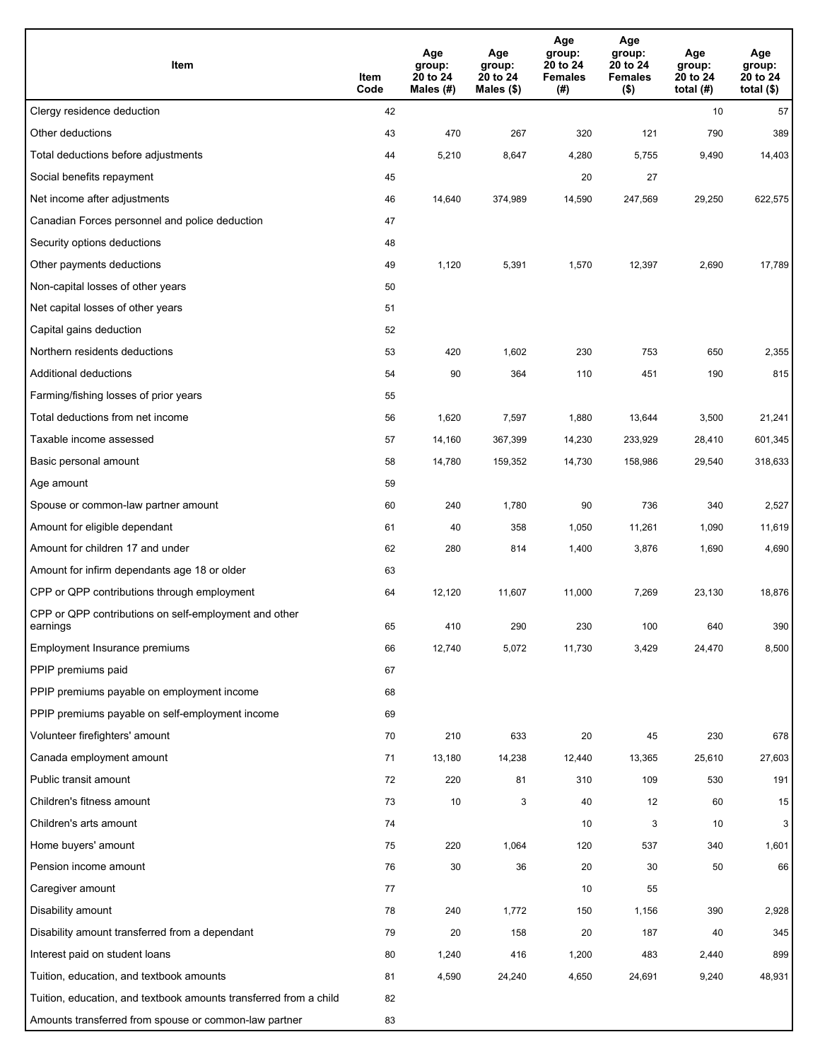| Item | Item Code | Age group: 20 to 24 Males (#) | Age group: 20 to 24 Males ($) | Age group: 20 to 24 Females (#) | Age group: 20 to 24 Females ($) | Age group: 20 to 24 total (#) | Age group: 20 to 24 total ($) |
|---|---|---|---|---|---|---|---|
| Clergy residence deduction | 42 | | | | | 10 | 57 |
| Other deductions | 43 | 470 | 267 | 320 | 121 | 790 | 389 |
| Total deductions before adjustments | 44 | 5,210 | 8,647 | 4,280 | 5,755 | 9,490 | 14,403 |
| Social benefits repayment | 45 | | | 20 | 27 | | |
| Net income after adjustments | 46 | 14,640 | 374,989 | 14,590 | 247,569 | 29,250 | 622,575 |
| Canadian Forces personnel and police deduction | 47 | | | | | | |
| Security options deductions | 48 | | | | | | |
| Other payments deductions | 49 | 1,120 | 5,391 | 1,570 | 12,397 | 2,690 | 17,789 |
| Non-capital losses of other years | 50 | | | | | | |
| Net capital losses of other years | 51 | | | | | | |
| Capital gains deduction | 52 | | | | | | |
| Northern residents deductions | 53 | 420 | 1,602 | 230 | 753 | 650 | 2,355 |
| Additional deductions | 54 | 90 | 364 | 110 | 451 | 190 | 815 |
| Farming/fishing losses of prior years | 55 | | | | | | |
| Total deductions from net income | 56 | 1,620 | 7,597 | 1,880 | 13,644 | 3,500 | 21,241 |
| Taxable income assessed | 57 | 14,160 | 367,399 | 14,230 | 233,929 | 28,410 | 601,345 |
| Basic personal amount | 58 | 14,780 | 159,352 | 14,730 | 158,986 | 29,540 | 318,633 |
| Age amount | 59 | | | | | | |
| Spouse or common-law partner amount | 60 | 240 | 1,780 | 90 | 736 | 340 | 2,527 |
| Amount for eligible dependant | 61 | 40 | 358 | 1,050 | 11,261 | 1,090 | 11,619 |
| Amount for children 17 and under | 62 | 280 | 814 | 1,400 | 3,876 | 1,690 | 4,690 |
| Amount for infirm dependants age 18 or older | 63 | | | | | | |
| CPP or QPP contributions through employment | 64 | 12,120 | 11,607 | 11,000 | 7,269 | 23,130 | 18,876 |
| CPP or QPP contributions on self-employment and other earnings | 65 | 410 | 290 | 230 | 100 | 640 | 390 |
| Employment Insurance premiums | 66 | 12,740 | 5,072 | 11,730 | 3,429 | 24,470 | 8,500 |
| PPIP premiums paid | 67 | | | | | | |
| PPIP premiums payable on employment income | 68 | | | | | | |
| PPIP premiums payable on self-employment income | 69 | | | | | | |
| Volunteer firefighters' amount | 70 | 210 | 633 | 20 | 45 | 230 | 678 |
| Canada employment amount | 71 | 13,180 | 14,238 | 12,440 | 13,365 | 25,610 | 27,603 |
| Public transit amount | 72 | 220 | 81 | 310 | 109 | 530 | 191 |
| Children's fitness amount | 73 | 10 | 3 | 40 | 12 | 60 | 15 |
| Children's arts amount | 74 | | | 10 | 3 | 10 | 3 |
| Home buyers' amount | 75 | 220 | 1,064 | 120 | 537 | 340 | 1,601 |
| Pension income amount | 76 | 30 | 36 | 20 | 30 | 50 | 66 |
| Caregiver amount | 77 | | | 10 | 55 | | |
| Disability amount | 78 | 240 | 1,772 | 150 | 1,156 | 390 | 2,928 |
| Disability amount transferred from a dependant | 79 | 20 | 158 | 20 | 187 | 40 | 345 |
| Interest paid on student loans | 80 | 1,240 | 416 | 1,200 | 483 | 2,440 | 899 |
| Tuition, education, and textbook amounts | 81 | 4,590 | 24,240 | 4,650 | 24,691 | 9,240 | 48,931 |
| Tuition, education, and textbook amounts transferred from a child | 82 | | | | | | |
| Amounts transferred from spouse or common-law partner | 83 | | | | | | |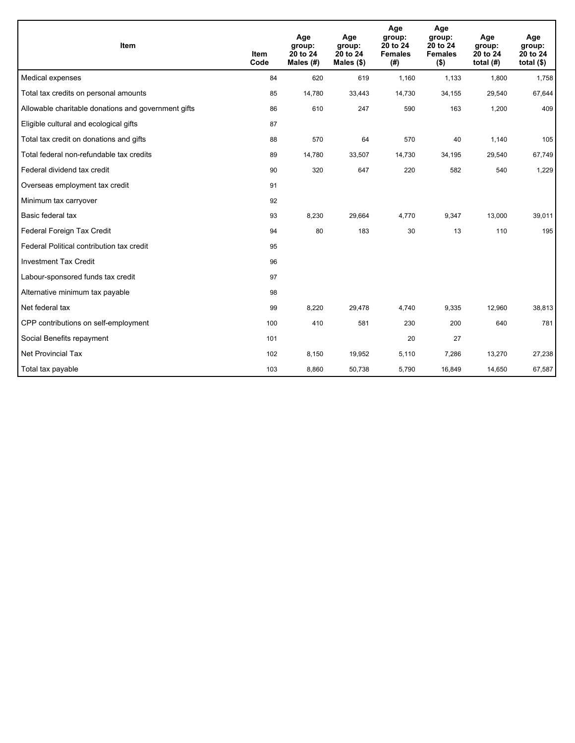| Item | Item Code | Age group: 20 to 24 Males (#) | Age group: 20 to 24 Males ($) | Age group: 20 to 24 Females (#) | Age group: 20 to 24 Females ($) | Age group: 20 to 24 total (#) | Age group: 20 to 24 total ($) |
|---|---|---|---|---|---|---|---|
| Medical expenses | 84 | 620 | 619 | 1,160 | 1,133 | 1,800 | 1,758 |
| Total tax credits on personal amounts | 85 | 14,780 | 33,443 | 14,730 | 34,155 | 29,540 | 67,644 |
| Allowable charitable donations and government gifts | 86 | 610 | 247 | 590 | 163 | 1,200 | 409 |
| Eligible cultural and ecological gifts | 87 | | | | | | |
| Total tax credit on donations and gifts | 88 | 570 | 64 | 570 | 40 | 1,140 | 105 |
| Total federal non-refundable tax credits | 89 | 14,780 | 33,507 | 14,730 | 34,195 | 29,540 | 67,749 |
| Federal dividend tax credit | 90 | 320 | 647 | 220 | 582 | 540 | 1,229 |
| Overseas employment tax credit | 91 | | | | | | |
| Minimum tax carryover | 92 | | | | | | |
| Basic federal tax | 93 | 8,230 | 29,664 | 4,770 | 9,347 | 13,000 | 39,011 |
| Federal Foreign Tax Credit | 94 | 80 | 183 | 30 | 13 | 110 | 195 |
| Federal Political contribution tax credit | 95 | | | | | | |
| Investment Tax Credit | 96 | | | | | | |
| Labour-sponsored funds tax credit | 97 | | | | | | |
| Alternative minimum tax payable | 98 | | | | | | |
| Net federal tax | 99 | 8,220 | 29,478 | 4,740 | 9,335 | 12,960 | 38,813 |
| CPP contributions on self-employment | 100 | 410 | 581 | 230 | 200 | 640 | 781 |
| Social Benefits repayment | 101 | | | 20 | 27 | | |
| Net Provincial Tax | 102 | 8,150 | 19,952 | 5,110 | 7,286 | 13,270 | 27,238 |
| Total tax payable | 103 | 8,860 | 50,738 | 5,790 | 16,849 | 14,650 | 67,587 |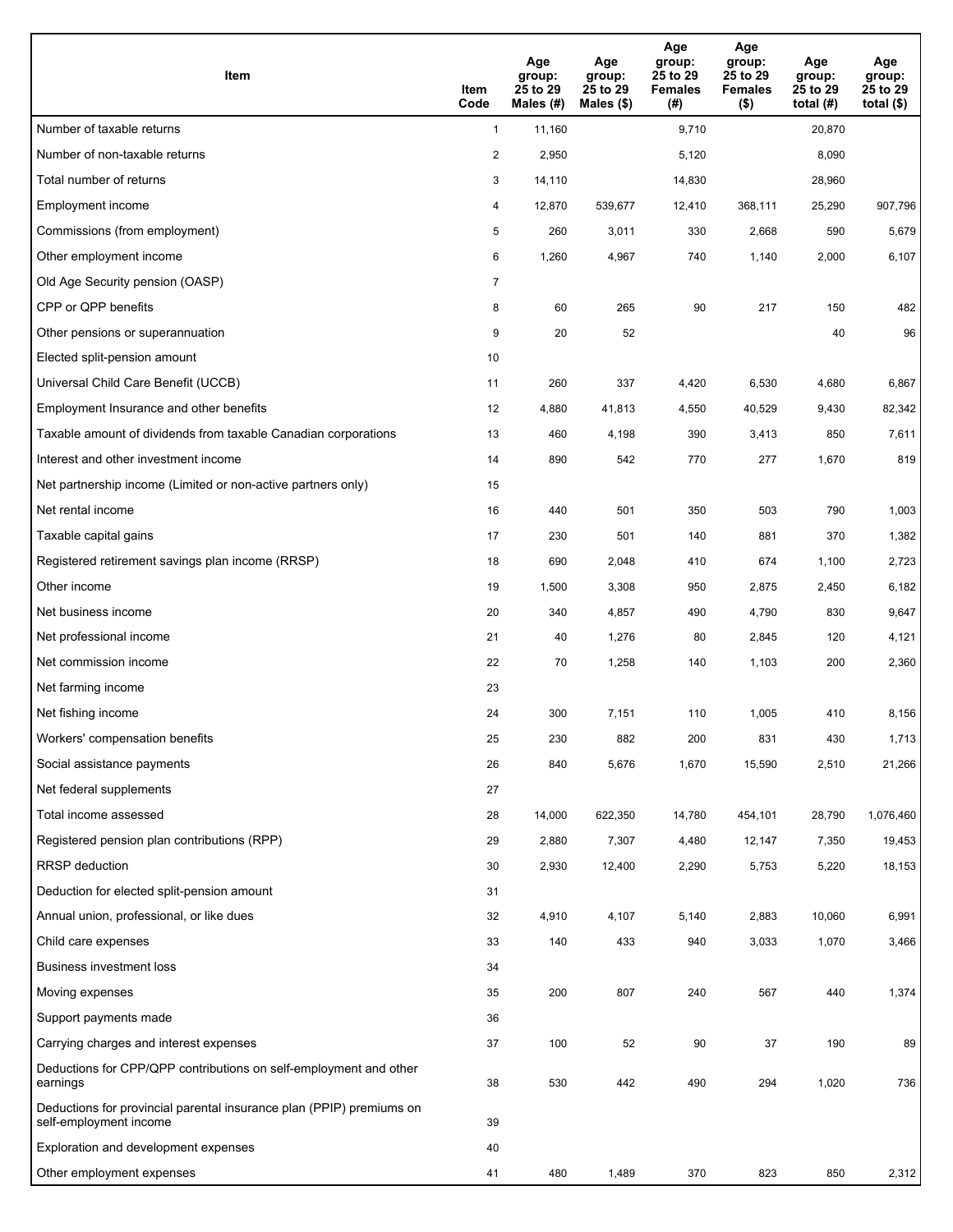| Item | Item Code | Age group: 25 to 29 Males (#) | Age group: 25 to 29 Males ($) | Age group: 25 to 29 Females (#) | Age group: 25 to 29 Females ($) | Age group: 25 to 29 total (#) | Age group: 25 to 29 total ($) |
|---|---|---|---|---|---|---|---|
| Number of taxable returns | 1 | 11,160 | | 9,710 | | 20,870 | |
| Number of non-taxable returns | 2 | 2,950 | | 5,120 | | 8,090 | |
| Total number of returns | 3 | 14,110 | | 14,830 | | 28,960 | |
| Employment income | 4 | 12,870 | 539,677 | 12,410 | 368,111 | 25,290 | 907,796 |
| Commissions (from employment) | 5 | 260 | 3,011 | 330 | 2,668 | 590 | 5,679 |
| Other employment income | 6 | 1,260 | 4,967 | 740 | 1,140 | 2,000 | 6,107 |
| Old Age Security pension (OASP) | 7 | | | | | | |
| CPP or QPP benefits | 8 | 60 | 265 | 90 | 217 | 150 | 482 |
| Other pensions or superannuation | 9 | 20 | 52 | | | 40 | 96 |
| Elected split-pension amount | 10 | | | | | | |
| Universal Child Care Benefit (UCCB) | 11 | 260 | 337 | 4,420 | 6,530 | 4,680 | 6,867 |
| Employment Insurance and other benefits | 12 | 4,880 | 41,813 | 4,550 | 40,529 | 9,430 | 82,342 |
| Taxable amount of dividends from taxable Canadian corporations | 13 | 460 | 4,198 | 390 | 3,413 | 850 | 7,611 |
| Interest and other investment income | 14 | 890 | 542 | 770 | 277 | 1,670 | 819 |
| Net partnership income (Limited or non-active partners only) | 15 | | | | | | |
| Net rental income | 16 | 440 | 501 | 350 | 503 | 790 | 1,003 |
| Taxable capital gains | 17 | 230 | 501 | 140 | 881 | 370 | 1,382 |
| Registered retirement savings plan income (RRSP) | 18 | 690 | 2,048 | 410 | 674 | 1,100 | 2,723 |
| Other income | 19 | 1,500 | 3,308 | 950 | 2,875 | 2,450 | 6,182 |
| Net business income | 20 | 340 | 4,857 | 490 | 4,790 | 830 | 9,647 |
| Net professional income | 21 | 40 | 1,276 | 80 | 2,845 | 120 | 4,121 |
| Net commission income | 22 | 70 | 1,258 | 140 | 1,103 | 200 | 2,360 |
| Net farming income | 23 | | | | | | |
| Net fishing income | 24 | 300 | 7,151 | 110 | 1,005 | 410 | 8,156 |
| Workers' compensation benefits | 25 | 230 | 882 | 200 | 831 | 430 | 1,713 |
| Social assistance payments | 26 | 840 | 5,676 | 1,670 | 15,590 | 2,510 | 21,266 |
| Net federal supplements | 27 | | | | | | |
| Total income assessed | 28 | 14,000 | 622,350 | 14,780 | 454,101 | 28,790 | 1,076,460 |
| Registered pension plan contributions (RPP) | 29 | 2,880 | 7,307 | 4,480 | 12,147 | 7,350 | 19,453 |
| RRSP deduction | 30 | 2,930 | 12,400 | 2,290 | 5,753 | 5,220 | 18,153 |
| Deduction for elected split-pension amount | 31 | | | | | | |
| Annual union, professional, or like dues | 32 | 4,910 | 4,107 | 5,140 | 2,883 | 10,060 | 6,991 |
| Child care expenses | 33 | 140 | 433 | 940 | 3,033 | 1,070 | 3,466 |
| Business investment loss | 34 | | | | | | |
| Moving expenses | 35 | 200 | 807 | 240 | 567 | 440 | 1,374 |
| Support payments made | 36 | | | | | | |
| Carrying charges and interest expenses | 37 | 100 | 52 | 90 | 37 | 190 | 89 |
| Deductions for CPP/QPP contributions on self-employment and other earnings | 38 | 530 | 442 | 490 | 294 | 1,020 | 736 |
| Deductions for provincial parental insurance plan (PPIP) premiums on self-employment income | 39 | | | | | | |
| Exploration and development expenses | 40 | | | | | | |
| Other employment expenses | 41 | 480 | 1,489 | 370 | 823 | 850 | 2,312 |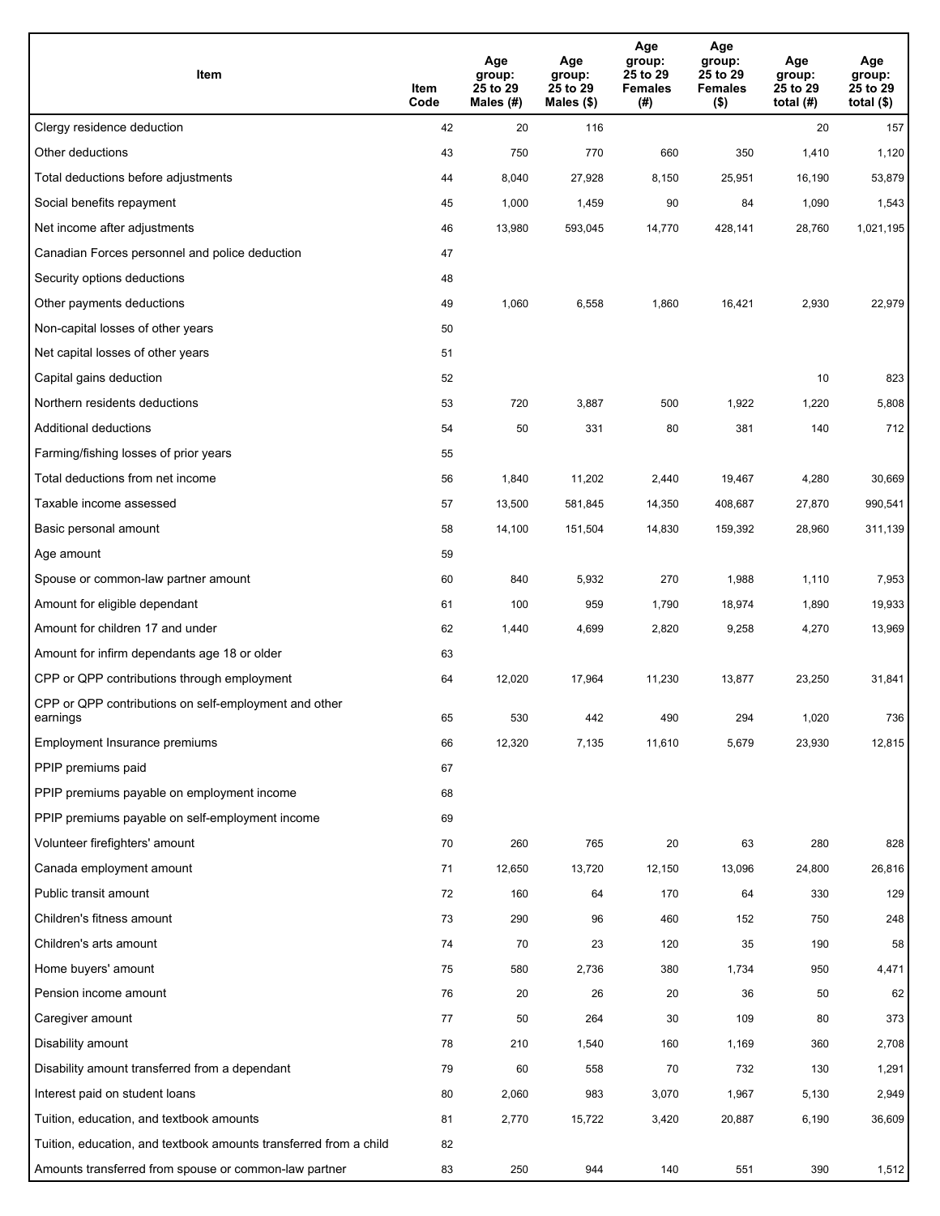| Item | Item Code | Age group: 25 to 29 Males (#) | Age group: 25 to 29 Males ($) | Age group: 25 to 29 Females (#) | Age group: 25 to 29 Females ($) | Age group: 25 to 29 total (#) | Age group: 25 to 29 total ($) |
|---|---|---|---|---|---|---|---|
| Clergy residence deduction | 42 | 20 | 116 | | | 20 | 157 |
| Other deductions | 43 | 750 | 770 | 660 | 350 | 1,410 | 1,120 |
| Total deductions before adjustments | 44 | 8,040 | 27,928 | 8,150 | 25,951 | 16,190 | 53,879 |
| Social benefits repayment | 45 | 1,000 | 1,459 | 90 | 84 | 1,090 | 1,543 |
| Net income after adjustments | 46 | 13,980 | 593,045 | 14,770 | 428,141 | 28,760 | 1,021,195 |
| Canadian Forces personnel and police deduction | 47 | | | | | | |
| Security options deductions | 48 | | | | | | |
| Other payments deductions | 49 | 1,060 | 6,558 | 1,860 | 16,421 | 2,930 | 22,979 |
| Non-capital losses of other years | 50 | | | | | | |
| Net capital losses of other years | 51 | | | | | | |
| Capital gains deduction | 52 | | | | | 10 | 823 |
| Northern residents deductions | 53 | 720 | 3,887 | 500 | 1,922 | 1,220 | 5,808 |
| Additional deductions | 54 | 50 | 331 | 80 | 381 | 140 | 712 |
| Farming/fishing losses of prior years | 55 | | | | | | |
| Total deductions from net income | 56 | 1,840 | 11,202 | 2,440 | 19,467 | 4,280 | 30,669 |
| Taxable income assessed | 57 | 13,500 | 581,845 | 14,350 | 408,687 | 27,870 | 990,541 |
| Basic personal amount | 58 | 14,100 | 151,504 | 14,830 | 159,392 | 28,960 | 311,139 |
| Age amount | 59 | | | | | | |
| Spouse or common-law partner amount | 60 | 840 | 5,932 | 270 | 1,988 | 1,110 | 7,953 |
| Amount for eligible dependant | 61 | 100 | 959 | 1,790 | 18,974 | 1,890 | 19,933 |
| Amount for children 17 and under | 62 | 1,440 | 4,699 | 2,820 | 9,258 | 4,270 | 13,969 |
| Amount for infirm dependants age 18 or older | 63 | | | | | | |
| CPP or QPP contributions through employment | 64 | 12,020 | 17,964 | 11,230 | 13,877 | 23,250 | 31,841 |
| CPP or QPP contributions on self-employment and other earnings | 65 | 530 | 442 | 490 | 294 | 1,020 | 736 |
| Employment Insurance premiums | 66 | 12,320 | 7,135 | 11,610 | 5,679 | 23,930 | 12,815 |
| PPIP premiums paid | 67 | | | | | | |
| PPIP premiums payable on employment income | 68 | | | | | | |
| PPIP premiums payable on self-employment income | 69 | | | | | | |
| Volunteer firefighters' amount | 70 | 260 | 765 | 20 | 63 | 280 | 828 |
| Canada employment amount | 71 | 12,650 | 13,720 | 12,150 | 13,096 | 24,800 | 26,816 |
| Public transit amount | 72 | 160 | 64 | 170 | 64 | 330 | 129 |
| Children's fitness amount | 73 | 290 | 96 | 460 | 152 | 750 | 248 |
| Children's arts amount | 74 | 70 | 23 | 120 | 35 | 190 | 58 |
| Home buyers' amount | 75 | 580 | 2,736 | 380 | 1,734 | 950 | 4,471 |
| Pension income amount | 76 | 20 | 26 | 20 | 36 | 50 | 62 |
| Caregiver amount | 77 | 50 | 264 | 30 | 109 | 80 | 373 |
| Disability amount | 78 | 210 | 1,540 | 160 | 1,169 | 360 | 2,708 |
| Disability amount transferred from a dependant | 79 | 60 | 558 | 70 | 732 | 130 | 1,291 |
| Interest paid on student loans | 80 | 2,060 | 983 | 3,070 | 1,967 | 5,130 | 2,949 |
| Tuition, education, and textbook amounts | 81 | 2,770 | 15,722 | 3,420 | 20,887 | 6,190 | 36,609 |
| Tuition, education, and textbook amounts transferred from a child | 82 | | | | | | |
| Amounts transferred from spouse or common-law partner | 83 | 250 | 944 | 140 | 551 | 390 | 1,512 |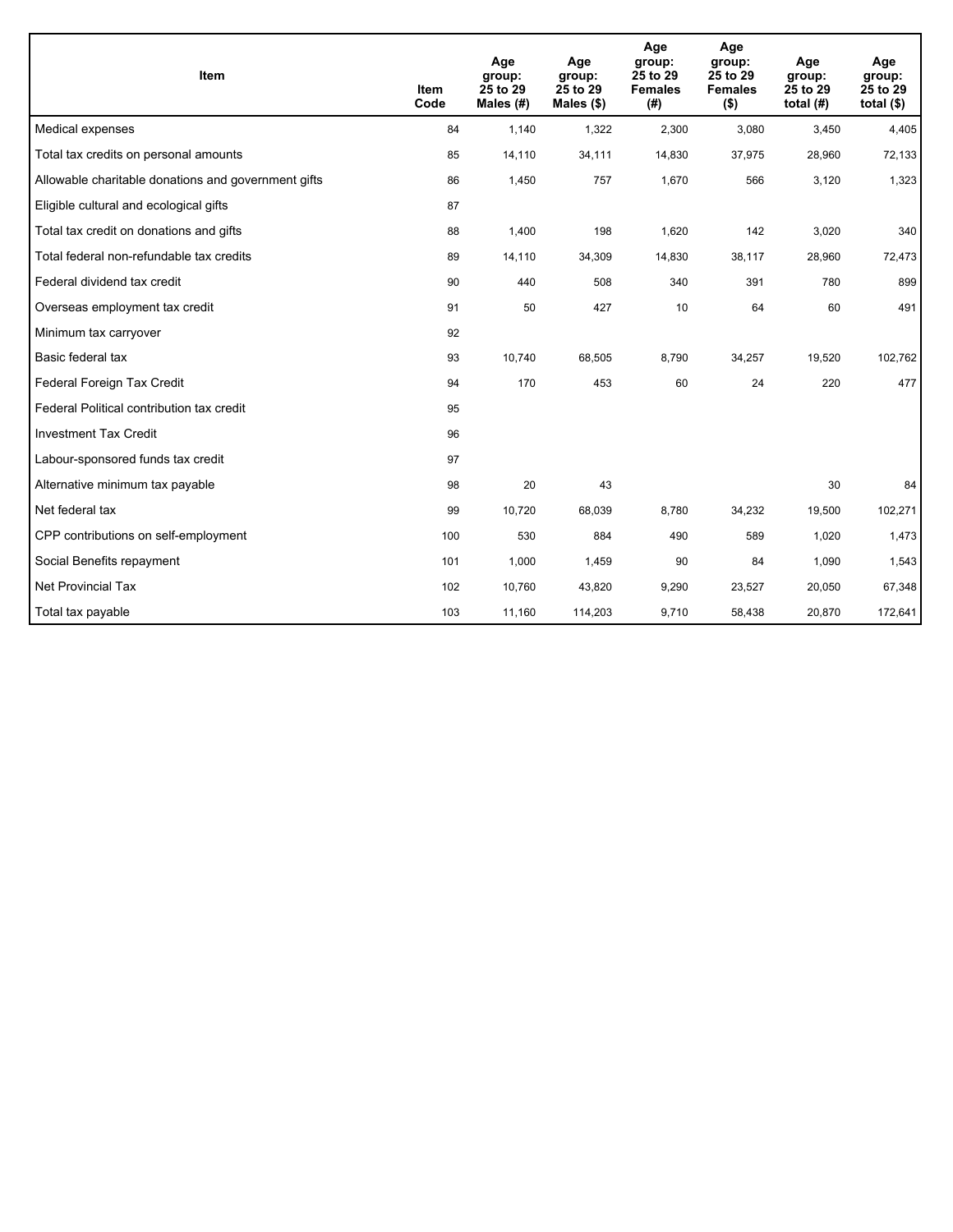| Item | Item Code | Age group: 25 to 29 Males (#) | Age group: 25 to 29 Males ($) | Age group: 25 to 29 Females (#) | Age group: 25 to 29 Females ($) | Age group: 25 to 29 total (#) | Age group: 25 to 29 total ($) |
|---|---|---|---|---|---|---|---|
| Medical expenses | 84 | 1,140 | 1,322 | 2,300 | 3,080 | 3,450 | 4,405 |
| Total tax credits on personal amounts | 85 | 14,110 | 34,111 | 14,830 | 37,975 | 28,960 | 72,133 |
| Allowable charitable donations and government gifts | 86 | 1,450 | 757 | 1,670 | 566 | 3,120 | 1,323 |
| Eligible cultural and ecological gifts | 87 | | | | | | |
| Total tax credit on donations and gifts | 88 | 1,400 | 198 | 1,620 | 142 | 3,020 | 340 |
| Total federal non-refundable tax credits | 89 | 14,110 | 34,309 | 14,830 | 38,117 | 28,960 | 72,473 |
| Federal dividend tax credit | 90 | 440 | 508 | 340 | 391 | 780 | 899 |
| Overseas employment tax credit | 91 | 50 | 427 | 10 | 64 | 60 | 491 |
| Minimum tax carryover | 92 | | | | | | |
| Basic federal tax | 93 | 10,740 | 68,505 | 8,790 | 34,257 | 19,520 | 102,762 |
| Federal Foreign Tax Credit | 94 | 170 | 453 | 60 | 24 | 220 | 477 |
| Federal Political contribution tax credit | 95 | | | | | | |
| Investment Tax Credit | 96 | | | | | | |
| Labour-sponsored funds tax credit | 97 | | | | | | |
| Alternative minimum tax payable | 98 | 20 | 43 | | | 30 | 84 |
| Net federal tax | 99 | 10,720 | 68,039 | 8,780 | 34,232 | 19,500 | 102,271 |
| CPP contributions on self-employment | 100 | 530 | 884 | 490 | 589 | 1,020 | 1,473 |
| Social Benefits repayment | 101 | 1,000 | 1,459 | 90 | 84 | 1,090 | 1,543 |
| Net Provincial Tax | 102 | 10,760 | 43,820 | 9,290 | 23,527 | 20,050 | 67,348 |
| Total tax payable | 103 | 11,160 | 114,203 | 9,710 | 58,438 | 20,870 | 172,641 |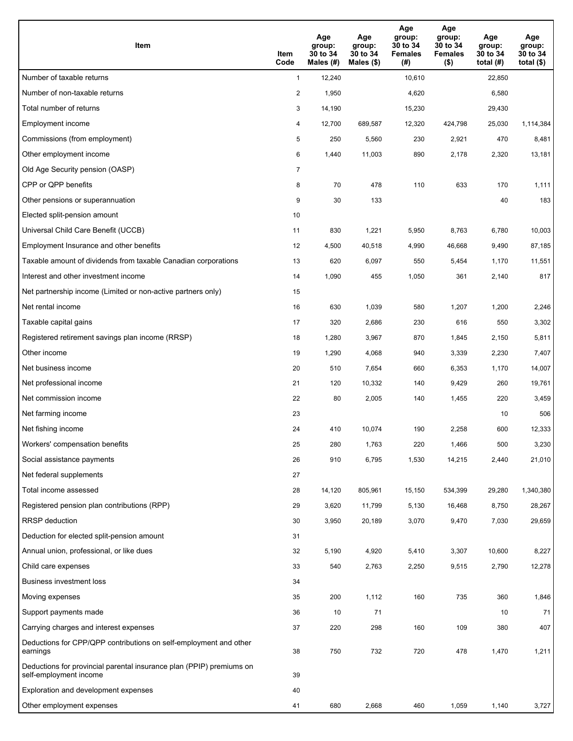| Item | Item Code | Age group: 30 to 34 Males (#) | Age group: 30 to 34 Males ($) | Age group: 30 to 34 Females (#) | Age group: 30 to 34 Females ($) | Age group: 30 to 34 total (#) | Age group: 30 to 34 total ($) |
|---|---|---|---|---|---|---|---|
| Number of taxable returns | 1 | 12,240 | | 10,610 | | 22,850 | |
| Number of non-taxable returns | 2 | 1,950 | | 4,620 | | 6,580 | |
| Total number of returns | 3 | 14,190 | | 15,230 | | 29,430 | |
| Employment income | 4 | 12,700 | 689,587 | 12,320 | 424,798 | 25,030 | 1,114,384 |
| Commissions (from employment) | 5 | 250 | 5,560 | 230 | 2,921 | 470 | 8,481 |
| Other employment income | 6 | 1,440 | 11,003 | 890 | 2,178 | 2,320 | 13,181 |
| Old Age Security pension (OASP) | 7 | | | | | | |
| CPP or QPP benefits | 8 | 70 | 478 | 110 | 633 | 170 | 1,111 |
| Other pensions or superannuation | 9 | 30 | 133 | | | 40 | 183 |
| Elected split-pension amount | 10 | | | | | | |
| Universal Child Care Benefit (UCCB) | 11 | 830 | 1,221 | 5,950 | 8,763 | 6,780 | 10,003 |
| Employment Insurance and other benefits | 12 | 4,500 | 40,518 | 4,990 | 46,668 | 9,490 | 87,185 |
| Taxable amount of dividends from taxable Canadian corporations | 13 | 620 | 6,097 | 550 | 5,454 | 1,170 | 11,551 |
| Interest and other investment income | 14 | 1,090 | 455 | 1,050 | 361 | 2,140 | 817 |
| Net partnership income (Limited or non-active partners only) | 15 | | | | | | |
| Net rental income | 16 | 630 | 1,039 | 580 | 1,207 | 1,200 | 2,246 |
| Taxable capital gains | 17 | 320 | 2,686 | 230 | 616 | 550 | 3,302 |
| Registered retirement savings plan income (RRSP) | 18 | 1,280 | 3,967 | 870 | 1,845 | 2,150 | 5,811 |
| Other income | 19 | 1,290 | 4,068 | 940 | 3,339 | 2,230 | 7,407 |
| Net business income | 20 | 510 | 7,654 | 660 | 6,353 | 1,170 | 14,007 |
| Net professional income | 21 | 120 | 10,332 | 140 | 9,429 | 260 | 19,761 |
| Net commission income | 22 | 80 | 2,005 | 140 | 1,455 | 220 | 3,459 |
| Net farming income | 23 | | | | | 10 | 506 |
| Net fishing income | 24 | 410 | 10,074 | 190 | 2,258 | 600 | 12,333 |
| Workers' compensation benefits | 25 | 280 | 1,763 | 220 | 1,466 | 500 | 3,230 |
| Social assistance payments | 26 | 910 | 6,795 | 1,530 | 14,215 | 2,440 | 21,010 |
| Net federal supplements | 27 | | | | | | |
| Total income assessed | 28 | 14,120 | 805,961 | 15,150 | 534,399 | 29,280 | 1,340,380 |
| Registered pension plan contributions (RPP) | 29 | 3,620 | 11,799 | 5,130 | 16,468 | 8,750 | 28,267 |
| RRSP deduction | 30 | 3,950 | 20,189 | 3,070 | 9,470 | 7,030 | 29,659 |
| Deduction for elected split-pension amount | 31 | | | | | | |
| Annual union, professional, or like dues | 32 | 5,190 | 4,920 | 5,410 | 3,307 | 10,600 | 8,227 |
| Child care expenses | 33 | 540 | 2,763 | 2,250 | 9,515 | 2,790 | 12,278 |
| Business investment loss | 34 | | | | | | |
| Moving expenses | 35 | 200 | 1,112 | 160 | 735 | 360 | 1,846 |
| Support payments made | 36 | 10 | 71 | | | 10 | 71 |
| Carrying charges and interest expenses | 37 | 220 | 298 | 160 | 109 | 380 | 407 |
| Deductions for CPP/QPP contributions on self-employment and other earnings | 38 | 750 | 732 | 720 | 478 | 1,470 | 1,211 |
| Deductions for provincial parental insurance plan (PPIP) premiums on self-employment income | 39 | | | | | | |
| Exploration and development expenses | 40 | | | | | | |
| Other employment expenses | 41 | 680 | 2,668 | 460 | 1,059 | 1,140 | 3,727 |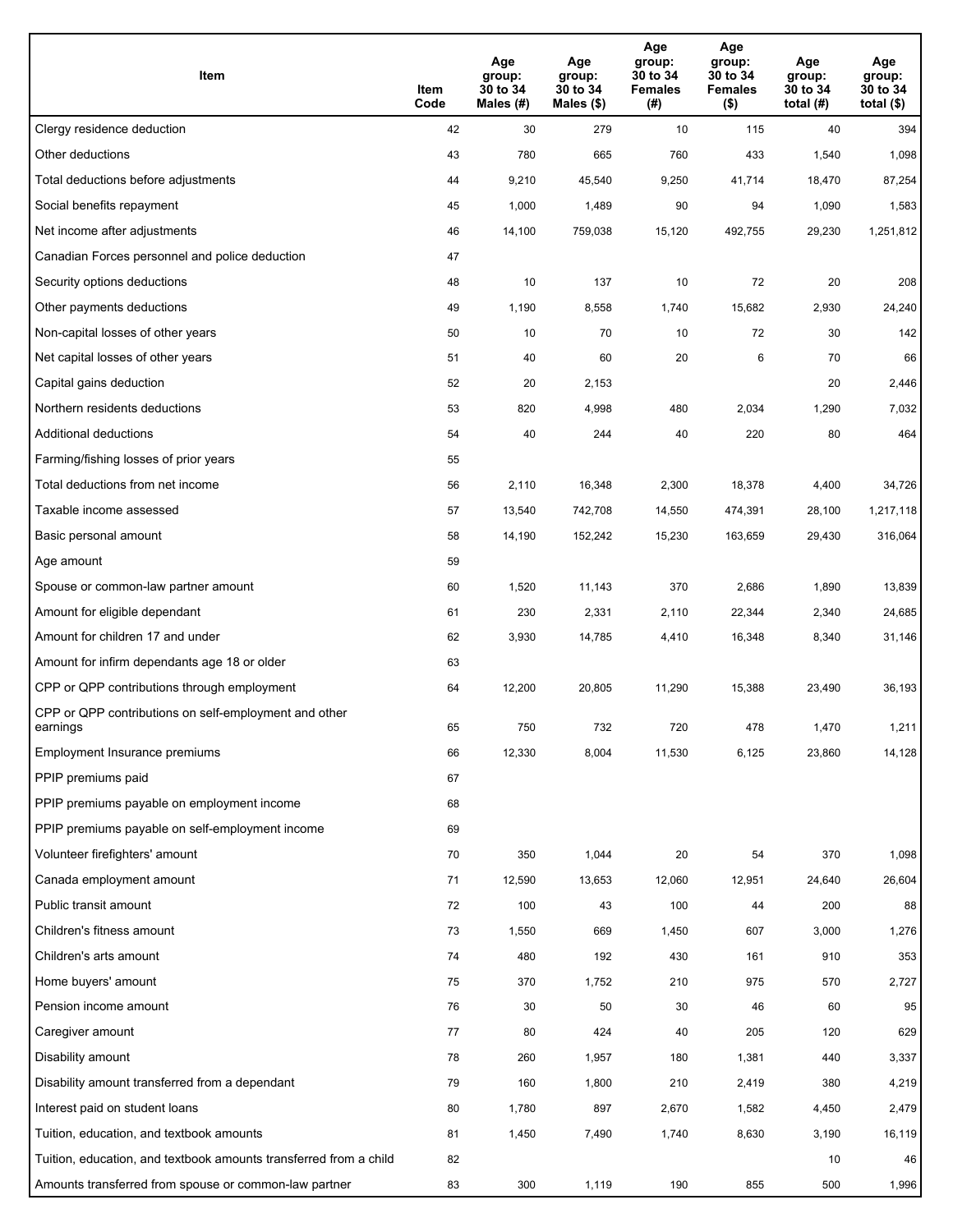| Item | Item Code | Age group: 30 to 34 Males (#) | Age group: 30 to 34 Males ($) | Age group: 30 to 34 Females (#) | Age group: 30 to 34 Females ($) | Age group: 30 to 34 total (#) | Age group: 30 to 34 total ($) |
|---|---|---|---|---|---|---|---|
| Clergy residence deduction | 42 | 30 | 279 | 10 | 115 | 40 | 394 |
| Other deductions | 43 | 780 | 665 | 760 | 433 | 1,540 | 1,098 |
| Total deductions before adjustments | 44 | 9,210 | 45,540 | 9,250 | 41,714 | 18,470 | 87,254 |
| Social benefits repayment | 45 | 1,000 | 1,489 | 90 | 94 | 1,090 | 1,583 |
| Net income after adjustments | 46 | 14,100 | 759,038 | 15,120 | 492,755 | 29,230 | 1,251,812 |
| Canadian Forces personnel and police deduction | 47 | | | | | | |
| Security options deductions | 48 | 10 | 137 | 10 | 72 | 20 | 208 |
| Other payments deductions | 49 | 1,190 | 8,558 | 1,740 | 15,682 | 2,930 | 24,240 |
| Non-capital losses of other years | 50 | 10 | 70 | 10 | 72 | 30 | 142 |
| Net capital losses of other years | 51 | 40 | 60 | 20 | 6 | 70 | 66 |
| Capital gains deduction | 52 | 20 | 2,153 | | | 20 | 2,446 |
| Northern residents deductions | 53 | 820 | 4,998 | 480 | 2,034 | 1,290 | 7,032 |
| Additional deductions | 54 | 40 | 244 | 40 | 220 | 80 | 464 |
| Farming/fishing losses of prior years | 55 | | | | | | |
| Total deductions from net income | 56 | 2,110 | 16,348 | 2,300 | 18,378 | 4,400 | 34,726 |
| Taxable income assessed | 57 | 13,540 | 742,708 | 14,550 | 474,391 | 28,100 | 1,217,118 |
| Basic personal amount | 58 | 14,190 | 152,242 | 15,230 | 163,659 | 29,430 | 316,064 |
| Age amount | 59 | | | | | | |
| Spouse or common-law partner amount | 60 | 1,520 | 11,143 | 370 | 2,686 | 1,890 | 13,839 |
| Amount for eligible dependant | 61 | 230 | 2,331 | 2,110 | 22,344 | 2,340 | 24,685 |
| Amount for children 17 and under | 62 | 3,930 | 14,785 | 4,410 | 16,348 | 8,340 | 31,146 |
| Amount for infirm dependants age 18 or older | 63 | | | | | | |
| CPP or QPP contributions through employment | 64 | 12,200 | 20,805 | 11,290 | 15,388 | 23,490 | 36,193 |
| CPP or QPP contributions on self-employment and other earnings | 65 | 750 | 732 | 720 | 478 | 1,470 | 1,211 |
| Employment Insurance premiums | 66 | 12,330 | 8,004 | 11,530 | 6,125 | 23,860 | 14,128 |
| PPIP premiums paid | 67 | | | | | | |
| PPIP premiums payable on employment income | 68 | | | | | | |
| PPIP premiums payable on self-employment income | 69 | | | | | | |
| Volunteer firefighters' amount | 70 | 350 | 1,044 | 20 | 54 | 370 | 1,098 |
| Canada employment amount | 71 | 12,590 | 13,653 | 12,060 | 12,951 | 24,640 | 26,604 |
| Public transit amount | 72 | 100 | 43 | 100 | 44 | 200 | 88 |
| Children's fitness amount | 73 | 1,550 | 669 | 1,450 | 607 | 3,000 | 1,276 |
| Children's arts amount | 74 | 480 | 192 | 430 | 161 | 910 | 353 |
| Home buyers' amount | 75 | 370 | 1,752 | 210 | 975 | 570 | 2,727 |
| Pension income amount | 76 | 30 | 50 | 30 | 46 | 60 | 95 |
| Caregiver amount | 77 | 80 | 424 | 40 | 205 | 120 | 629 |
| Disability amount | 78 | 260 | 1,957 | 180 | 1,381 | 440 | 3,337 |
| Disability amount transferred from a dependant | 79 | 160 | 1,800 | 210 | 2,419 | 380 | 4,219 |
| Interest paid on student loans | 80 | 1,780 | 897 | 2,670 | 1,582 | 4,450 | 2,479 |
| Tuition, education, and textbook amounts | 81 | 1,450 | 7,490 | 1,740 | 8,630 | 3,190 | 16,119 |
| Tuition, education, and textbook amounts transferred from a child | 82 | | | | | 10 | 46 |
| Amounts transferred from spouse or common-law partner | 83 | 300 | 1,119 | 190 | 855 | 500 | 1,996 |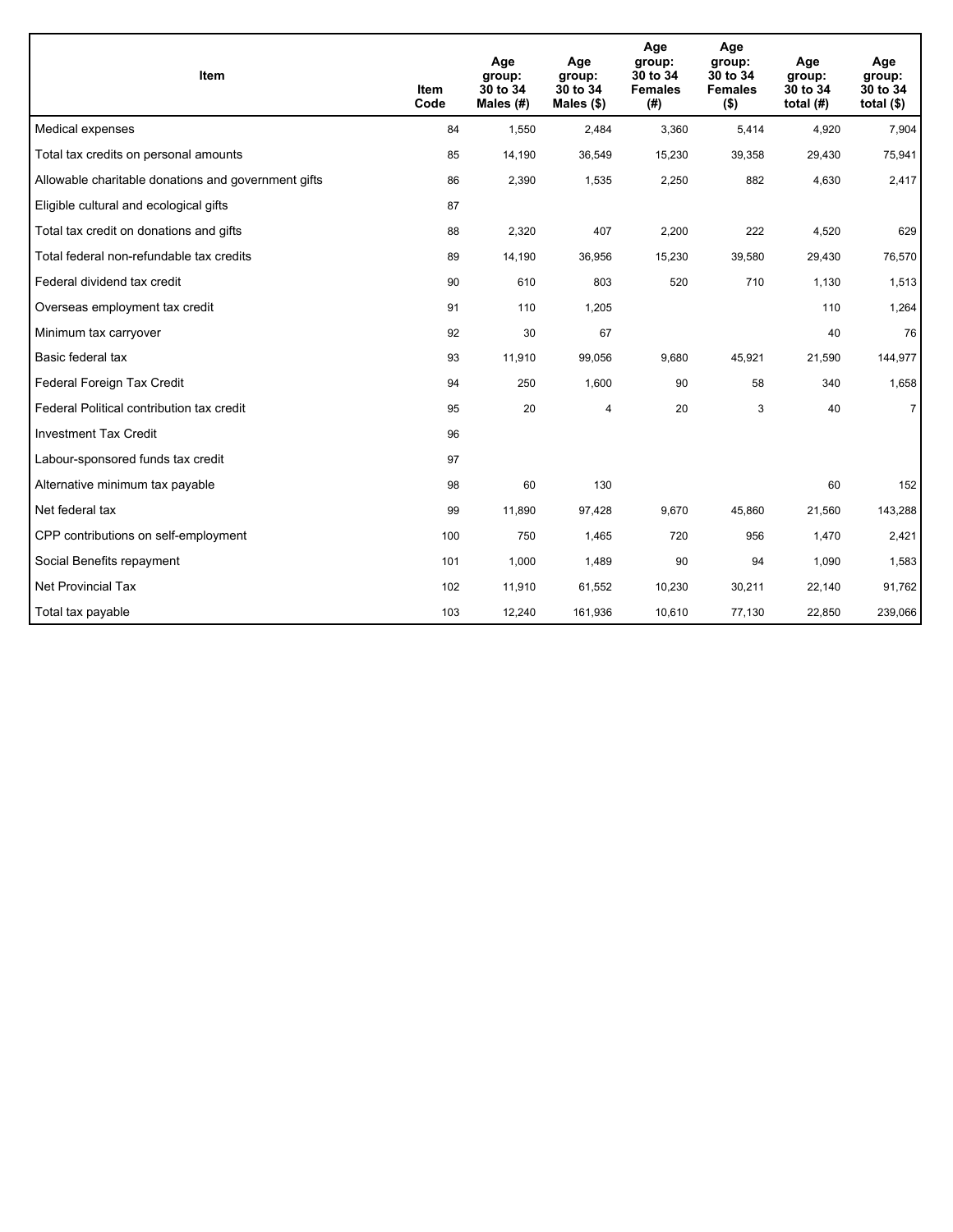| Item | Item Code | Age group: 30 to 34 Males (#) | Age group: 30 to 34 Males ($) | Age group: 30 to 34 Females (#) | Age group: 30 to 34 Females ($) | Age group: 30 to 34 total (#) | Age group: 30 to 34 total ($) |
|---|---|---|---|---|---|---|---|
| Medical expenses | 84 | 1,550 | 2,484 | 3,360 | 5,414 | 4,920 | 7,904 |
| Total tax credits on personal amounts | 85 | 14,190 | 36,549 | 15,230 | 39,358 | 29,430 | 75,941 |
| Allowable charitable donations and government gifts | 86 | 2,390 | 1,535 | 2,250 | 882 | 4,630 | 2,417 |
| Eligible cultural and ecological gifts | 87 | | | | | | |
| Total tax credit on donations and gifts | 88 | 2,320 | 407 | 2,200 | 222 | 4,520 | 629 |
| Total federal non-refundable tax credits | 89 | 14,190 | 36,956 | 15,230 | 39,580 | 29,430 | 76,570 |
| Federal dividend tax credit | 90 | 610 | 803 | 520 | 710 | 1,130 | 1,513 |
| Overseas employment tax credit | 91 | 110 | 1,205 | | | 110 | 1,264 |
| Minimum tax carryover | 92 | 30 | 67 | | | 40 | 76 |
| Basic federal tax | 93 | 11,910 | 99,056 | 9,680 | 45,921 | 21,590 | 144,977 |
| Federal Foreign Tax Credit | 94 | 250 | 1,600 | 90 | 58 | 340 | 1,658 |
| Federal Political contribution tax credit | 95 | 20 | 4 | 20 | 3 | 40 | 7 |
| Investment Tax Credit | 96 | | | | | | |
| Labour-sponsored funds tax credit | 97 | | | | | | |
| Alternative minimum tax payable | 98 | 60 | 130 | | | 60 | 152 |
| Net federal tax | 99 | 11,890 | 97,428 | 9,670 | 45,860 | 21,560 | 143,288 |
| CPP contributions on self-employment | 100 | 750 | 1,465 | 720 | 956 | 1,470 | 2,421 |
| Social Benefits repayment | 101 | 1,000 | 1,489 | 90 | 94 | 1,090 | 1,583 |
| Net Provincial Tax | 102 | 11,910 | 61,552 | 10,230 | 30,211 | 22,140 | 91,762 |
| Total tax payable | 103 | 12,240 | 161,936 | 10,610 | 77,130 | 22,850 | 239,066 |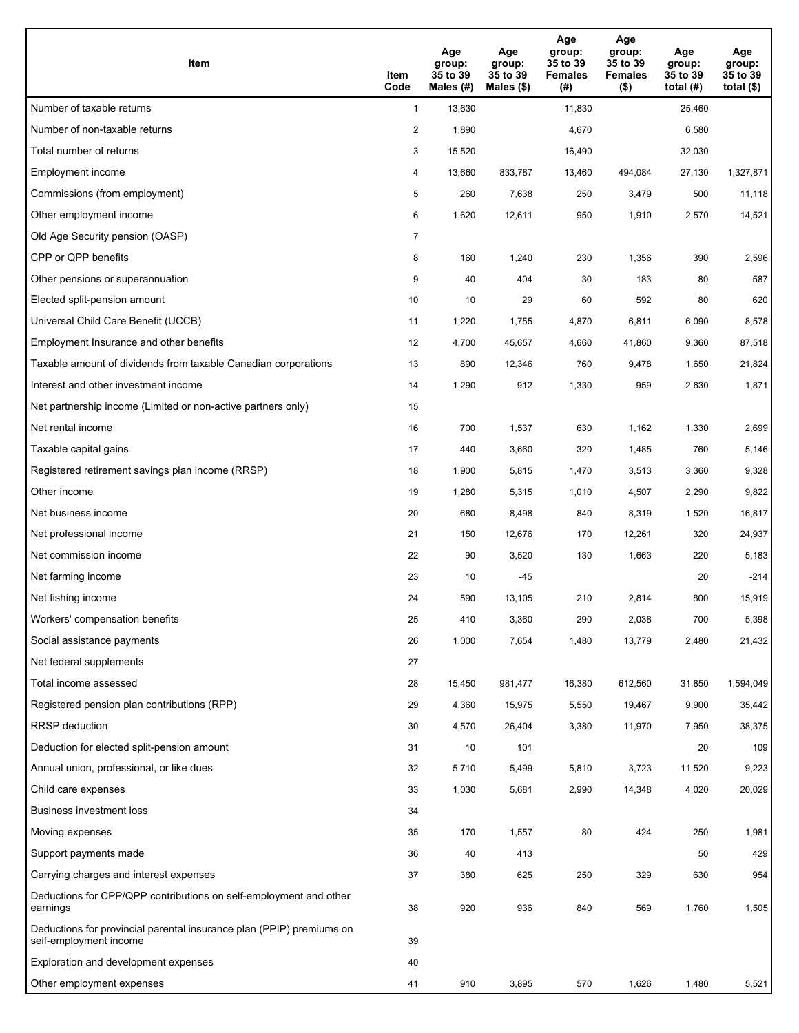| Item | Item Code | Age group: 35 to 39 Males (#) | Age group: 35 to 39 Males ($) | Age group: 35 to 39 Females (#) | Age group: 35 to 39 Females ($) | Age group: 35 to 39 total (#) | Age group: 35 to 39 total ($) |
|---|---|---|---|---|---|---|---|
| Number of taxable returns | 1 | 13,630 | | 11,830 | | 25,460 | |
| Number of non-taxable returns | 2 | 1,890 | | 4,670 | | 6,580 | |
| Total number of returns | 3 | 15,520 | | 16,490 | | 32,030 | |
| Employment income | 4 | 13,660 | 833,787 | 13,460 | 494,084 | 27,130 | 1,327,871 |
| Commissions (from employment) | 5 | 260 | 7,638 | 250 | 3,479 | 500 | 11,118 |
| Other employment income | 6 | 1,620 | 12,611 | 950 | 1,910 | 2,570 | 14,521 |
| Old Age Security pension (OASP) | 7 | | | | | | |
| CPP or QPP benefits | 8 | 160 | 1,240 | 230 | 1,356 | 390 | 2,596 |
| Other pensions or superannuation | 9 | 40 | 404 | 30 | 183 | 80 | 587 |
| Elected split-pension amount | 10 | 10 | 29 | 60 | 592 | 80 | 620 |
| Universal Child Care Benefit (UCCB) | 11 | 1,220 | 1,755 | 4,870 | 6,811 | 6,090 | 8,578 |
| Employment Insurance and other benefits | 12 | 4,700 | 45,657 | 4,660 | 41,860 | 9,360 | 87,518 |
| Taxable amount of dividends from taxable Canadian corporations | 13 | 890 | 12,346 | 760 | 9,478 | 1,650 | 21,824 |
| Interest and other investment income | 14 | 1,290 | 912 | 1,330 | 959 | 2,630 | 1,871 |
| Net partnership income (Limited or non-active partners only) | 15 | | | | | | |
| Net rental income | 16 | 700 | 1,537 | 630 | 1,162 | 1,330 | 2,699 |
| Taxable capital gains | 17 | 440 | 3,660 | 320 | 1,485 | 760 | 5,146 |
| Registered retirement savings plan income (RRSP) | 18 | 1,900 | 5,815 | 1,470 | 3,513 | 3,360 | 9,328 |
| Other income | 19 | 1,280 | 5,315 | 1,010 | 4,507 | 2,290 | 9,822 |
| Net business income | 20 | 680 | 8,498 | 840 | 8,319 | 1,520 | 16,817 |
| Net professional income | 21 | 150 | 12,676 | 170 | 12,261 | 320 | 24,937 |
| Net commission income | 22 | 90 | 3,520 | 130 | 1,663 | 220 | 5,183 |
| Net farming income | 23 | 10 | -45 | | | 20 | -214 |
| Net fishing income | 24 | 590 | 13,105 | 210 | 2,814 | 800 | 15,919 |
| Workers' compensation benefits | 25 | 410 | 3,360 | 290 | 2,038 | 700 | 5,398 |
| Social assistance payments | 26 | 1,000 | 7,654 | 1,480 | 13,779 | 2,480 | 21,432 |
| Net federal supplements | 27 | | | | | | |
| Total income assessed | 28 | 15,450 | 981,477 | 16,380 | 612,560 | 31,850 | 1,594,049 |
| Registered pension plan contributions (RPP) | 29 | 4,360 | 15,975 | 5,550 | 19,467 | 9,900 | 35,442 |
| RRSP deduction | 30 | 4,570 | 26,404 | 3,380 | 11,970 | 7,950 | 38,375 |
| Deduction for elected split-pension amount | 31 | 10 | 101 | | | 20 | 109 |
| Annual union, professional, or like dues | 32 | 5,710 | 5,499 | 5,810 | 3,723 | 11,520 | 9,223 |
| Child care expenses | 33 | 1,030 | 5,681 | 2,990 | 14,348 | 4,020 | 20,029 |
| Business investment loss | 34 | | | | | | |
| Moving expenses | 35 | 170 | 1,557 | 80 | 424 | 250 | 1,981 |
| Support payments made | 36 | 40 | 413 | | | 50 | 429 |
| Carrying charges and interest expenses | 37 | 380 | 625 | 250 | 329 | 630 | 954 |
| Deductions for CPP/QPP contributions on self-employment and other earnings | 38 | 920 | 936 | 840 | 569 | 1,760 | 1,505 |
| Deductions for provincial parental insurance plan (PPIP) premiums on self-employment income | 39 | | | | | | |
| Exploration and development expenses | 40 | | | | | | |
| Other employment expenses | 41 | 910 | 3,895 | 570 | 1,626 | 1,480 | 5,521 |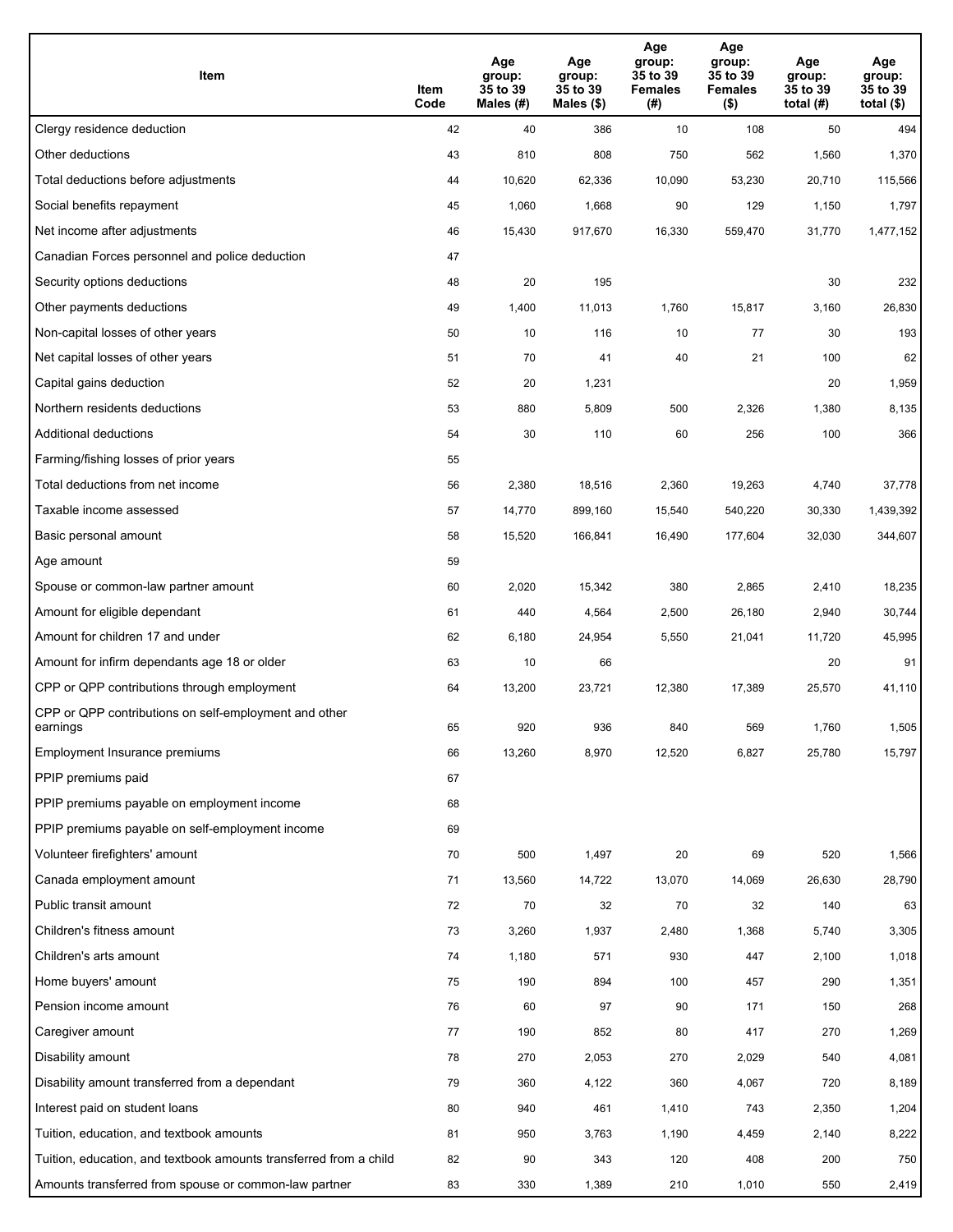| Item | Item Code | Age group: 35 to 39 Males (#) | Age group: 35 to 39 Males ($) | Age group: 35 to 39 Females (#) | Age group: 35 to 39 Females ($) | Age group: 35 to 39 total (#) | Age group: 35 to 39 total ($) |
|---|---|---|---|---|---|---|---|
| Clergy residence deduction | 42 | 40 | 386 | 10 | 108 | 50 | 494 |
| Other deductions | 43 | 810 | 808 | 750 | 562 | 1,560 | 1,370 |
| Total deductions before adjustments | 44 | 10,620 | 62,336 | 10,090 | 53,230 | 20,710 | 115,566 |
| Social benefits repayment | 45 | 1,060 | 1,668 | 90 | 129 | 1,150 | 1,797 |
| Net income after adjustments | 46 | 15,430 | 917,670 | 16,330 | 559,470 | 31,770 | 1,477,152 |
| Canadian Forces personnel and police deduction | 47 | | | | | | |
| Security options deductions | 48 | 20 | 195 | | | 30 | 232 |
| Other payments deductions | 49 | 1,400 | 11,013 | 1,760 | 15,817 | 3,160 | 26,830 |
| Non-capital losses of other years | 50 | 10 | 116 | 10 | 77 | 30 | 193 |
| Net capital losses of other years | 51 | 70 | 41 | 40 | 21 | 100 | 62 |
| Capital gains deduction | 52 | 20 | 1,231 | | | 20 | 1,959 |
| Northern residents deductions | 53 | 880 | 5,809 | 500 | 2,326 | 1,380 | 8,135 |
| Additional deductions | 54 | 30 | 110 | 60 | 256 | 100 | 366 |
| Farming/fishing losses of prior years | 55 | | | | | | |
| Total deductions from net income | 56 | 2,380 | 18,516 | 2,360 | 19,263 | 4,740 | 37,778 |
| Taxable income assessed | 57 | 14,770 | 899,160 | 15,540 | 540,220 | 30,330 | 1,439,392 |
| Basic personal amount | 58 | 15,520 | 166,841 | 16,490 | 177,604 | 32,030 | 344,607 |
| Age amount | 59 | | | | | | |
| Spouse or common-law partner amount | 60 | 2,020 | 15,342 | 380 | 2,865 | 2,410 | 18,235 |
| Amount for eligible dependant | 61 | 440 | 4,564 | 2,500 | 26,180 | 2,940 | 30,744 |
| Amount for children 17 and under | 62 | 6,180 | 24,954 | 5,550 | 21,041 | 11,720 | 45,995 |
| Amount for infirm dependants age 18 or older | 63 | 10 | 66 | | | 20 | 91 |
| CPP or QPP contributions through employment | 64 | 13,200 | 23,721 | 12,380 | 17,389 | 25,570 | 41,110 |
| CPP or QPP contributions on self-employment and other earnings | 65 | 920 | 936 | 840 | 569 | 1,760 | 1,505 |
| Employment Insurance premiums | 66 | 13,260 | 8,970 | 12,520 | 6,827 | 25,780 | 15,797 |
| PPIP premiums paid | 67 | | | | | | |
| PPIP premiums payable on employment income | 68 | | | | | | |
| PPIP premiums payable on self-employment income | 69 | | | | | | |
| Volunteer firefighters' amount | 70 | 500 | 1,497 | 20 | 69 | 520 | 1,566 |
| Canada employment amount | 71 | 13,560 | 14,722 | 13,070 | 14,069 | 26,630 | 28,790 |
| Public transit amount | 72 | 70 | 32 | 70 | 32 | 140 | 63 |
| Children's fitness amount | 73 | 3,260 | 1,937 | 2,480 | 1,368 | 5,740 | 3,305 |
| Children's arts amount | 74 | 1,180 | 571 | 930 | 447 | 2,100 | 1,018 |
| Home buyers' amount | 75 | 190 | 894 | 100 | 457 | 290 | 1,351 |
| Pension income amount | 76 | 60 | 97 | 90 | 171 | 150 | 268 |
| Caregiver amount | 77 | 190 | 852 | 80 | 417 | 270 | 1,269 |
| Disability amount | 78 | 270 | 2,053 | 270 | 2,029 | 540 | 4,081 |
| Disability amount transferred from a dependant | 79 | 360 | 4,122 | 360 | 4,067 | 720 | 8,189 |
| Interest paid on student loans | 80 | 940 | 461 | 1,410 | 743 | 2,350 | 1,204 |
| Tuition, education, and textbook amounts | 81 | 950 | 3,763 | 1,190 | 4,459 | 2,140 | 8,222 |
| Tuition, education, and textbook amounts transferred from a child | 82 | 90 | 343 | 120 | 408 | 200 | 750 |
| Amounts transferred from spouse or common-law partner | 83 | 330 | 1,389 | 210 | 1,010 | 550 | 2,419 |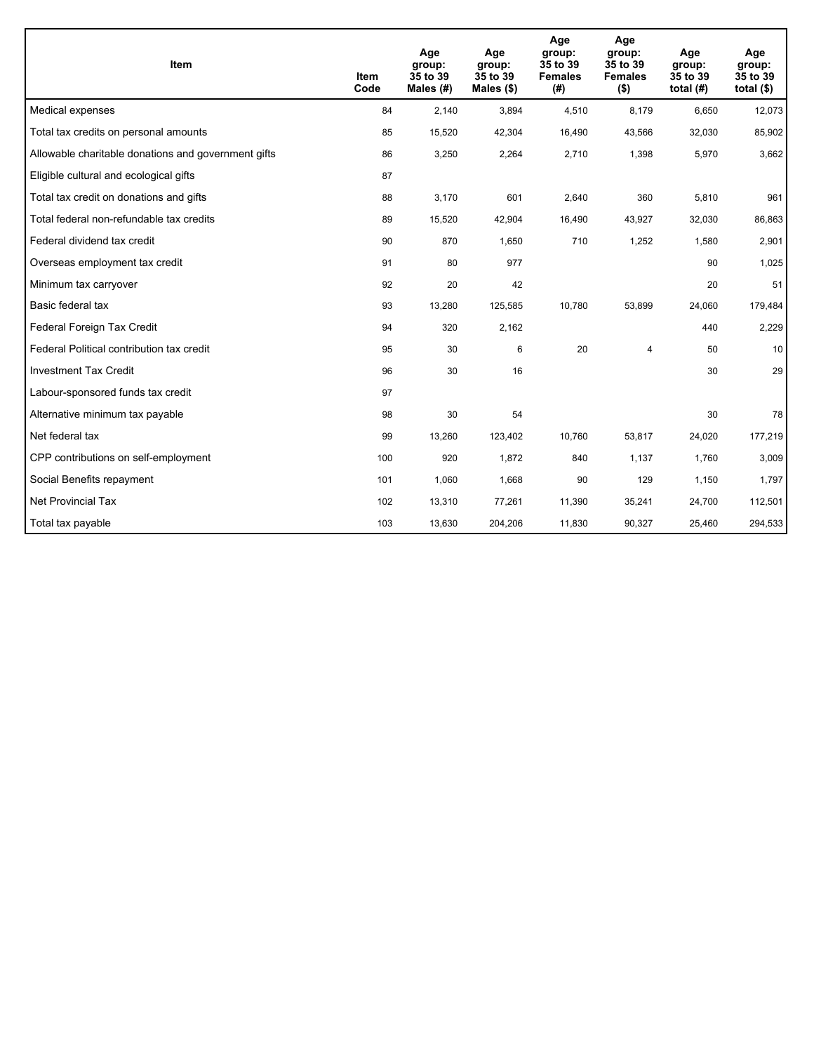| Item | Item Code | Age group: 35 to 39 Males (#) | Age group: 35 to 39 Males ($) | Age group: 35 to 39 Females (#) | Age group: 35 to 39 Females ($) | Age group: 35 to 39 total (#) | Age group: 35 to 39 total ($) |
|---|---|---|---|---|---|---|---|
| Medical expenses | 84 | 2,140 | 3,894 | 4,510 | 8,179 | 6,650 | 12,073 |
| Total tax credits on personal amounts | 85 | 15,520 | 42,304 | 16,490 | 43,566 | 32,030 | 85,902 |
| Allowable charitable donations and government gifts | 86 | 3,250 | 2,264 | 2,710 | 1,398 | 5,970 | 3,662 |
| Eligible cultural and ecological gifts | 87 | | | | | | |
| Total tax credit on donations and gifts | 88 | 3,170 | 601 | 2,640 | 360 | 5,810 | 961 |
| Total federal non-refundable tax credits | 89 | 15,520 | 42,904 | 16,490 | 43,927 | 32,030 | 86,863 |
| Federal dividend tax credit | 90 | 870 | 1,650 | 710 | 1,252 | 1,580 | 2,901 |
| Overseas employment tax credit | 91 | 80 | 977 | | | 90 | 1,025 |
| Minimum tax carryover | 92 | 20 | 42 | | | 20 | 51 |
| Basic federal tax | 93 | 13,280 | 125,585 | 10,780 | 53,899 | 24,060 | 179,484 |
| Federal Foreign Tax Credit | 94 | 320 | 2,162 | | | 440 | 2,229 |
| Federal Political contribution tax credit | 95 | 30 | 6 | 20 | 4 | 50 | 10 |
| Investment Tax Credit | 96 | 30 | 16 | | | 30 | 29 |
| Labour-sponsored funds tax credit | 97 | | | | | | |
| Alternative minimum tax payable | 98 | 30 | 54 | | | 30 | 78 |
| Net federal tax | 99 | 13,260 | 123,402 | 10,760 | 53,817 | 24,020 | 177,219 |
| CPP contributions on self-employment | 100 | 920 | 1,872 | 840 | 1,137 | 1,760 | 3,009 |
| Social Benefits repayment | 101 | 1,060 | 1,668 | 90 | 129 | 1,150 | 1,797 |
| Net Provincial Tax | 102 | 13,310 | 77,261 | 11,390 | 35,241 | 24,700 | 112,501 |
| Total tax payable | 103 | 13,630 | 204,206 | 11,830 | 90,327 | 25,460 | 294,533 |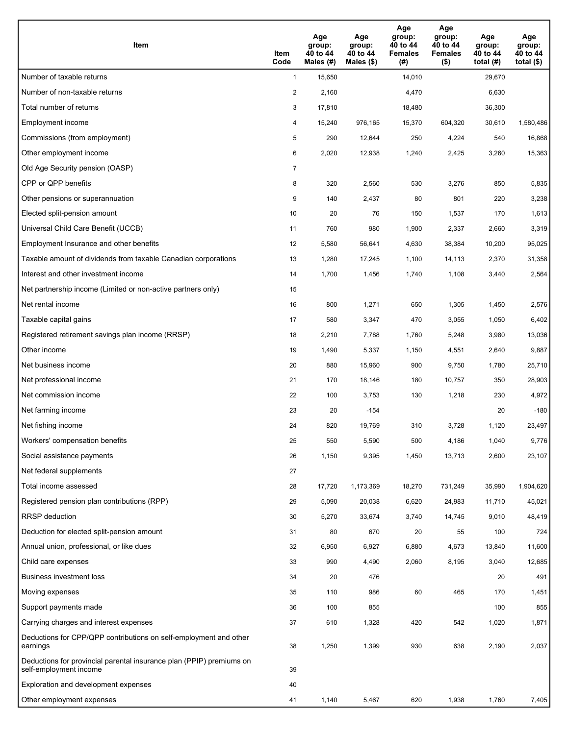| Item | Item Code | Age group: 40 to 44 Males (#) | Age group: 40 to 44 Males ($) | Age group: 40 to 44 Females (#) | Age group: 40 to 44 Females ($) | Age group: 40 to 44 total (#) | Age group: 40 to 44 total ($) |
|---|---|---|---|---|---|---|---|
| Number of taxable returns | 1 | 15,650 | | 14,010 | | 29,670 | |
| Number of non-taxable returns | 2 | 2,160 | | 4,470 | | 6,630 | |
| Total number of returns | 3 | 17,810 | | 18,480 | | 36,300 | |
| Employment income | 4 | 15,240 | 976,165 | 15,370 | 604,320 | 30,610 | 1,580,486 |
| Commissions (from employment) | 5 | 290 | 12,644 | 250 | 4,224 | 540 | 16,868 |
| Other employment income | 6 | 2,020 | 12,938 | 1,240 | 2,425 | 3,260 | 15,363 |
| Old Age Security pension (OASP) | 7 | | | | | | |
| CPP or QPP benefits | 8 | 320 | 2,560 | 530 | 3,276 | 850 | 5,835 |
| Other pensions or superannuation | 9 | 140 | 2,437 | 80 | 801 | 220 | 3,238 |
| Elected split-pension amount | 10 | 20 | 76 | 150 | 1,537 | 170 | 1,613 |
| Universal Child Care Benefit (UCCB) | 11 | 760 | 980 | 1,900 | 2,337 | 2,660 | 3,319 |
| Employment Insurance and other benefits | 12 | 5,580 | 56,641 | 4,630 | 38,384 | 10,200 | 95,025 |
| Taxable amount of dividends from taxable Canadian corporations | 13 | 1,280 | 17,245 | 1,100 | 14,113 | 2,370 | 31,358 |
| Interest and other investment income | 14 | 1,700 | 1,456 | 1,740 | 1,108 | 3,440 | 2,564 |
| Net partnership income (Limited or non-active partners only) | 15 | | | | | | |
| Net rental income | 16 | 800 | 1,271 | 650 | 1,305 | 1,450 | 2,576 |
| Taxable capital gains | 17 | 580 | 3,347 | 470 | 3,055 | 1,050 | 6,402 |
| Registered retirement savings plan income (RRSP) | 18 | 2,210 | 7,788 | 1,760 | 5,248 | 3,980 | 13,036 |
| Other income | 19 | 1,490 | 5,337 | 1,150 | 4,551 | 2,640 | 9,887 |
| Net business income | 20 | 880 | 15,960 | 900 | 9,750 | 1,780 | 25,710 |
| Net professional income | 21 | 170 | 18,146 | 180 | 10,757 | 350 | 28,903 |
| Net commission income | 22 | 100 | 3,753 | 130 | 1,218 | 230 | 4,972 |
| Net farming income | 23 | 20 | -154 | | | 20 | -180 |
| Net fishing income | 24 | 820 | 19,769 | 310 | 3,728 | 1,120 | 23,497 |
| Workers' compensation benefits | 25 | 550 | 5,590 | 500 | 4,186 | 1,040 | 9,776 |
| Social assistance payments | 26 | 1,150 | 9,395 | 1,450 | 13,713 | 2,600 | 23,107 |
| Net federal supplements | 27 | | | | | | |
| Total income assessed | 28 | 17,720 | 1,173,369 | 18,270 | 731,249 | 35,990 | 1,904,620 |
| Registered pension plan contributions (RPP) | 29 | 5,090 | 20,038 | 6,620 | 24,983 | 11,710 | 45,021 |
| RRSP deduction | 30 | 5,270 | 33,674 | 3,740 | 14,745 | 9,010 | 48,419 |
| Deduction for elected split-pension amount | 31 | 80 | 670 | 20 | 55 | 100 | 724 |
| Annual union, professional, or like dues | 32 | 6,950 | 6,927 | 6,880 | 4,673 | 13,840 | 11,600 |
| Child care expenses | 33 | 990 | 4,490 | 2,060 | 8,195 | 3,040 | 12,685 |
| Business investment loss | 34 | 20 | 476 | | | 20 | 491 |
| Moving expenses | 35 | 110 | 986 | 60 | 465 | 170 | 1,451 |
| Support payments made | 36 | 100 | 855 | | | 100 | 855 |
| Carrying charges and interest expenses | 37 | 610 | 1,328 | 420 | 542 | 1,020 | 1,871 |
| Deductions for CPP/QPP contributions on self-employment and other earnings | 38 | 1,250 | 1,399 | 930 | 638 | 2,190 | 2,037 |
| Deductions for provincial parental insurance plan (PPIP) premiums on self-employment income | 39 | | | | | | |
| Exploration and development expenses | 40 | | | | | | |
| Other employment expenses | 41 | 1,140 | 5,467 | 620 | 1,938 | 1,760 | 7,405 |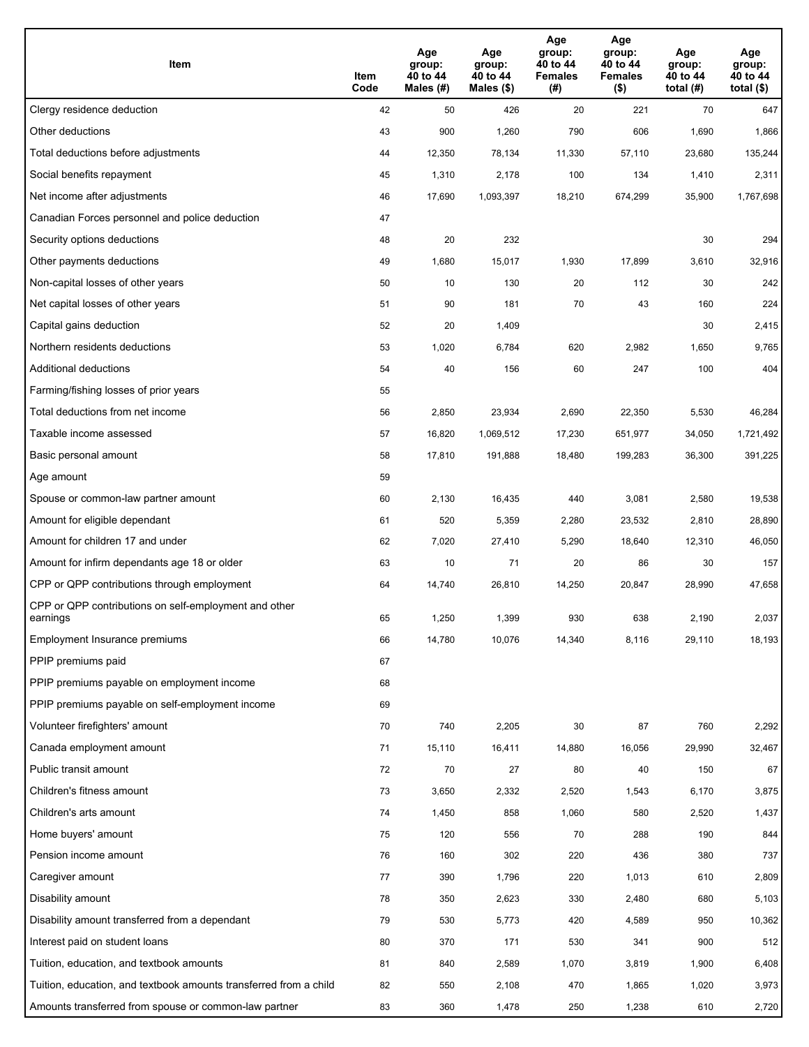| Item | Item Code | Age group: 40 to 44 Males (#) | Age group: 40 to 44 Males ($) | Age group: 40 to 44 Females (#) | Age group: 40 to 44 Females ($) | Age group: 40 to 44 total (#) | Age group: 40 to 44 total ($) |
|---|---|---|---|---|---|---|---|
| Clergy residence deduction | 42 | 50 | 426 | 20 | 221 | 70 | 647 |
| Other deductions | 43 | 900 | 1,260 | 790 | 606 | 1,690 | 1,866 |
| Total deductions before adjustments | 44 | 12,350 | 78,134 | 11,330 | 57,110 | 23,680 | 135,244 |
| Social benefits repayment | 45 | 1,310 | 2,178 | 100 | 134 | 1,410 | 2,311 |
| Net income after adjustments | 46 | 17,690 | 1,093,397 | 18,210 | 674,299 | 35,900 | 1,767,698 |
| Canadian Forces personnel and police deduction | 47 | | | | | | |
| Security options deductions | 48 | 20 | 232 | | | 30 | 294 |
| Other payments deductions | 49 | 1,680 | 15,017 | 1,930 | 17,899 | 3,610 | 32,916 |
| Non-capital losses of other years | 50 | 10 | 130 | 20 | 112 | 30 | 242 |
| Net capital losses of other years | 51 | 90 | 181 | 70 | 43 | 160 | 224 |
| Capital gains deduction | 52 | 20 | 1,409 | | | 30 | 2,415 |
| Northern residents deductions | 53 | 1,020 | 6,784 | 620 | 2,982 | 1,650 | 9,765 |
| Additional deductions | 54 | 40 | 156 | 60 | 247 | 100 | 404 |
| Farming/fishing losses of prior years | 55 | | | | | | |
| Total deductions from net income | 56 | 2,850 | 23,934 | 2,690 | 22,350 | 5,530 | 46,284 |
| Taxable income assessed | 57 | 16,820 | 1,069,512 | 17,230 | 651,977 | 34,050 | 1,721,492 |
| Basic personal amount | 58 | 17,810 | 191,888 | 18,480 | 199,283 | 36,300 | 391,225 |
| Age amount | 59 | | | | | | |
| Spouse or common-law partner amount | 60 | 2,130 | 16,435 | 440 | 3,081 | 2,580 | 19,538 |
| Amount for eligible dependant | 61 | 520 | 5,359 | 2,280 | 23,532 | 2,810 | 28,890 |
| Amount for children 17 and under | 62 | 7,020 | 27,410 | 5,290 | 18,640 | 12,310 | 46,050 |
| Amount for infirm dependants age 18 or older | 63 | 10 | 71 | 20 | 86 | 30 | 157 |
| CPP or QPP contributions through employment | 64 | 14,740 | 26,810 | 14,250 | 20,847 | 28,990 | 47,658 |
| CPP or QPP contributions on self-employment and other earnings | 65 | 1,250 | 1,399 | 930 | 638 | 2,190 | 2,037 |
| Employment Insurance premiums | 66 | 14,780 | 10,076 | 14,340 | 8,116 | 29,110 | 18,193 |
| PPIP premiums paid | 67 | | | | | | |
| PPIP premiums payable on employment income | 68 | | | | | | |
| PPIP premiums payable on self-employment income | 69 | | | | | | |
| Volunteer firefighters' amount | 70 | 740 | 2,205 | 30 | 87 | 760 | 2,292 |
| Canada employment amount | 71 | 15,110 | 16,411 | 14,880 | 16,056 | 29,990 | 32,467 |
| Public transit amount | 72 | 70 | 27 | 80 | 40 | 150 | 67 |
| Children's fitness amount | 73 | 3,650 | 2,332 | 2,520 | 1,543 | 6,170 | 3,875 |
| Children's arts amount | 74 | 1,450 | 858 | 1,060 | 580 | 2,520 | 1,437 |
| Home buyers' amount | 75 | 120 | 556 | 70 | 288 | 190 | 844 |
| Pension income amount | 76 | 160 | 302 | 220 | 436 | 380 | 737 |
| Caregiver amount | 77 | 390 | 1,796 | 220 | 1,013 | 610 | 2,809 |
| Disability amount | 78 | 350 | 2,623 | 330 | 2,480 | 680 | 5,103 |
| Disability amount transferred from a dependant | 79 | 530 | 5,773 | 420 | 4,589 | 950 | 10,362 |
| Interest paid on student loans | 80 | 370 | 171 | 530 | 341 | 900 | 512 |
| Tuition, education, and textbook amounts | 81 | 840 | 2,589 | 1,070 | 3,819 | 1,900 | 6,408 |
| Tuition, education, and textbook amounts transferred from a child | 82 | 550 | 2,108 | 470 | 1,865 | 1,020 | 3,973 |
| Amounts transferred from spouse or common-law partner | 83 | 360 | 1,478 | 250 | 1,238 | 610 | 2,720 |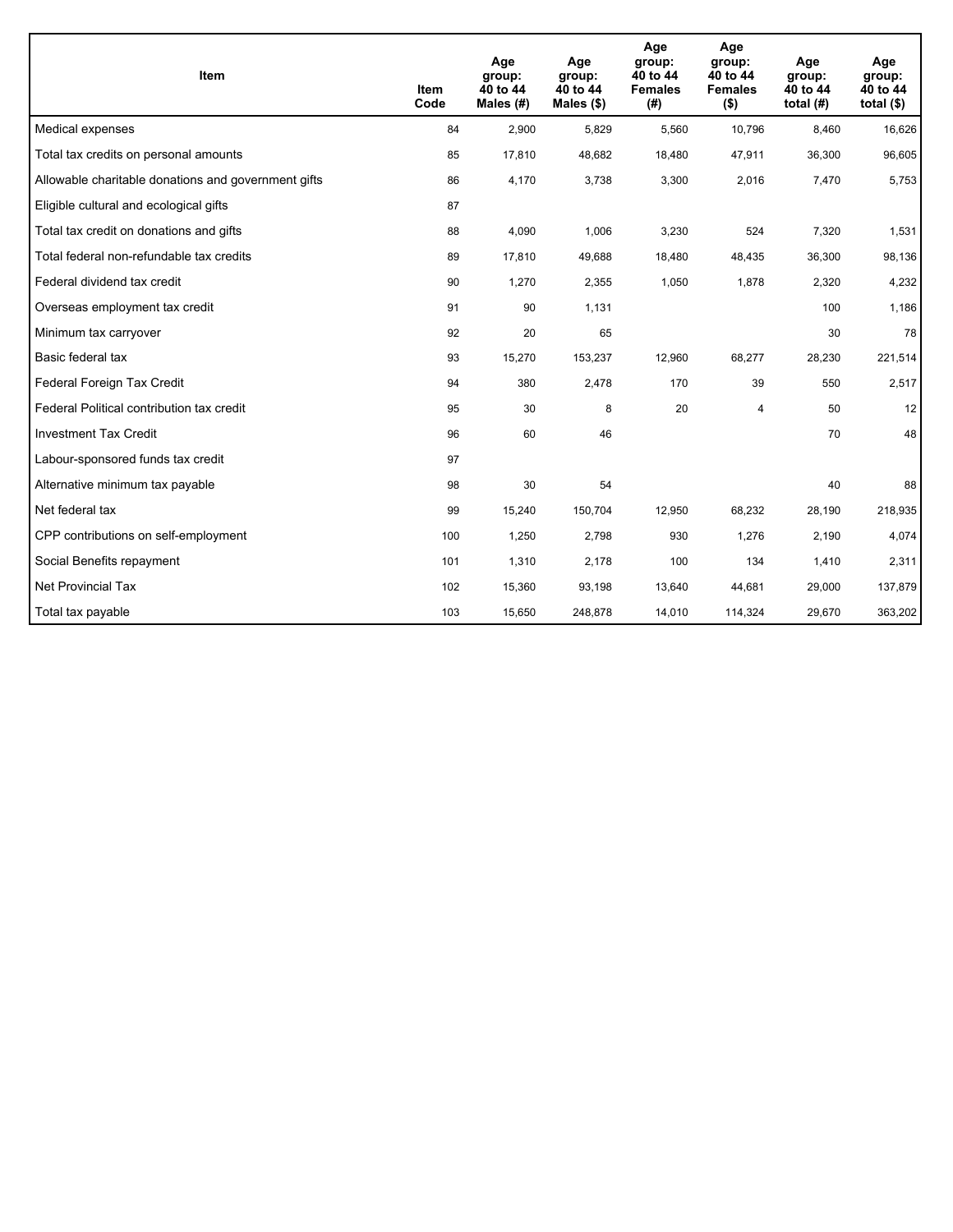| Item | Item Code | Age group: 40 to 44 Males (#) | Age group: 40 to 44 Males ($) | Age group: 40 to 44 Females (#) | Age group: 40 to 44 Females ($) | Age group: 40 to 44 total (#) | Age group: 40 to 44 total ($) |
|---|---|---|---|---|---|---|---|
| Medical expenses | 84 | 2,900 | 5,829 | 5,560 | 10,796 | 8,460 | 16,626 |
| Total tax credits on personal amounts | 85 | 17,810 | 48,682 | 18,480 | 47,911 | 36,300 | 96,605 |
| Allowable charitable donations and government gifts | 86 | 4,170 | 3,738 | 3,300 | 2,016 | 7,470 | 5,753 |
| Eligible cultural and ecological gifts | 87 | | | | | | |
| Total tax credit on donations and gifts | 88 | 4,090 | 1,006 | 3,230 | 524 | 7,320 | 1,531 |
| Total federal non-refundable tax credits | 89 | 17,810 | 49,688 | 18,480 | 48,435 | 36,300 | 98,136 |
| Federal dividend tax credit | 90 | 1,270 | 2,355 | 1,050 | 1,878 | 2,320 | 4,232 |
| Overseas employment tax credit | 91 | 90 | 1,131 | | | 100 | 1,186 |
| Minimum tax carryover | 92 | 20 | 65 | | | 30 | 78 |
| Basic federal tax | 93 | 15,270 | 153,237 | 12,960 | 68,277 | 28,230 | 221,514 |
| Federal Foreign Tax Credit | 94 | 380 | 2,478 | 170 | 39 | 550 | 2,517 |
| Federal Political contribution tax credit | 95 | 30 | 8 | 20 | 4 | 50 | 12 |
| Investment Tax Credit | 96 | 60 | 46 | | | 70 | 48 |
| Labour-sponsored funds tax credit | 97 | | | | | | |
| Alternative minimum tax payable | 98 | 30 | 54 | | | 40 | 88 |
| Net federal tax | 99 | 15,240 | 150,704 | 12,950 | 68,232 | 28,190 | 218,935 |
| CPP contributions on self-employment | 100 | 1,250 | 2,798 | 930 | 1,276 | 2,190 | 4,074 |
| Social Benefits repayment | 101 | 1,310 | 2,178 | 100 | 134 | 1,410 | 2,311 |
| Net Provincial Tax | 102 | 15,360 | 93,198 | 13,640 | 44,681 | 29,000 | 137,879 |
| Total tax payable | 103 | 15,650 | 248,878 | 14,010 | 114,324 | 29,670 | 363,202 |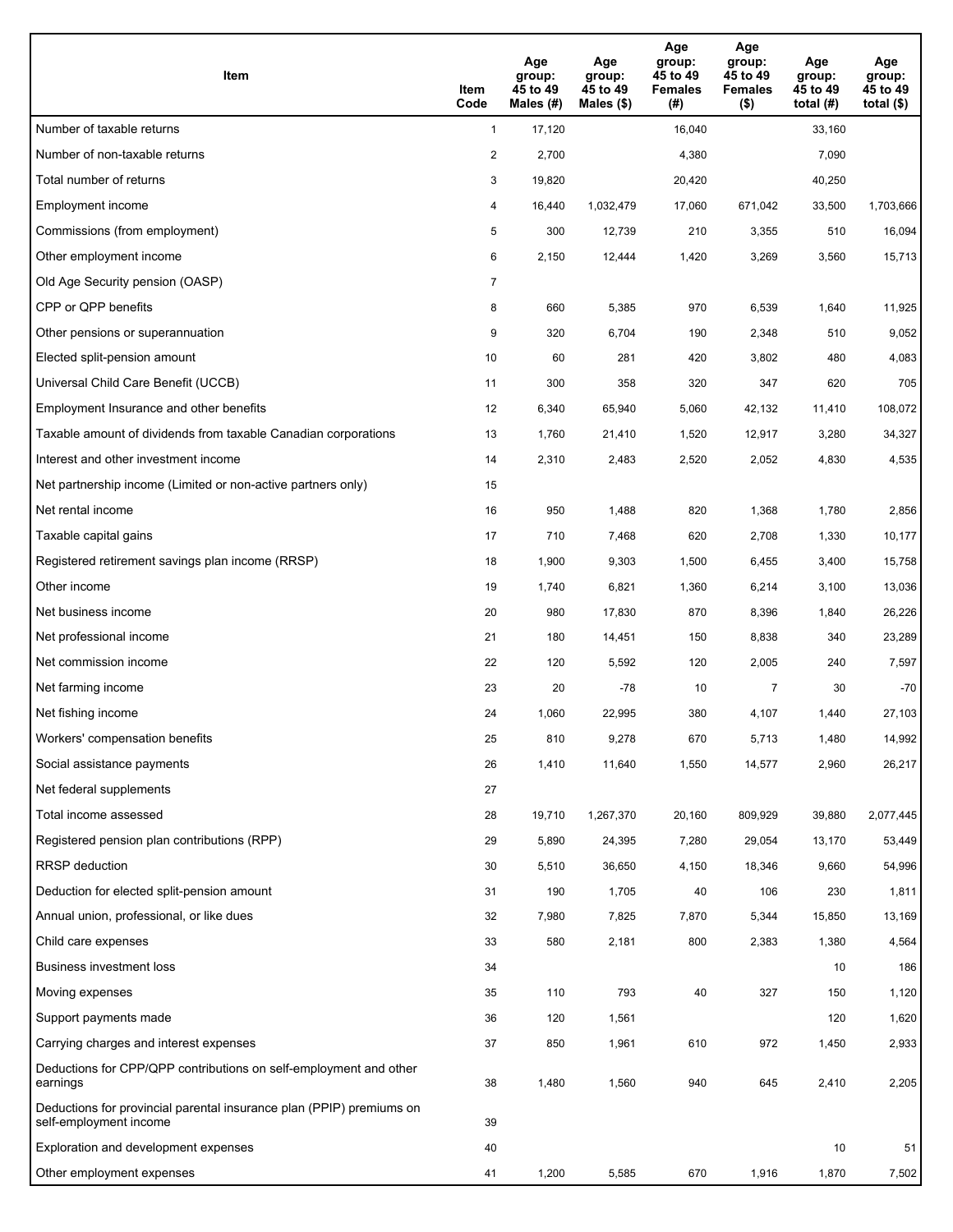| Item | Item Code | Age group: 45 to 49 Males (#) | Age group: 45 to 49 Males ($) | Age group: 45 to 49 Females (#) | Age group: 45 to 49 Females ($) | Age group: 45 to 49 total (#) | Age group: 45 to 49 total ($) |
|---|---|---|---|---|---|---|---|
| Number of taxable returns | 1 | 17,120 | | 16,040 | | 33,160 | |
| Number of non-taxable returns | 2 | 2,700 | | 4,380 | | 7,090 | |
| Total number of returns | 3 | 19,820 | | 20,420 | | 40,250 | |
| Employment income | 4 | 16,440 | 1,032,479 | 17,060 | 671,042 | 33,500 | 1,703,666 |
| Commissions (from employment) | 5 | 300 | 12,739 | 210 | 3,355 | 510 | 16,094 |
| Other employment income | 6 | 2,150 | 12,444 | 1,420 | 3,269 | 3,560 | 15,713 |
| Old Age Security pension (OASP) | 7 | | | | | | |
| CPP or QPP benefits | 8 | 660 | 5,385 | 970 | 6,539 | 1,640 | 11,925 |
| Other pensions or superannuation | 9 | 320 | 6,704 | 190 | 2,348 | 510 | 9,052 |
| Elected split-pension amount | 10 | 60 | 281 | 420 | 3,802 | 480 | 4,083 |
| Universal Child Care Benefit (UCCB) | 11 | 300 | 358 | 320 | 347 | 620 | 705 |
| Employment Insurance and other benefits | 12 | 6,340 | 65,940 | 5,060 | 42,132 | 11,410 | 108,072 |
| Taxable amount of dividends from taxable Canadian corporations | 13 | 1,760 | 21,410 | 1,520 | 12,917 | 3,280 | 34,327 |
| Interest and other investment income | 14 | 2,310 | 2,483 | 2,520 | 2,052 | 4,830 | 4,535 |
| Net partnership income (Limited or non-active partners only) | 15 | | | | | | |
| Net rental income | 16 | 950 | 1,488 | 820 | 1,368 | 1,780 | 2,856 |
| Taxable capital gains | 17 | 710 | 7,468 | 620 | 2,708 | 1,330 | 10,177 |
| Registered retirement savings plan income (RRSP) | 18 | 1,900 | 9,303 | 1,500 | 6,455 | 3,400 | 15,758 |
| Other income | 19 | 1,740 | 6,821 | 1,360 | 6,214 | 3,100 | 13,036 |
| Net business income | 20 | 980 | 17,830 | 870 | 8,396 | 1,840 | 26,226 |
| Net professional income | 21 | 180 | 14,451 | 150 | 8,838 | 340 | 23,289 |
| Net commission income | 22 | 120 | 5,592 | 120 | 2,005 | 240 | 7,597 |
| Net farming income | 23 | 20 | -78 | 10 | 7 | 30 | -70 |
| Net fishing income | 24 | 1,060 | 22,995 | 380 | 4,107 | 1,440 | 27,103 |
| Workers' compensation benefits | 25 | 810 | 9,278 | 670 | 5,713 | 1,480 | 14,992 |
| Social assistance payments | 26 | 1,410 | 11,640 | 1,550 | 14,577 | 2,960 | 26,217 |
| Net federal supplements | 27 | | | | | | |
| Total income assessed | 28 | 19,710 | 1,267,370 | 20,160 | 809,929 | 39,880 | 2,077,445 |
| Registered pension plan contributions (RPP) | 29 | 5,890 | 24,395 | 7,280 | 29,054 | 13,170 | 53,449 |
| RRSP deduction | 30 | 5,510 | 36,650 | 4,150 | 18,346 | 9,660 | 54,996 |
| Deduction for elected split-pension amount | 31 | 190 | 1,705 | 40 | 106 | 230 | 1,811 |
| Annual union, professional, or like dues | 32 | 7,980 | 7,825 | 7,870 | 5,344 | 15,850 | 13,169 |
| Child care expenses | 33 | 580 | 2,181 | 800 | 2,383 | 1,380 | 4,564 |
| Business investment loss | 34 | | | | | 10 | 186 |
| Moving expenses | 35 | 110 | 793 | 40 | 327 | 150 | 1,120 |
| Support payments made | 36 | 120 | 1,561 | | | 120 | 1,620 |
| Carrying charges and interest expenses | 37 | 850 | 1,961 | 610 | 972 | 1,450 | 2,933 |
| Deductions for CPP/QPP contributions on self-employment and other earnings | 38 | 1,480 | 1,560 | 940 | 645 | 2,410 | 2,205 |
| Deductions for provincial parental insurance plan (PPIP) premiums on self-employment income | 39 | | | | | | |
| Exploration and development expenses | 40 | | | | | 10 | 51 |
| Other employment expenses | 41 | 1,200 | 5,585 | 670 | 1,916 | 1,870 | 7,502 |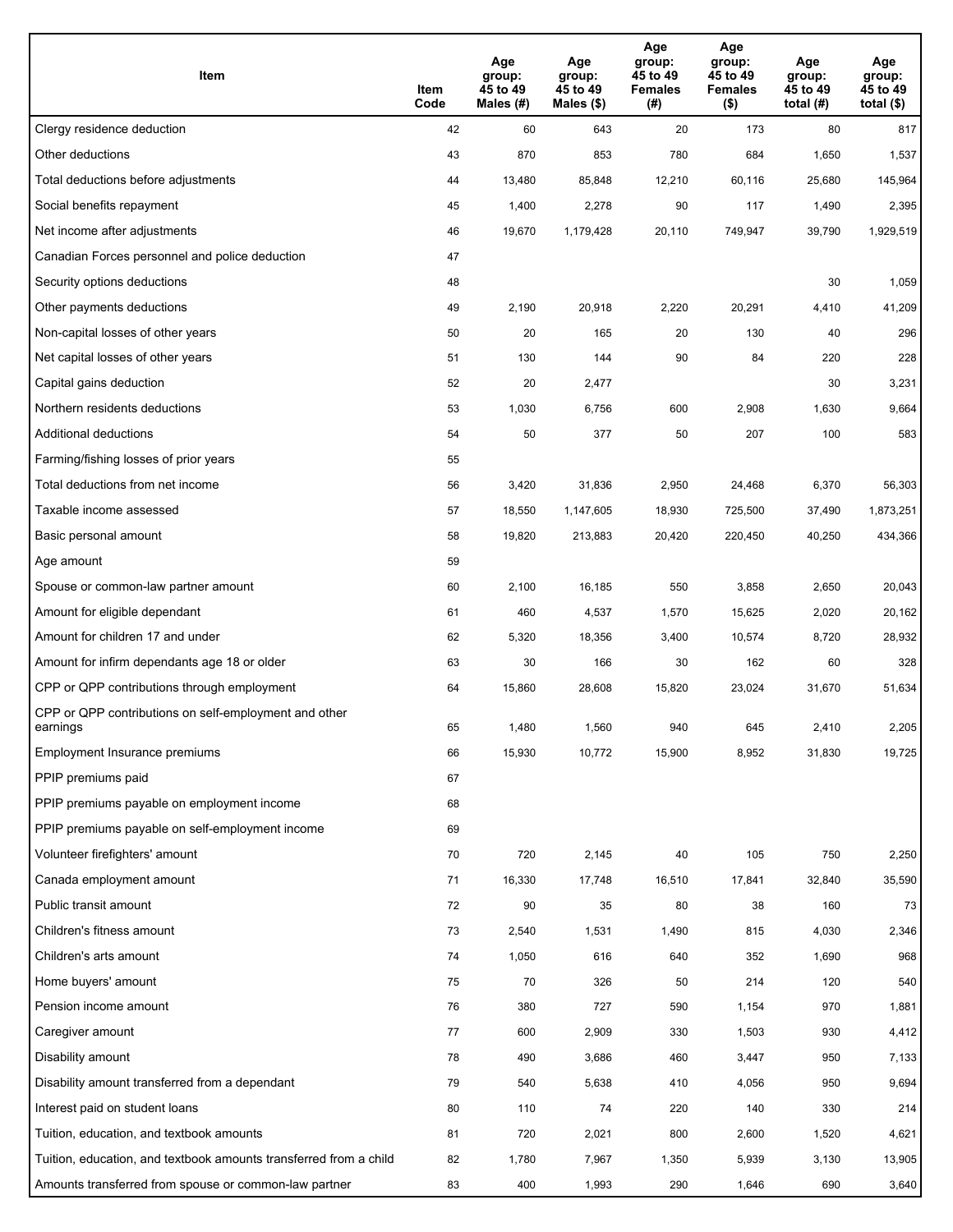| Item | Item Code | Age group: 45 to 49 Males (#) | Age group: 45 to 49 Males ($) | Age group: 45 to 49 Females (#) | Age group: 45 to 49 Females ($) | Age group: 45 to 49 total (#) | Age group: 45 to 49 total ($) |
|---|---|---|---|---|---|---|---|
| Clergy residence deduction | 42 | 60 | 643 | 20 | 173 | 80 | 817 |
| Other deductions | 43 | 870 | 853 | 780 | 684 | 1,650 | 1,537 |
| Total deductions before adjustments | 44 | 13,480 | 85,848 | 12,210 | 60,116 | 25,680 | 145,964 |
| Social benefits repayment | 45 | 1,400 | 2,278 | 90 | 117 | 1,490 | 2,395 |
| Net income after adjustments | 46 | 19,670 | 1,179,428 | 20,110 | 749,947 | 39,790 | 1,929,519 |
| Canadian Forces personnel and police deduction | 47 | | | | | | |
| Security options deductions | 48 | | | | | 30 | 1,059 |
| Other payments deductions | 49 | 2,190 | 20,918 | 2,220 | 20,291 | 4,410 | 41,209 |
| Non-capital losses of other years | 50 | 20 | 165 | 20 | 130 | 40 | 296 |
| Net capital losses of other years | 51 | 130 | 144 | 90 | 84 | 220 | 228 |
| Capital gains deduction | 52 | 20 | 2,477 | | | 30 | 3,231 |
| Northern residents deductions | 53 | 1,030 | 6,756 | 600 | 2,908 | 1,630 | 9,664 |
| Additional deductions | 54 | 50 | 377 | 50 | 207 | 100 | 583 |
| Farming/fishing losses of prior years | 55 | | | | | | |
| Total deductions from net income | 56 | 3,420 | 31,836 | 2,950 | 24,468 | 6,370 | 56,303 |
| Taxable income assessed | 57 | 18,550 | 1,147,605 | 18,930 | 725,500 | 37,490 | 1,873,251 |
| Basic personal amount | 58 | 19,820 | 213,883 | 20,420 | 220,450 | 40,250 | 434,366 |
| Age amount | 59 | | | | | | |
| Spouse or common-law partner amount | 60 | 2,100 | 16,185 | 550 | 3,858 | 2,650 | 20,043 |
| Amount for eligible dependant | 61 | 460 | 4,537 | 1,570 | 15,625 | 2,020 | 20,162 |
| Amount for children 17 and under | 62 | 5,320 | 18,356 | 3,400 | 10,574 | 8,720 | 28,932 |
| Amount for infirm dependants age 18 or older | 63 | 30 | 166 | 30 | 162 | 60 | 328 |
| CPP or QPP contributions through employment | 64 | 15,860 | 28,608 | 15,820 | 23,024 | 31,670 | 51,634 |
| CPP or QPP contributions on self-employment and other earnings | 65 | 1,480 | 1,560 | 940 | 645 | 2,410 | 2,205 |
| Employment Insurance premiums | 66 | 15,930 | 10,772 | 15,900 | 8,952 | 31,830 | 19,725 |
| PPIP premiums paid | 67 | | | | | | |
| PPIP premiums payable on employment income | 68 | | | | | | |
| PPIP premiums payable on self-employment income | 69 | | | | | | |
| Volunteer firefighters' amount | 70 | 720 | 2,145 | 40 | 105 | 750 | 2,250 |
| Canada employment amount | 71 | 16,330 | 17,748 | 16,510 | 17,841 | 32,840 | 35,590 |
| Public transit amount | 72 | 90 | 35 | 80 | 38 | 160 | 73 |
| Children's fitness amount | 73 | 2,540 | 1,531 | 1,490 | 815 | 4,030 | 2,346 |
| Children's arts amount | 74 | 1,050 | 616 | 640 | 352 | 1,690 | 968 |
| Home buyers' amount | 75 | 70 | 326 | 50 | 214 | 120 | 540 |
| Pension income amount | 76 | 380 | 727 | 590 | 1,154 | 970 | 1,881 |
| Caregiver amount | 77 | 600 | 2,909 | 330 | 1,503 | 930 | 4,412 |
| Disability amount | 78 | 490 | 3,686 | 460 | 3,447 | 950 | 7,133 |
| Disability amount transferred from a dependant | 79 | 540 | 5,638 | 410 | 4,056 | 950 | 9,694 |
| Interest paid on student loans | 80 | 110 | 74 | 220 | 140 | 330 | 214 |
| Tuition, education, and textbook amounts | 81 | 720 | 2,021 | 800 | 2,600 | 1,520 | 4,621 |
| Tuition, education, and textbook amounts transferred from a child | 82 | 1,780 | 7,967 | 1,350 | 5,939 | 3,130 | 13,905 |
| Amounts transferred from spouse or common-law partner | 83 | 400 | 1,993 | 290 | 1,646 | 690 | 3,640 |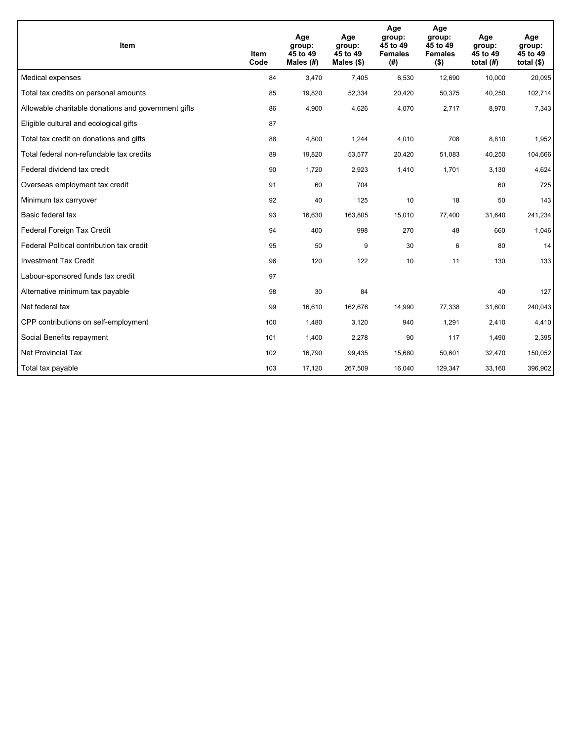| Item | Item Code | Age group: 45 to 49 Males (#) | Age group: 45 to 49 Males ($) | Age group: 45 to 49 Females (#) | Age group: 45 to 49 Females ($) | Age group: 45 to 49 total (#) | Age group: 45 to 49 total ($) |
|---|---|---|---|---|---|---|---|
| Medical expenses | 84 | 3,470 | 7,405 | 6,530 | 12,690 | 10,000 | 20,095 |
| Total tax credits on personal amounts | 85 | 19,820 | 52,334 | 20,420 | 50,375 | 40,250 | 102,714 |
| Allowable charitable donations and government gifts | 86 | 4,900 | 4,626 | 4,070 | 2,717 | 8,970 | 7,343 |
| Eligible cultural and ecological gifts | 87 | | | | | | |
| Total tax credit on donations and gifts | 88 | 4,800 | 1,244 | 4,010 | 708 | 8,810 | 1,952 |
| Total federal non-refundable tax credits | 89 | 19,820 | 53,577 | 20,420 | 51,083 | 40,250 | 104,666 |
| Federal dividend tax credit | 90 | 1,720 | 2,923 | 1,410 | 1,701 | 3,130 | 4,624 |
| Overseas employment tax credit | 91 | 60 | 704 | | | 60 | 725 |
| Minimum tax carryover | 92 | 40 | 125 | 10 | 18 | 50 | 143 |
| Basic federal tax | 93 | 16,630 | 163,805 | 15,010 | 77,400 | 31,640 | 241,234 |
| Federal Foreign Tax Credit | 94 | 400 | 998 | 270 | 48 | 660 | 1,046 |
| Federal Political contribution tax credit | 95 | 50 | 9 | 30 | 6 | 80 | 14 |
| Investment Tax Credit | 96 | 120 | 122 | 10 | 11 | 130 | 133 |
| Labour-sponsored funds tax credit | 97 | | | | | | |
| Alternative minimum tax payable | 98 | 30 | 84 | | | 40 | 127 |
| Net federal tax | 99 | 16,610 | 162,676 | 14,990 | 77,338 | 31,600 | 240,043 |
| CPP contributions on self-employment | 100 | 1,480 | 3,120 | 940 | 1,291 | 2,410 | 4,410 |
| Social Benefits repayment | 101 | 1,400 | 2,278 | 90 | 117 | 1,490 | 2,395 |
| Net Provincial Tax | 102 | 16,790 | 99,435 | 15,680 | 50,601 | 32,470 | 150,052 |
| Total tax payable | 103 | 17,120 | 267,509 | 16,040 | 129,347 | 33,160 | 396,902 |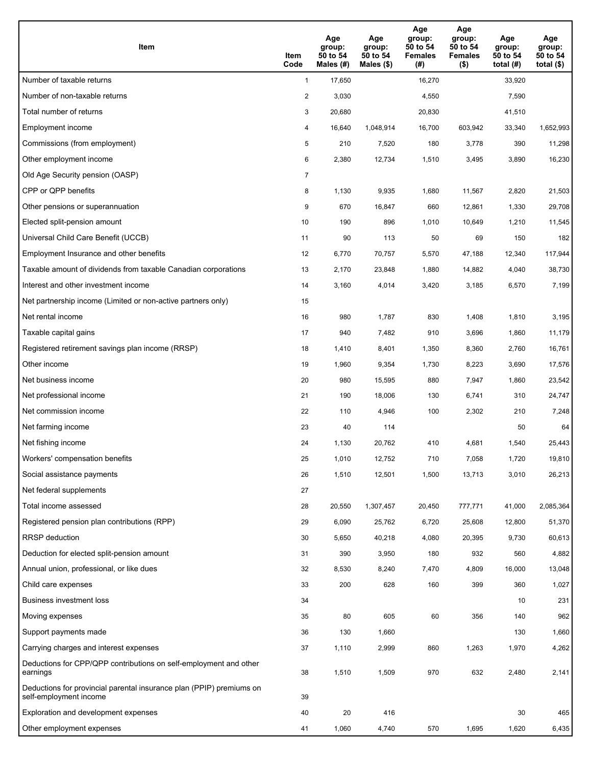| Item | Item Code | Age group: 50 to 54 Males (#) | Age group: 50 to 54 Males ($) | Age group: 50 to 54 Females (#) | Age group: 50 to 54 Females ($) | Age group: 50 to 54 total (#) | Age group: 50 to 54 total ($) |
|---|---|---|---|---|---|---|---|
| Number of taxable returns | 1 | 17,650 | | 16,270 | | 33,920 | |
| Number of non-taxable returns | 2 | 3,030 | | 4,550 | | 7,590 | |
| Total number of returns | 3 | 20,680 | | 20,830 | | 41,510 | |
| Employment income | 4 | 16,640 | 1,048,914 | 16,700 | 603,942 | 33,340 | 1,652,993 |
| Commissions (from employment) | 5 | 210 | 7,520 | 180 | 3,778 | 390 | 11,298 |
| Other employment income | 6 | 2,380 | 12,734 | 1,510 | 3,495 | 3,890 | 16,230 |
| Old Age Security pension (OASP) | 7 | | | | | | |
| CPP or QPP benefits | 8 | 1,130 | 9,935 | 1,680 | 11,567 | 2,820 | 21,503 |
| Other pensions or superannuation | 9 | 670 | 16,847 | 660 | 12,861 | 1,330 | 29,708 |
| Elected split-pension amount | 10 | 190 | 896 | 1,010 | 10,649 | 1,210 | 11,545 |
| Universal Child Care Benefit (UCCB) | 11 | 90 | 113 | 50 | 69 | 150 | 182 |
| Employment Insurance and other benefits | 12 | 6,770 | 70,757 | 5,570 | 47,188 | 12,340 | 117,944 |
| Taxable amount of dividends from taxable Canadian corporations | 13 | 2,170 | 23,848 | 1,880 | 14,882 | 4,040 | 38,730 |
| Interest and other investment income | 14 | 3,160 | 4,014 | 3,420 | 3,185 | 6,570 | 7,199 |
| Net partnership income (Limited or non-active partners only) | 15 | | | | | | |
| Net rental income | 16 | 980 | 1,787 | 830 | 1,408 | 1,810 | 3,195 |
| Taxable capital gains | 17 | 940 | 7,482 | 910 | 3,696 | 1,860 | 11,179 |
| Registered retirement savings plan income (RRSP) | 18 | 1,410 | 8,401 | 1,350 | 8,360 | 2,760 | 16,761 |
| Other income | 19 | 1,960 | 9,354 | 1,730 | 8,223 | 3,690 | 17,576 |
| Net business income | 20 | 980 | 15,595 | 880 | 7,947 | 1,860 | 23,542 |
| Net professional income | 21 | 190 | 18,006 | 130 | 6,741 | 310 | 24,747 |
| Net commission income | 22 | 110 | 4,946 | 100 | 2,302 | 210 | 7,248 |
| Net farming income | 23 | 40 | 114 | | | 50 | 64 |
| Net fishing income | 24 | 1,130 | 20,762 | 410 | 4,681 | 1,540 | 25,443 |
| Workers' compensation benefits | 25 | 1,010 | 12,752 | 710 | 7,058 | 1,720 | 19,810 |
| Social assistance payments | 26 | 1,510 | 12,501 | 1,500 | 13,713 | 3,010 | 26,213 |
| Net federal supplements | 27 | | | | | | |
| Total income assessed | 28 | 20,550 | 1,307,457 | 20,450 | 777,771 | 41,000 | 2,085,364 |
| Registered pension plan contributions (RPP) | 29 | 6,090 | 25,762 | 6,720 | 25,608 | 12,800 | 51,370 |
| RRSP deduction | 30 | 5,650 | 40,218 | 4,080 | 20,395 | 9,730 | 60,613 |
| Deduction for elected split-pension amount | 31 | 390 | 3,950 | 180 | 932 | 560 | 4,882 |
| Annual union, professional, or like dues | 32 | 8,530 | 8,240 | 7,470 | 4,809 | 16,000 | 13,048 |
| Child care expenses | 33 | 200 | 628 | 160 | 399 | 360 | 1,027 |
| Business investment loss | 34 | | | | | 10 | 231 |
| Moving expenses | 35 | 80 | 605 | 60 | 356 | 140 | 962 |
| Support payments made | 36 | 130 | 1,660 | | | 130 | 1,660 |
| Carrying charges and interest expenses | 37 | 1,110 | 2,999 | 860 | 1,263 | 1,970 | 4,262 |
| Deductions for CPP/QPP contributions on self-employment and other earnings | 38 | 1,510 | 1,509 | 970 | 632 | 2,480 | 2,141 |
| Deductions for provincial parental insurance plan (PPIP) premiums on self-employment income | 39 | | | | | | |
| Exploration and development expenses | 40 | 20 | 416 | | | 30 | 465 |
| Other employment expenses | 41 | 1,060 | 4,740 | 570 | 1,695 | 1,620 | 6,435 |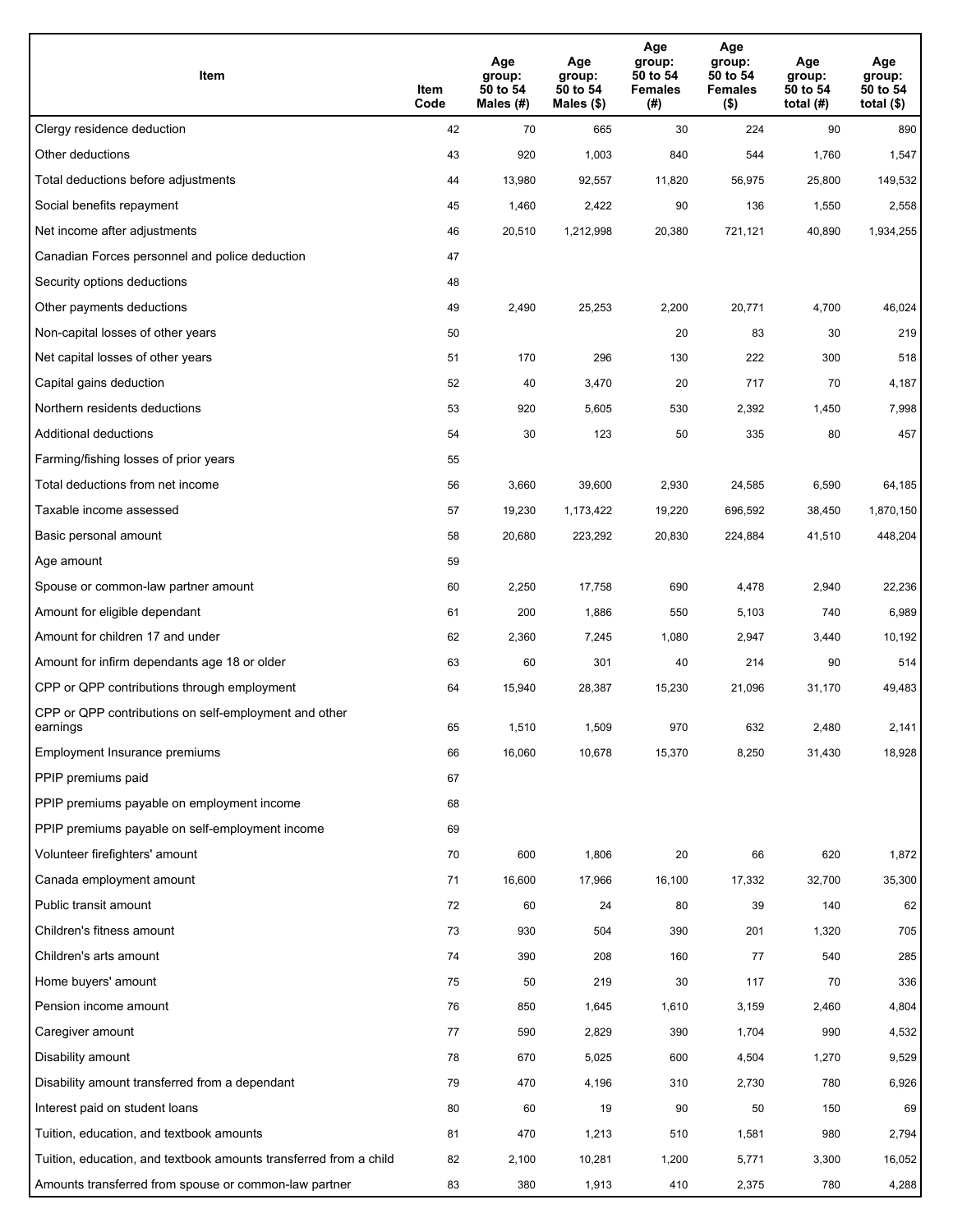| Item | Item Code | Age group: 50 to 54 Males (#) | Age group: 50 to 54 Males ($) | Age group: 50 to 54 Females (#) | Age group: 50 to 54 Females ($) | Age group: 50 to 54 total (#) | Age group: 50 to 54 total ($) |
|---|---|---|---|---|---|---|---|
| Clergy residence deduction | 42 | 70 | 665 | 30 | 224 | 90 | 890 |
| Other deductions | 43 | 920 | 1,003 | 840 | 544 | 1,760 | 1,547 |
| Total deductions before adjustments | 44 | 13,980 | 92,557 | 11,820 | 56,975 | 25,800 | 149,532 |
| Social benefits repayment | 45 | 1,460 | 2,422 | 90 | 136 | 1,550 | 2,558 |
| Net income after adjustments | 46 | 20,510 | 1,212,998 | 20,380 | 721,121 | 40,890 | 1,934,255 |
| Canadian Forces personnel and police deduction | 47 | | | | | | |
| Security options deductions | 48 | | | | | | |
| Other payments deductions | 49 | 2,490 | 25,253 | 2,200 | 20,771 | 4,700 | 46,024 |
| Non-capital losses of other years | 50 | | | 20 | 83 | 30 | 219 |
| Net capital losses of other years | 51 | 170 | 296 | 130 | 222 | 300 | 518 |
| Capital gains deduction | 52 | 40 | 3,470 | 20 | 717 | 70 | 4,187 |
| Northern residents deductions | 53 | 920 | 5,605 | 530 | 2,392 | 1,450 | 7,998 |
| Additional deductions | 54 | 30 | 123 | 50 | 335 | 80 | 457 |
| Farming/fishing losses of prior years | 55 | | | | | | |
| Total deductions from net income | 56 | 3,660 | 39,600 | 2,930 | 24,585 | 6,590 | 64,185 |
| Taxable income assessed | 57 | 19,230 | 1,173,422 | 19,220 | 696,592 | 38,450 | 1,870,150 |
| Basic personal amount | 58 | 20,680 | 223,292 | 20,830 | 224,884 | 41,510 | 448,204 |
| Age amount | 59 | | | | | | |
| Spouse or common-law partner amount | 60 | 2,250 | 17,758 | 690 | 4,478 | 2,940 | 22,236 |
| Amount for eligible dependant | 61 | 200 | 1,886 | 550 | 5,103 | 740 | 6,989 |
| Amount for children 17 and under | 62 | 2,360 | 7,245 | 1,080 | 2,947 | 3,440 | 10,192 |
| Amount for infirm dependants age 18 or older | 63 | 60 | 301 | 40 | 214 | 90 | 514 |
| CPP or QPP contributions through employment | 64 | 15,940 | 28,387 | 15,230 | 21,096 | 31,170 | 49,483 |
| CPP or QPP contributions on self-employment and other earnings | 65 | 1,510 | 1,509 | 970 | 632 | 2,480 | 2,141 |
| Employment Insurance premiums | 66 | 16,060 | 10,678 | 15,370 | 8,250 | 31,430 | 18,928 |
| PPIP premiums paid | 67 | | | | | | |
| PPIP premiums payable on employment income | 68 | | | | | | |
| PPIP premiums payable on self-employment income | 69 | | | | | | |
| Volunteer firefighters' amount | 70 | 600 | 1,806 | 20 | 66 | 620 | 1,872 |
| Canada employment amount | 71 | 16,600 | 17,966 | 16,100 | 17,332 | 32,700 | 35,300 |
| Public transit amount | 72 | 60 | 24 | 80 | 39 | 140 | 62 |
| Children's fitness amount | 73 | 930 | 504 | 390 | 201 | 1,320 | 705 |
| Children's arts amount | 74 | 390 | 208 | 160 | 77 | 540 | 285 |
| Home buyers' amount | 75 | 50 | 219 | 30 | 117 | 70 | 336 |
| Pension income amount | 76 | 850 | 1,645 | 1,610 | 3,159 | 2,460 | 4,804 |
| Caregiver amount | 77 | 590 | 2,829 | 390 | 1,704 | 990 | 4,532 |
| Disability amount | 78 | 670 | 5,025 | 600 | 4,504 | 1,270 | 9,529 |
| Disability amount transferred from a dependant | 79 | 470 | 4,196 | 310 | 2,730 | 780 | 6,926 |
| Interest paid on student loans | 80 | 60 | 19 | 90 | 50 | 150 | 69 |
| Tuition, education, and textbook amounts | 81 | 470 | 1,213 | 510 | 1,581 | 980 | 2,794 |
| Tuition, education, and textbook amounts transferred from a child | 82 | 2,100 | 10,281 | 1,200 | 5,771 | 3,300 | 16,052 |
| Amounts transferred from spouse or common-law partner | 83 | 380 | 1,913 | 410 | 2,375 | 780 | 4,288 |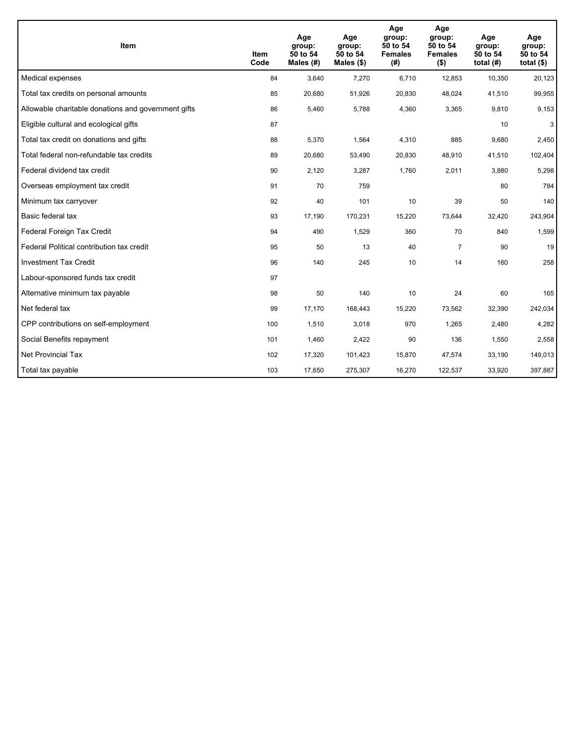| Item | Item Code | Age group: 50 to 54 Males (#) | Age group: 50 to 54 Males ($) | Age group: 50 to 54 Females (#) | Age group: 50 to 54 Females ($) | Age group: 50 to 54 total (#) | Age group: 50 to 54 total ($) |
| --- | --- | --- | --- | --- | --- | --- | --- |
| Medical expenses | 84 | 3,640 | 7,270 | 6,710 | 12,853 | 10,350 | 20,123 |
| Total tax credits on personal amounts | 85 | 20,680 | 51,926 | 20,830 | 48,024 | 41,510 | 99,955 |
| Allowable charitable donations and government gifts | 86 | 5,460 | 5,788 | 4,360 | 3,365 | 9,810 | 9,153 |
| Eligible cultural and ecological gifts | 87 | | | | | 10 | 3 |
| Total tax credit on donations and gifts | 88 | 5,370 | 1,564 | 4,310 | 885 | 9,680 | 2,450 |
| Total federal non-refundable tax credits | 89 | 20,680 | 53,490 | 20,830 | 48,910 | 41,510 | 102,404 |
| Federal dividend tax credit | 90 | 2,120 | 3,287 | 1,760 | 2,011 | 3,880 | 5,298 |
| Overseas employment tax credit | 91 | 70 | 759 | | | 80 | 784 |
| Minimum tax carryover | 92 | 40 | 101 | 10 | 39 | 50 | 140 |
| Basic federal tax | 93 | 17,190 | 170,231 | 15,220 | 73,644 | 32,420 | 243,904 |
| Federal Foreign Tax Credit | 94 | 490 | 1,529 | 360 | 70 | 840 | 1,599 |
| Federal Political contribution tax credit | 95 | 50 | 13 | 40 | 7 | 90 | 19 |
| Investment Tax Credit | 96 | 140 | 245 | 10 | 14 | 160 | 258 |
| Labour-sponsored funds tax credit | 97 | | | | | | |
| Alternative minimum tax payable | 98 | 50 | 140 | 10 | 24 | 60 | 165 |
| Net federal tax | 99 | 17,170 | 168,443 | 15,220 | 73,562 | 32,390 | 242,034 |
| CPP contributions on self-employment | 100 | 1,510 | 3,018 | 970 | 1,265 | 2,480 | 4,282 |
| Social Benefits repayment | 101 | 1,460 | 2,422 | 90 | 136 | 1,550 | 2,558 |
| Net Provincial Tax | 102 | 17,320 | 101,423 | 15,870 | 47,574 | 33,190 | 149,013 |
| Total tax payable | 103 | 17,650 | 275,307 | 16,270 | 122,537 | 33,920 | 397,887 |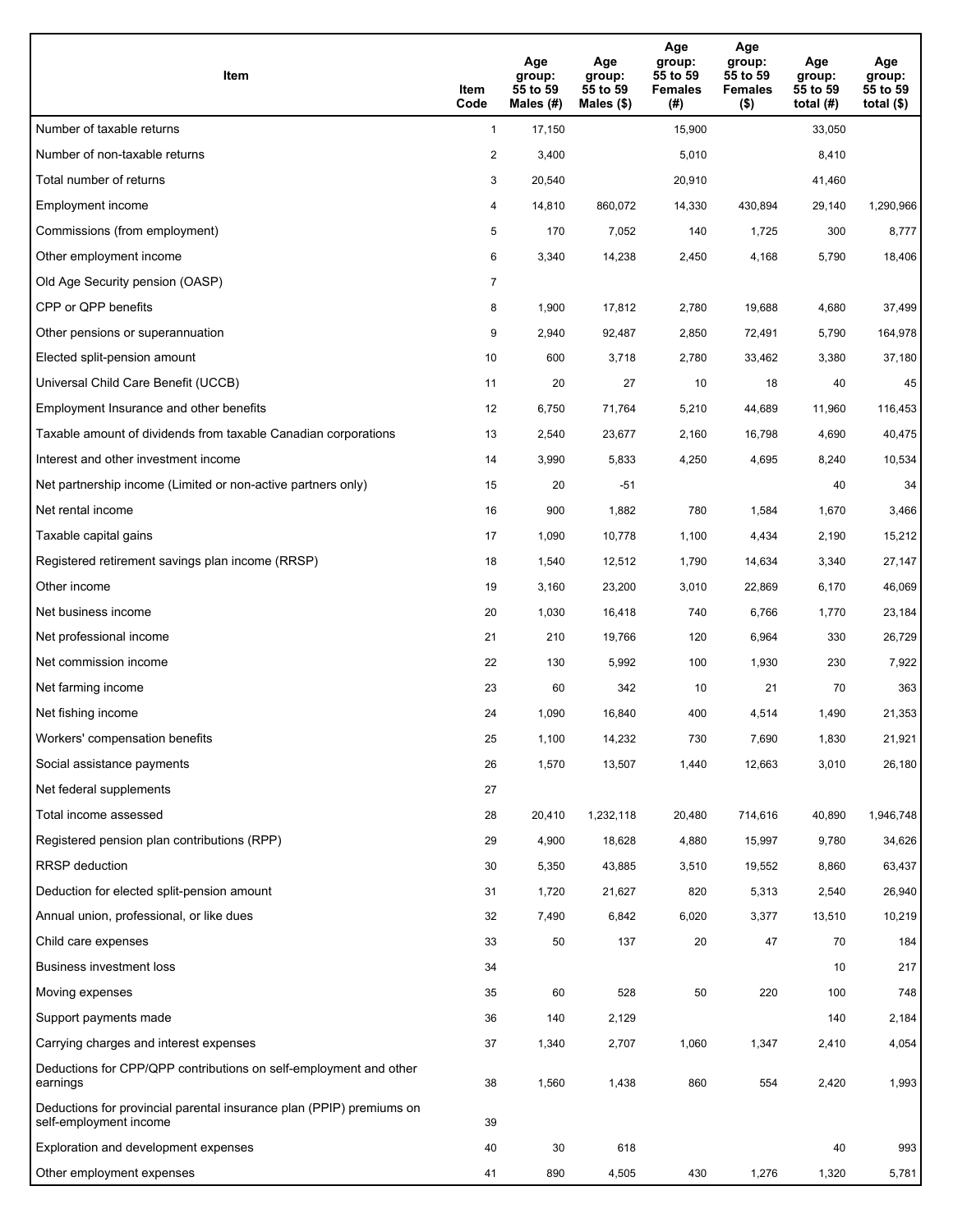| Item | Item Code | Age group: 55 to 59 Males (#) | Age group: 55 to 59 Males ($) | Age group: 55 to 59 Females (#) | Age group: 55 to 59 Females ($) | Age group: 55 to 59 total (#) | Age group: 55 to 59 total ($) |
|---|---|---|---|---|---|---|---|
| Number of taxable returns | 1 | 17,150 | | 15,900 | | 33,050 | |
| Number of non-taxable returns | 2 | 3,400 | | 5,010 | | 8,410 | |
| Total number of returns | 3 | 20,540 | | 20,910 | | 41,460 | |
| Employment income | 4 | 14,810 | 860,072 | 14,330 | 430,894 | 29,140 | 1,290,966 |
| Commissions (from employment) | 5 | 170 | 7,052 | 140 | 1,725 | 300 | 8,777 |
| Other employment income | 6 | 3,340 | 14,238 | 2,450 | 4,168 | 5,790 | 18,406 |
| Old Age Security pension (OASP) | 7 | | | | | | |
| CPP or QPP benefits | 8 | 1,900 | 17,812 | 2,780 | 19,688 | 4,680 | 37,499 |
| Other pensions or superannuation | 9 | 2,940 | 92,487 | 2,850 | 72,491 | 5,790 | 164,978 |
| Elected split-pension amount | 10 | 600 | 3,718 | 2,780 | 33,462 | 3,380 | 37,180 |
| Universal Child Care Benefit (UCCB) | 11 | 20 | 27 | 10 | 18 | 40 | 45 |
| Employment Insurance and other benefits | 12 | 6,750 | 71,764 | 5,210 | 44,689 | 11,960 | 116,453 |
| Taxable amount of dividends from taxable Canadian corporations | 13 | 2,540 | 23,677 | 2,160 | 16,798 | 4,690 | 40,475 |
| Interest and other investment income | 14 | 3,990 | 5,833 | 4,250 | 4,695 | 8,240 | 10,534 |
| Net partnership income (Limited or non-active partners only) | 15 | 20 | -51 | | | 40 | 34 |
| Net rental income | 16 | 900 | 1,882 | 780 | 1,584 | 1,670 | 3,466 |
| Taxable capital gains | 17 | 1,090 | 10,778 | 1,100 | 4,434 | 2,190 | 15,212 |
| Registered retirement savings plan income (RRSP) | 18 | 1,540 | 12,512 | 1,790 | 14,634 | 3,340 | 27,147 |
| Other income | 19 | 3,160 | 23,200 | 3,010 | 22,869 | 6,170 | 46,069 |
| Net business income | 20 | 1,030 | 16,418 | 740 | 6,766 | 1,770 | 23,184 |
| Net professional income | 21 | 210 | 19,766 | 120 | 6,964 | 330 | 26,729 |
| Net commission income | 22 | 130 | 5,992 | 100 | 1,930 | 230 | 7,922 |
| Net farming income | 23 | 60 | 342 | 10 | 21 | 70 | 363 |
| Net fishing income | 24 | 1,090 | 16,840 | 400 | 4,514 | 1,490 | 21,353 |
| Workers' compensation benefits | 25 | 1,100 | 14,232 | 730 | 7,690 | 1,830 | 21,921 |
| Social assistance payments | 26 | 1,570 | 13,507 | 1,440 | 12,663 | 3,010 | 26,180 |
| Net federal supplements | 27 | | | | | | |
| Total income assessed | 28 | 20,410 | 1,232,118 | 20,480 | 714,616 | 40,890 | 1,946,748 |
| Registered pension plan contributions (RPP) | 29 | 4,900 | 18,628 | 4,880 | 15,997 | 9,780 | 34,626 |
| RRSP deduction | 30 | 5,350 | 43,885 | 3,510 | 19,552 | 8,860 | 63,437 |
| Deduction for elected split-pension amount | 31 | 1,720 | 21,627 | 820 | 5,313 | 2,540 | 26,940 |
| Annual union, professional, or like dues | 32 | 7,490 | 6,842 | 6,020 | 3,377 | 13,510 | 10,219 |
| Child care expenses | 33 | 50 | 137 | 20 | 47 | 70 | 184 |
| Business investment loss | 34 | | | | | 10 | 217 |
| Moving expenses | 35 | 60 | 528 | 50 | 220 | 100 | 748 |
| Support payments made | 36 | 140 | 2,129 | | | 140 | 2,184 |
| Carrying charges and interest expenses | 37 | 1,340 | 2,707 | 1,060 | 1,347 | 2,410 | 4,054 |
| Deductions for CPP/QPP contributions on self-employment and other earnings | 38 | 1,560 | 1,438 | 860 | 554 | 2,420 | 1,993 |
| Deductions for provincial parental insurance plan (PPIP) premiums on self-employment income | 39 | | | | | | |
| Exploration and development expenses | 40 | 30 | 618 | | | 40 | 993 |
| Other employment expenses | 41 | 890 | 4,505 | 430 | 1,276 | 1,320 | 5,781 |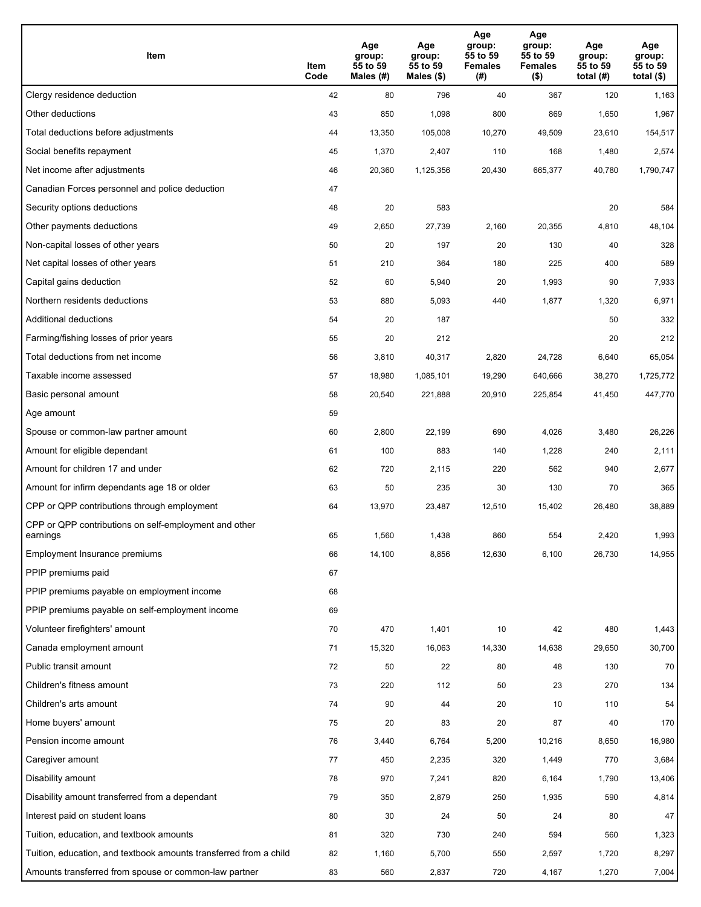| Item | Item Code | Age group: 55 to 59 Males (#) | Age group: 55 to 59 Males ($) | Age group: 55 to 59 Females (#) | Age group: 55 to 59 Females ($) | Age group: 55 to 59 total (#) | Age group: 55 to 59 total ($) |
|---|---|---|---|---|---|---|---|
| Clergy residence deduction | 42 | 80 | 796 | 40 | 367 | 120 | 1,163 |
| Other deductions | 43 | 850 | 1,098 | 800 | 869 | 1,650 | 1,967 |
| Total deductions before adjustments | 44 | 13,350 | 105,008 | 10,270 | 49,509 | 23,610 | 154,517 |
| Social benefits repayment | 45 | 1,370 | 2,407 | 110 | 168 | 1,480 | 2,574 |
| Net income after adjustments | 46 | 20,360 | 1,125,356 | 20,430 | 665,377 | 40,780 | 1,790,747 |
| Canadian Forces personnel and police deduction | 47 | | | | | | |
| Security options deductions | 48 | 20 | 583 | | | 20 | 584 |
| Other payments deductions | 49 | 2,650 | 27,739 | 2,160 | 20,355 | 4,810 | 48,104 |
| Non-capital losses of other years | 50 | 20 | 197 | 20 | 130 | 40 | 328 |
| Net capital losses of other years | 51 | 210 | 364 | 180 | 225 | 400 | 589 |
| Capital gains deduction | 52 | 60 | 5,940 | 20 | 1,993 | 90 | 7,933 |
| Northern residents deductions | 53 | 880 | 5,093 | 440 | 1,877 | 1,320 | 6,971 |
| Additional deductions | 54 | 20 | 187 | | | 50 | 332 |
| Farming/fishing losses of prior years | 55 | 20 | 212 | | | 20 | 212 |
| Total deductions from net income | 56 | 3,810 | 40,317 | 2,820 | 24,728 | 6,640 | 65,054 |
| Taxable income assessed | 57 | 18,980 | 1,085,101 | 19,290 | 640,666 | 38,270 | 1,725,772 |
| Basic personal amount | 58 | 20,540 | 221,888 | 20,910 | 225,854 | 41,450 | 447,770 |
| Age amount | 59 | | | | | | |
| Spouse or common-law partner amount | 60 | 2,800 | 22,199 | 690 | 4,026 | 3,480 | 26,226 |
| Amount for eligible dependant | 61 | 100 | 883 | 140 | 1,228 | 240 | 2,111 |
| Amount for children 17 and under | 62 | 720 | 2,115 | 220 | 562 | 940 | 2,677 |
| Amount for infirm dependants age 18 or older | 63 | 50 | 235 | 30 | 130 | 70 | 365 |
| CPP or QPP contributions through employment | 64 | 13,970 | 23,487 | 12,510 | 15,402 | 26,480 | 38,889 |
| CPP or QPP contributions on self-employment and other earnings | 65 | 1,560 | 1,438 | 860 | 554 | 2,420 | 1,993 |
| Employment Insurance premiums | 66 | 14,100 | 8,856 | 12,630 | 6,100 | 26,730 | 14,955 |
| PPIP premiums paid | 67 | | | | | | |
| PPIP premiums payable on employment income | 68 | | | | | | |
| PPIP premiums payable on self-employment income | 69 | | | | | | |
| Volunteer firefighters' amount | 70 | 470 | 1,401 | 10 | 42 | 480 | 1,443 |
| Canada employment amount | 71 | 15,320 | 16,063 | 14,330 | 14,638 | 29,650 | 30,700 |
| Public transit amount | 72 | 50 | 22 | 80 | 48 | 130 | 70 |
| Children's fitness amount | 73 | 220 | 112 | 50 | 23 | 270 | 134 |
| Children's arts amount | 74 | 90 | 44 | 20 | 10 | 110 | 54 |
| Home buyers' amount | 75 | 20 | 83 | 20 | 87 | 40 | 170 |
| Pension income amount | 76 | 3,440 | 6,764 | 5,200 | 10,216 | 8,650 | 16,980 |
| Caregiver amount | 77 | 450 | 2,235 | 320 | 1,449 | 770 | 3,684 |
| Disability amount | 78 | 970 | 7,241 | 820 | 6,164 | 1,790 | 13,406 |
| Disability amount transferred from a dependant | 79 | 350 | 2,879 | 250 | 1,935 | 590 | 4,814 |
| Interest paid on student loans | 80 | 30 | 24 | 50 | 24 | 80 | 47 |
| Tuition, education, and textbook amounts | 81 | 320 | 730 | 240 | 594 | 560 | 1,323 |
| Tuition, education, and textbook amounts transferred from a child | 82 | 1,160 | 5,700 | 550 | 2,597 | 1,720 | 8,297 |
| Amounts transferred from spouse or common-law partner | 83 | 560 | 2,837 | 720 | 4,167 | 1,270 | 7,004 |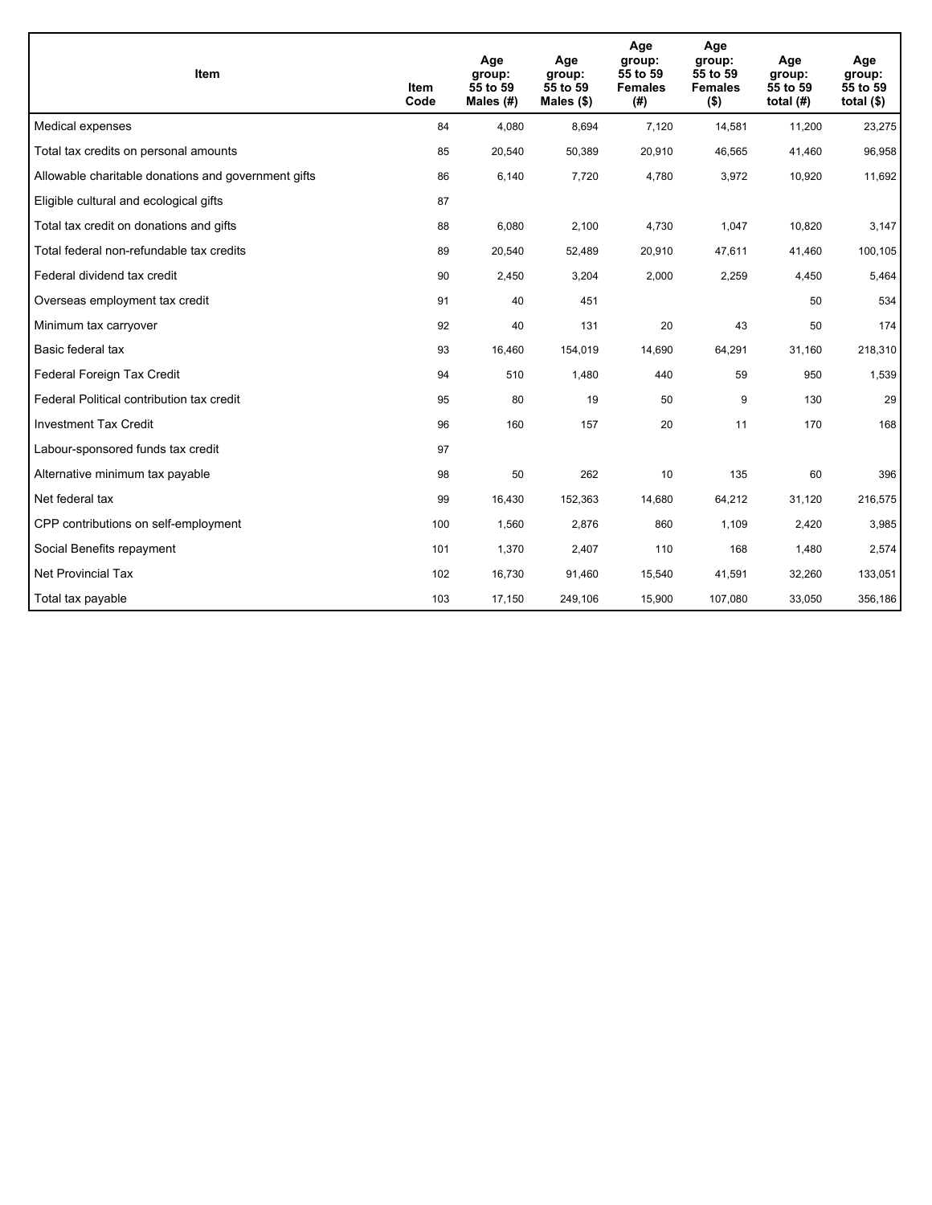| Item | Item Code | Age group: 55 to 59 Males (#) | Age group: 55 to 59 Males ($) | Age group: 55 to 59 Females (#) | Age group: 55 to 59 Females ($) | Age group: 55 to 59 total (#) | Age group: 55 to 59 total ($) |
|---|---|---|---|---|---|---|---|
| Medical expenses | 84 | 4,080 | 8,694 | 7,120 | 14,581 | 11,200 | 23,275 |
| Total tax credits on personal amounts | 85 | 20,540 | 50,389 | 20,910 | 46,565 | 41,460 | 96,958 |
| Allowable charitable donations and government gifts | 86 | 6,140 | 7,720 | 4,780 | 3,972 | 10,920 | 11,692 |
| Eligible cultural and ecological gifts | 87 | | | | | | |
| Total tax credit on donations and gifts | 88 | 6,080 | 2,100 | 4,730 | 1,047 | 10,820 | 3,147 |
| Total federal non-refundable tax credits | 89 | 20,540 | 52,489 | 20,910 | 47,611 | 41,460 | 100,105 |
| Federal dividend tax credit | 90 | 2,450 | 3,204 | 2,000 | 2,259 | 4,450 | 5,464 |
| Overseas employment tax credit | 91 | 40 | 451 | | | 50 | 534 |
| Minimum tax carryover | 92 | 40 | 131 | 20 | 43 | 50 | 174 |
| Basic federal tax | 93 | 16,460 | 154,019 | 14,690 | 64,291 | 31,160 | 218,310 |
| Federal Foreign Tax Credit | 94 | 510 | 1,480 | 440 | 59 | 950 | 1,539 |
| Federal Political contribution tax credit | 95 | 80 | 19 | 50 | 9 | 130 | 29 |
| Investment Tax Credit | 96 | 160 | 157 | 20 | 11 | 170 | 168 |
| Labour-sponsored funds tax credit | 97 | | | | | | |
| Alternative minimum tax payable | 98 | 50 | 262 | 10 | 135 | 60 | 396 |
| Net federal tax | 99 | 16,430 | 152,363 | 14,680 | 64,212 | 31,120 | 216,575 |
| CPP contributions on self-employment | 100 | 1,560 | 2,876 | 860 | 1,109 | 2,420 | 3,985 |
| Social Benefits repayment | 101 | 1,370 | 2,407 | 110 | 168 | 1,480 | 2,574 |
| Net Provincial Tax | 102 | 16,730 | 91,460 | 15,540 | 41,591 | 32,260 | 133,051 |
| Total tax payable | 103 | 17,150 | 249,106 | 15,900 | 107,080 | 33,050 | 356,186 |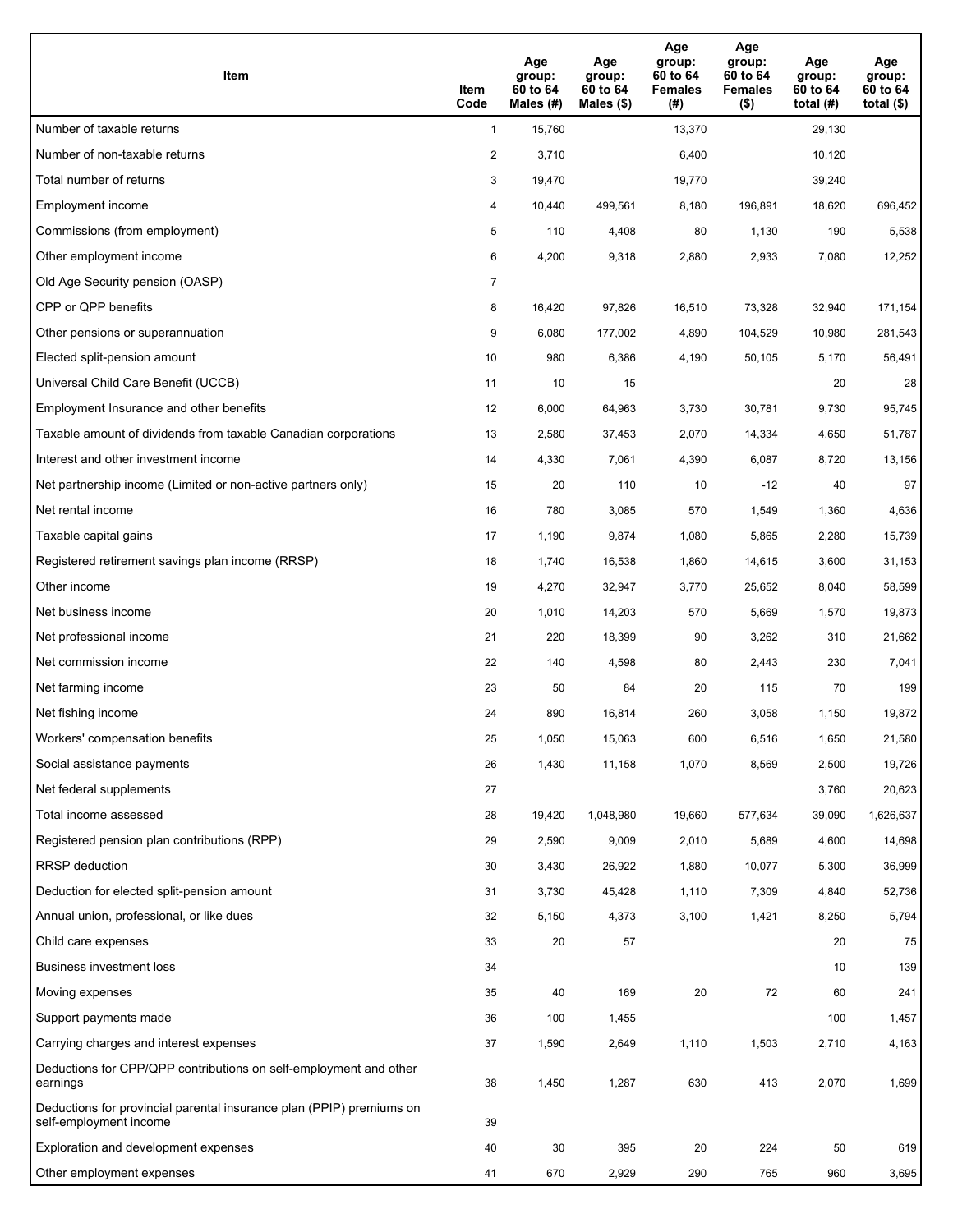| Item | Item Code | Age group: 60 to 64 Males (#) | Age group: 60 to 64 Males ($) | Age group: 60 to 64 Females (#) | Age group: 60 to 64 Females ($) | Age group: 60 to 64 total (#) | Age group: 60 to 64 total ($) |
|---|---|---|---|---|---|---|---|
| Number of taxable returns | 1 | 15,760 | | 13,370 | | 29,130 | |
| Number of non-taxable returns | 2 | 3,710 | | 6,400 | | 10,120 | |
| Total number of returns | 3 | 19,470 | | 19,770 | | 39,240 | |
| Employment income | 4 | 10,440 | 499,561 | 8,180 | 196,891 | 18,620 | 696,452 |
| Commissions (from employment) | 5 | 110 | 4,408 | 80 | 1,130 | 190 | 5,538 |
| Other employment income | 6 | 4,200 | 9,318 | 2,880 | 2,933 | 7,080 | 12,252 |
| Old Age Security pension (OASP) | 7 | | | | | | |
| CPP or QPP benefits | 8 | 16,420 | 97,826 | 16,510 | 73,328 | 32,940 | 171,154 |
| Other pensions or superannuation | 9 | 6,080 | 177,002 | 4,890 | 104,529 | 10,980 | 281,543 |
| Elected split-pension amount | 10 | 980 | 6,386 | 4,190 | 50,105 | 5,170 | 56,491 |
| Universal Child Care Benefit (UCCB) | 11 | 10 | 15 | | | 20 | 28 |
| Employment Insurance and other benefits | 12 | 6,000 | 64,963 | 3,730 | 30,781 | 9,730 | 95,745 |
| Taxable amount of dividends from taxable Canadian corporations | 13 | 2,580 | 37,453 | 2,070 | 14,334 | 4,650 | 51,787 |
| Interest and other investment income | 14 | 4,330 | 7,061 | 4,390 | 6,087 | 8,720 | 13,156 |
| Net partnership income (Limited or non-active partners only) | 15 | 20 | 110 | 10 | -12 | 40 | 97 |
| Net rental income | 16 | 780 | 3,085 | 570 | 1,549 | 1,360 | 4,636 |
| Taxable capital gains | 17 | 1,190 | 9,874 | 1,080 | 5,865 | 2,280 | 15,739 |
| Registered retirement savings plan income (RRSP) | 18 | 1,740 | 16,538 | 1,860 | 14,615 | 3,600 | 31,153 |
| Other income | 19 | 4,270 | 32,947 | 3,770 | 25,652 | 8,040 | 58,599 |
| Net business income | 20 | 1,010 | 14,203 | 570 | 5,669 | 1,570 | 19,873 |
| Net professional income | 21 | 220 | 18,399 | 90 | 3,262 | 310 | 21,662 |
| Net commission income | 22 | 140 | 4,598 | 80 | 2,443 | 230 | 7,041 |
| Net farming income | 23 | 50 | 84 | 20 | 115 | 70 | 199 |
| Net fishing income | 24 | 890 | 16,814 | 260 | 3,058 | 1,150 | 19,872 |
| Workers' compensation benefits | 25 | 1,050 | 15,063 | 600 | 6,516 | 1,650 | 21,580 |
| Social assistance payments | 26 | 1,430 | 11,158 | 1,070 | 8,569 | 2,500 | 19,726 |
| Net federal supplements | 27 | | | | | 3,760 | 20,623 |
| Total income assessed | 28 | 19,420 | 1,048,980 | 19,660 | 577,634 | 39,090 | 1,626,637 |
| Registered pension plan contributions (RPP) | 29 | 2,590 | 9,009 | 2,010 | 5,689 | 4,600 | 14,698 |
| RRSP deduction | 30 | 3,430 | 26,922 | 1,880 | 10,077 | 5,300 | 36,999 |
| Deduction for elected split-pension amount | 31 | 3,730 | 45,428 | 1,110 | 7,309 | 4,840 | 52,736 |
| Annual union, professional, or like dues | 32 | 5,150 | 4,373 | 3,100 | 1,421 | 8,250 | 5,794 |
| Child care expenses | 33 | 20 | 57 | | | 20 | 75 |
| Business investment loss | 34 | | | | | 10 | 139 |
| Moving expenses | 35 | 40 | 169 | 20 | 72 | 60 | 241 |
| Support payments made | 36 | 100 | 1,455 | | | 100 | 1,457 |
| Carrying charges and interest expenses | 37 | 1,590 | 2,649 | 1,110 | 1,503 | 2,710 | 4,163 |
| Deductions for CPP/QPP contributions on self-employment and other earnings | 38 | 1,450 | 1,287 | 630 | 413 | 2,070 | 1,699 |
| Deductions for provincial parental insurance plan (PPIP) premiums on self-employment income | 39 | | | | | | |
| Exploration and development expenses | 40 | 30 | 395 | 20 | 224 | 50 | 619 |
| Other employment expenses | 41 | 670 | 2,929 | 290 | 765 | 960 | 3,695 |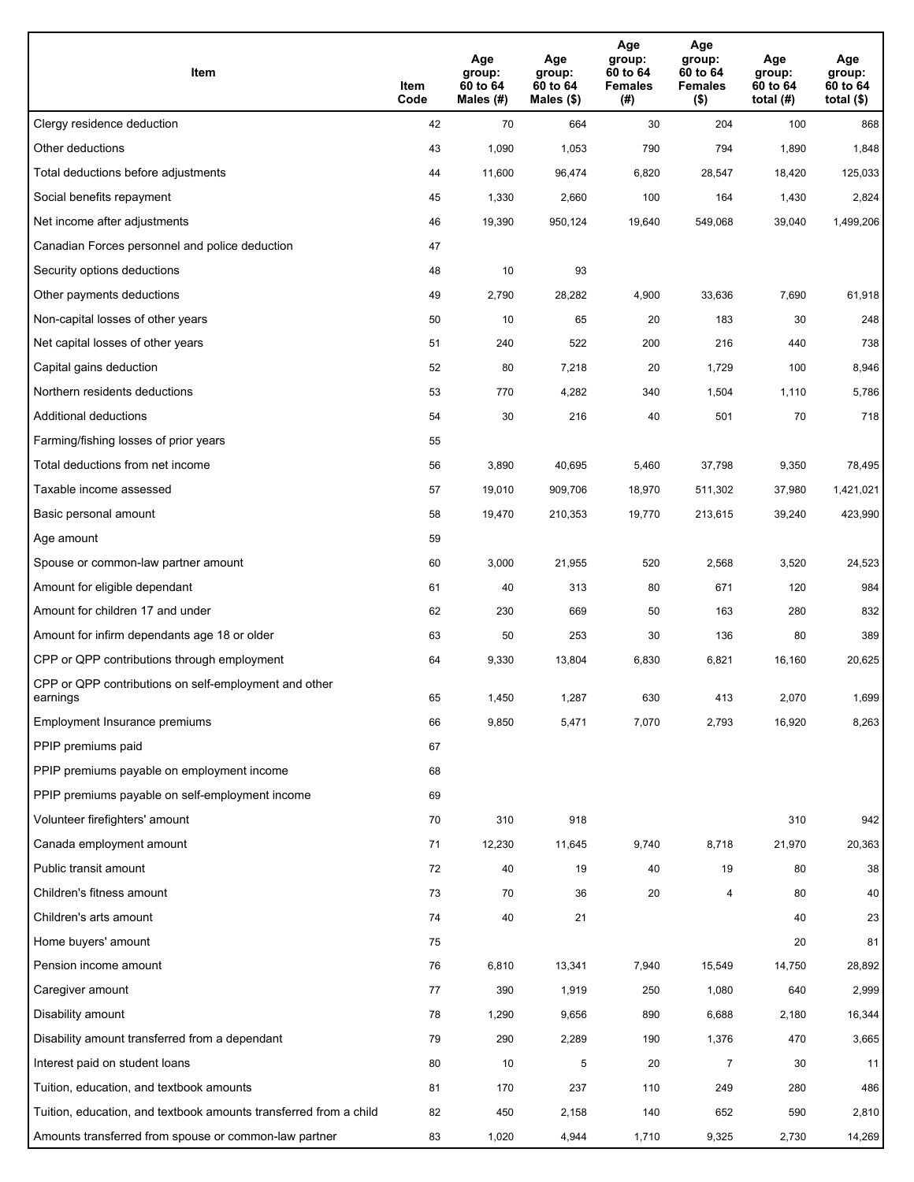| Item | Item Code | Age group: 60 to 64 Males (#) | Age group: 60 to 64 Males ($) | Age group: 60 to 64 Females (#) | Age group: 60 to 64 Females ($) | Age group: 60 to 64 total (#) | Age group: 60 to 64 total ($) |
|---|---|---|---|---|---|---|---|
| Clergy residence deduction | 42 | 70 | 664 | 30 | 204 | 100 | 868 |
| Other deductions | 43 | 1,090 | 1,053 | 790 | 794 | 1,890 | 1,848 |
| Total deductions before adjustments | 44 | 11,600 | 96,474 | 6,820 | 28,547 | 18,420 | 125,033 |
| Social benefits repayment | 45 | 1,330 | 2,660 | 100 | 164 | 1,430 | 2,824 |
| Net income after adjustments | 46 | 19,390 | 950,124 | 19,640 | 549,068 | 39,040 | 1,499,206 |
| Canadian Forces personnel and police deduction | 47 | | | | | | |
| Security options deductions | 48 | 10 | 93 | | | | |
| Other payments deductions | 49 | 2,790 | 28,282 | 4,900 | 33,636 | 7,690 | 61,918 |
| Non-capital losses of other years | 50 | 10 | 65 | 20 | 183 | 30 | 248 |
| Net capital losses of other years | 51 | 240 | 522 | 200 | 216 | 440 | 738 |
| Capital gains deduction | 52 | 80 | 7,218 | 20 | 1,729 | 100 | 8,946 |
| Northern residents deductions | 53 | 770 | 4,282 | 340 | 1,504 | 1,110 | 5,786 |
| Additional deductions | 54 | 30 | 216 | 40 | 501 | 70 | 718 |
| Farming/fishing losses of prior years | 55 | | | | | | |
| Total deductions from net income | 56 | 3,890 | 40,695 | 5,460 | 37,798 | 9,350 | 78,495 |
| Taxable income assessed | 57 | 19,010 | 909,706 | 18,970 | 511,302 | 37,980 | 1,421,021 |
| Basic personal amount | 58 | 19,470 | 210,353 | 19,770 | 213,615 | 39,240 | 423,990 |
| Age amount | 59 | | | | | | |
| Spouse or common-law partner amount | 60 | 3,000 | 21,955 | 520 | 2,568 | 3,520 | 24,523 |
| Amount for eligible dependant | 61 | 40 | 313 | 80 | 671 | 120 | 984 |
| Amount for children 17 and under | 62 | 230 | 669 | 50 | 163 | 280 | 832 |
| Amount for infirm dependants age 18 or older | 63 | 50 | 253 | 30 | 136 | 80 | 389 |
| CPP or QPP contributions through employment | 64 | 9,330 | 13,804 | 6,830 | 6,821 | 16,160 | 20,625 |
| CPP or QPP contributions on self-employment and other earnings | 65 | 1,450 | 1,287 | 630 | 413 | 2,070 | 1,699 |
| Employment Insurance premiums | 66 | 9,850 | 5,471 | 7,070 | 2,793 | 16,920 | 8,263 |
| PPIP premiums paid | 67 | | | | | | |
| PPIP premiums payable on employment income | 68 | | | | | | |
| PPIP premiums payable on self-employment income | 69 | | | | | | |
| Volunteer firefighters' amount | 70 | 310 | 918 | | | 310 | 942 |
| Canada employment amount | 71 | 12,230 | 11,645 | 9,740 | 8,718 | 21,970 | 20,363 |
| Public transit amount | 72 | 40 | 19 | 40 | 19 | 80 | 38 |
| Children's fitness amount | 73 | 70 | 36 | 20 | 4 | 80 | 40 |
| Children's arts amount | 74 | 40 | 21 | | | 40 | 23 |
| Home buyers' amount | 75 | | | | | 20 | 81 |
| Pension income amount | 76 | 6,810 | 13,341 | 7,940 | 15,549 | 14,750 | 28,892 |
| Caregiver amount | 77 | 390 | 1,919 | 250 | 1,080 | 640 | 2,999 |
| Disability amount | 78 | 1,290 | 9,656 | 890 | 6,688 | 2,180 | 16,344 |
| Disability amount transferred from a dependant | 79 | 290 | 2,289 | 190 | 1,376 | 470 | 3,665 |
| Interest paid on student loans | 80 | 10 | 5 | 20 | 7 | 30 | 11 |
| Tuition, education, and textbook amounts | 81 | 170 | 237 | 110 | 249 | 280 | 486 |
| Tuition, education, and textbook amounts transferred from a child | 82 | 450 | 2,158 | 140 | 652 | 590 | 2,810 |
| Amounts transferred from spouse or common-law partner | 83 | 1,020 | 4,944 | 1,710 | 9,325 | 2,730 | 14,269 |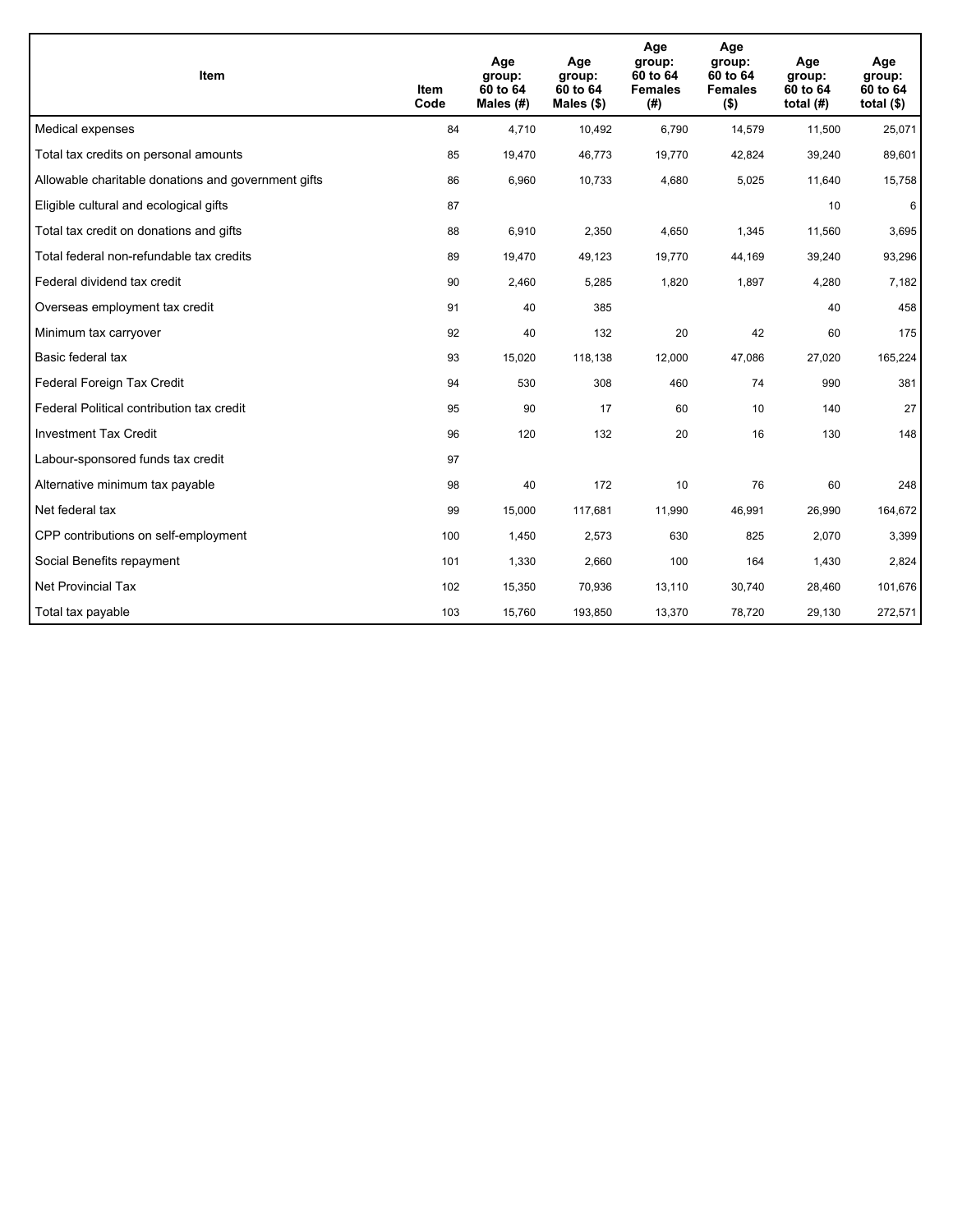| Item | Item Code | Age group: 60 to 64 Males (#) | Age group: 60 to 64 Males ($) | Age group: 60 to 64 Females (#) | Age group: 60 to 64 Females ($) | Age group: 60 to 64 total (#) | Age group: 60 to 64 total ($) |
|---|---|---|---|---|---|---|---|
| Medical expenses | 84 | 4,710 | 10,492 | 6,790 | 14,579 | 11,500 | 25,071 |
| Total tax credits on personal amounts | 85 | 19,470 | 46,773 | 19,770 | 42,824 | 39,240 | 89,601 |
| Allowable charitable donations and government gifts | 86 | 6,960 | 10,733 | 4,680 | 5,025 | 11,640 | 15,758 |
| Eligible cultural and ecological gifts | 87 | | | | | 10 | 6 |
| Total tax credit on donations and gifts | 88 | 6,910 | 2,350 | 4,650 | 1,345 | 11,560 | 3,695 |
| Total federal non-refundable tax credits | 89 | 19,470 | 49,123 | 19,770 | 44,169 | 39,240 | 93,296 |
| Federal dividend tax credit | 90 | 2,460 | 5,285 | 1,820 | 1,897 | 4,280 | 7,182 |
| Overseas employment tax credit | 91 | 40 | 385 | | | 40 | 458 |
| Minimum tax carryover | 92 | 40 | 132 | 20 | 42 | 60 | 175 |
| Basic federal tax | 93 | 15,020 | 118,138 | 12,000 | 47,086 | 27,020 | 165,224 |
| Federal Foreign Tax Credit | 94 | 530 | 308 | 460 | 74 | 990 | 381 |
| Federal Political contribution tax credit | 95 | 90 | 17 | 60 | 10 | 140 | 27 |
| Investment Tax Credit | 96 | 120 | 132 | 20 | 16 | 130 | 148 |
| Labour-sponsored funds tax credit | 97 | | | | | | |
| Alternative minimum tax payable | 98 | 40 | 172 | 10 | 76 | 60 | 248 |
| Net federal tax | 99 | 15,000 | 117,681 | 11,990 | 46,991 | 26,990 | 164,672 |
| CPP contributions on self-employment | 100 | 1,450 | 2,573 | 630 | 825 | 2,070 | 3,399 |
| Social Benefits repayment | 101 | 1,330 | 2,660 | 100 | 164 | 1,430 | 2,824 |
| Net Provincial Tax | 102 | 15,350 | 70,936 | 13,110 | 30,740 | 28,460 | 101,676 |
| Total tax payable | 103 | 15,760 | 193,850 | 13,370 | 78,720 | 29,130 | 272,571 |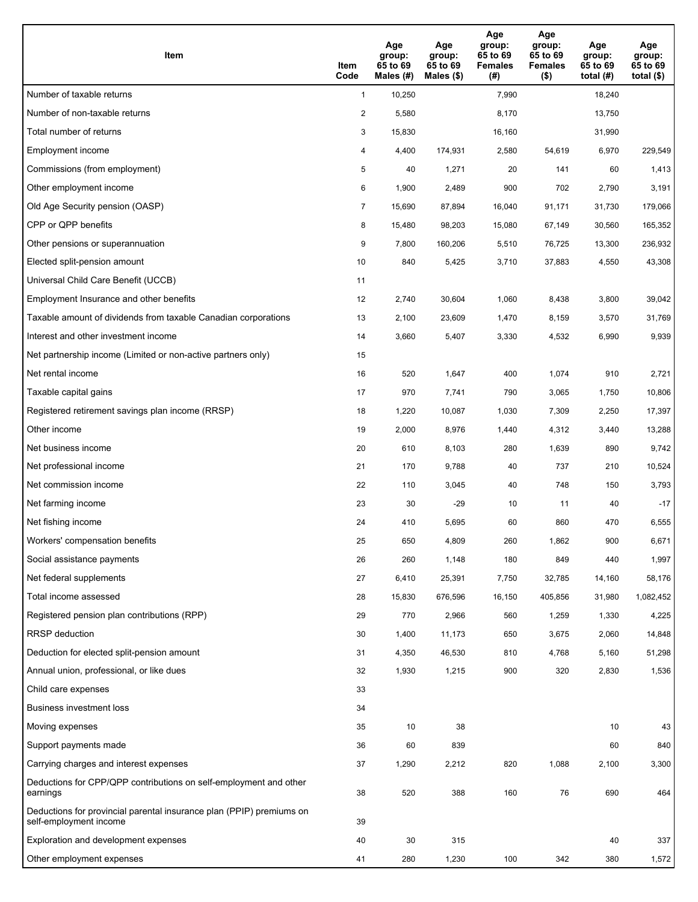| Item | Item Code | Age group: 65 to 69 Males (#) | Age group: 65 to 69 Males ($) | Age group: 65 to 69 Females (#) | Age group: 65 to 69 Females ($) | Age group: 65 to 69 total (#) | Age group: 65 to 69 total ($) |
|---|---|---|---|---|---|---|---|
| Number of taxable returns | 1 | 10,250 | | 7,990 | | 18,240 | |
| Number of non-taxable returns | 2 | 5,580 | | 8,170 | | 13,750 | |
| Total number of returns | 3 | 15,830 | | 16,160 | | 31,990 | |
| Employment income | 4 | 4,400 | 174,931 | 2,580 | 54,619 | 6,970 | 229,549 |
| Commissions (from employment) | 5 | 40 | 1,271 | 20 | 141 | 60 | 1,413 |
| Other employment income | 6 | 1,900 | 2,489 | 900 | 702 | 2,790 | 3,191 |
| Old Age Security pension (OASP) | 7 | 15,690 | 87,894 | 16,040 | 91,171 | 31,730 | 179,066 |
| CPP or QPP benefits | 8 | 15,480 | 98,203 | 15,080 | 67,149 | 30,560 | 165,352 |
| Other pensions or superannuation | 9 | 7,800 | 160,206 | 5,510 | 76,725 | 13,300 | 236,932 |
| Elected split-pension amount | 10 | 840 | 5,425 | 3,710 | 37,883 | 4,550 | 43,308 |
| Universal Child Care Benefit (UCCB) | 11 | | | | | | |
| Employment Insurance and other benefits | 12 | 2,740 | 30,604 | 1,060 | 8,438 | 3,800 | 39,042 |
| Taxable amount of dividends from taxable Canadian corporations | 13 | 2,100 | 23,609 | 1,470 | 8,159 | 3,570 | 31,769 |
| Interest and other investment income | 14 | 3,660 | 5,407 | 3,330 | 4,532 | 6,990 | 9,939 |
| Net partnership income (Limited or non-active partners only) | 15 | | | | | | |
| Net rental income | 16 | 520 | 1,647 | 400 | 1,074 | 910 | 2,721 |
| Taxable capital gains | 17 | 970 | 7,741 | 790 | 3,065 | 1,750 | 10,806 |
| Registered retirement savings plan income (RRSP) | 18 | 1,220 | 10,087 | 1,030 | 7,309 | 2,250 | 17,397 |
| Other income | 19 | 2,000 | 8,976 | 1,440 | 4,312 | 3,440 | 13,288 |
| Net business income | 20 | 610 | 8,103 | 280 | 1,639 | 890 | 9,742 |
| Net professional income | 21 | 170 | 9,788 | 40 | 737 | 210 | 10,524 |
| Net commission income | 22 | 110 | 3,045 | 40 | 748 | 150 | 3,793 |
| Net farming income | 23 | 30 | -29 | 10 | 11 | 40 | -17 |
| Net fishing income | 24 | 410 | 5,695 | 60 | 860 | 470 | 6,555 |
| Workers' compensation benefits | 25 | 650 | 4,809 | 260 | 1,862 | 900 | 6,671 |
| Social assistance payments | 26 | 260 | 1,148 | 180 | 849 | 440 | 1,997 |
| Net federal supplements | 27 | 6,410 | 25,391 | 7,750 | 32,785 | 14,160 | 58,176 |
| Total income assessed | 28 | 15,830 | 676,596 | 16,150 | 405,856 | 31,980 | 1,082,452 |
| Registered pension plan contributions (RPP) | 29 | 770 | 2,966 | 560 | 1,259 | 1,330 | 4,225 |
| RRSP deduction | 30 | 1,400 | 11,173 | 650 | 3,675 | 2,060 | 14,848 |
| Deduction for elected split-pension amount | 31 | 4,350 | 46,530 | 810 | 4,768 | 5,160 | 51,298 |
| Annual union, professional, or like dues | 32 | 1,930 | 1,215 | 900 | 320 | 2,830 | 1,536 |
| Child care expenses | 33 | | | | | | |
| Business investment loss | 34 | | | | | | |
| Moving expenses | 35 | 10 | 38 | | | 10 | 43 |
| Support payments made | 36 | 60 | 839 | | | 60 | 840 |
| Carrying charges and interest expenses | 37 | 1,290 | 2,212 | 820 | 1,088 | 2,100 | 3,300 |
| Deductions for CPP/QPP contributions on self-employment and other earnings | 38 | 520 | 388 | 160 | 76 | 690 | 464 |
| Deductions for provincial parental insurance plan (PPIP) premiums on self-employment income | 39 | | | | | | |
| Exploration and development expenses | 40 | 30 | 315 | | | 40 | 337 |
| Other employment expenses | 41 | 280 | 1,230 | 100 | 342 | 380 | 1,572 |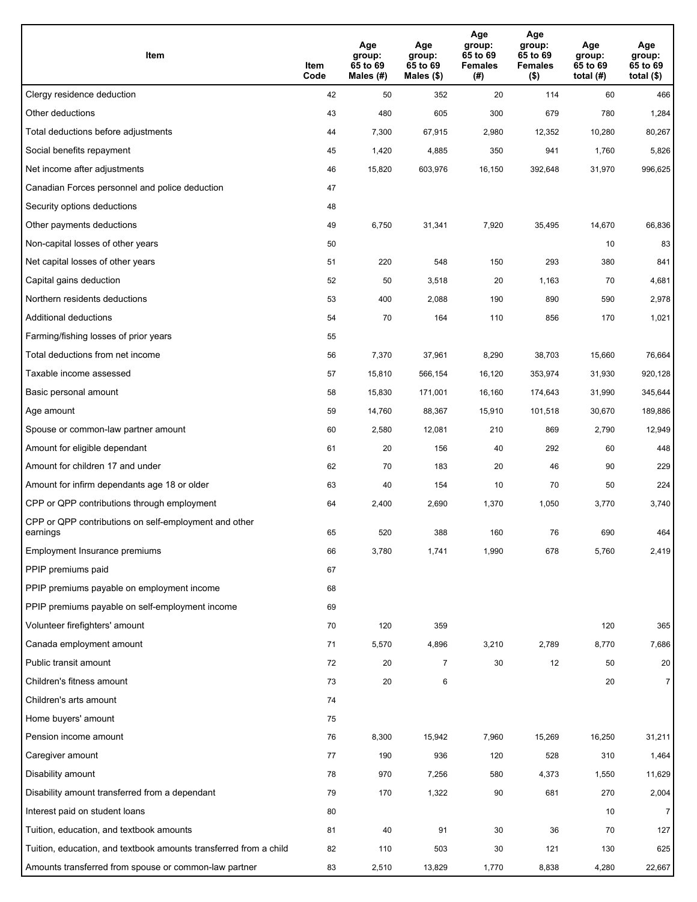| Item | Item Code | Age group: 65 to 69 Males (#) | Age group: 65 to 69 Males ($) | Age group: 65 to 69 Females (#) | Age group: 65 to 69 Females ($) | Age group: 65 to 69 total (#) | Age group: 65 to 69 total ($) |
|---|---|---|---|---|---|---|---|
| Clergy residence deduction | 42 | 50 | 352 | 20 | 114 | 60 | 466 |
| Other deductions | 43 | 480 | 605 | 300 | 679 | 780 | 1,284 |
| Total deductions before adjustments | 44 | 7,300 | 67,915 | 2,980 | 12,352 | 10,280 | 80,267 |
| Social benefits repayment | 45 | 1,420 | 4,885 | 350 | 941 | 1,760 | 5,826 |
| Net income after adjustments | 46 | 15,820 | 603,976 | 16,150 | 392,648 | 31,970 | 996,625 |
| Canadian Forces personnel and police deduction | 47 | | | | | | |
| Security options deductions | 48 | | | | | | |
| Other payments deductions | 49 | 6,750 | 31,341 | 7,920 | 35,495 | 14,670 | 66,836 |
| Non-capital losses of other years | 50 | | | | | 10 | 83 |
| Net capital losses of other years | 51 | 220 | 548 | 150 | 293 | 380 | 841 |
| Capital gains deduction | 52 | 50 | 3,518 | 20 | 1,163 | 70 | 4,681 |
| Northern residents deductions | 53 | 400 | 2,088 | 190 | 890 | 590 | 2,978 |
| Additional deductions | 54 | 70 | 164 | 110 | 856 | 170 | 1,021 |
| Farming/fishing losses of prior years | 55 | | | | | | |
| Total deductions from net income | 56 | 7,370 | 37,961 | 8,290 | 38,703 | 15,660 | 76,664 |
| Taxable income assessed | 57 | 15,810 | 566,154 | 16,120 | 353,974 | 31,930 | 920,128 |
| Basic personal amount | 58 | 15,830 | 171,001 | 16,160 | 174,643 | 31,990 | 345,644 |
| Age amount | 59 | 14,760 | 88,367 | 15,910 | 101,518 | 30,670 | 189,886 |
| Spouse or common-law partner amount | 60 | 2,580 | 12,081 | 210 | 869 | 2,790 | 12,949 |
| Amount for eligible dependant | 61 | 20 | 156 | 40 | 292 | 60 | 448 |
| Amount for children 17 and under | 62 | 70 | 183 | 20 | 46 | 90 | 229 |
| Amount for infirm dependants age 18 or older | 63 | 40 | 154 | 10 | 70 | 50 | 224 |
| CPP or QPP contributions through employment | 64 | 2,400 | 2,690 | 1,370 | 1,050 | 3,770 | 3,740 |
| CPP or QPP contributions on self-employment and other earnings | 65 | 520 | 388 | 160 | 76 | 690 | 464 |
| Employment Insurance premiums | 66 | 3,780 | 1,741 | 1,990 | 678 | 5,760 | 2,419 |
| PPIP premiums paid | 67 | | | | | | |
| PPIP premiums payable on employment income | 68 | | | | | | |
| PPIP premiums payable on self-employment income | 69 | | | | | | |
| Volunteer firefighters' amount | 70 | 120 | 359 | | | 120 | 365 |
| Canada employment amount | 71 | 5,570 | 4,896 | 3,210 | 2,789 | 8,770 | 7,686 |
| Public transit amount | 72 | 20 | 7 | 30 | 12 | 50 | 20 |
| Children's fitness amount | 73 | 20 | 6 | | | 20 | 7 |
| Children's arts amount | 74 | | | | | | |
| Home buyers' amount | 75 | | | | | | |
| Pension income amount | 76 | 8,300 | 15,942 | 7,960 | 15,269 | 16,250 | 31,211 |
| Caregiver amount | 77 | 190 | 936 | 120 | 528 | 310 | 1,464 |
| Disability amount | 78 | 970 | 7,256 | 580 | 4,373 | 1,550 | 11,629 |
| Disability amount transferred from a dependant | 79 | 170 | 1,322 | 90 | 681 | 270 | 2,004 |
| Interest paid on student loans | 80 | | | | | 10 | 7 |
| Tuition, education, and textbook amounts | 81 | 40 | 91 | 30 | 36 | 70 | 127 |
| Tuition, education, and textbook amounts transferred from a child | 82 | 110 | 503 | 30 | 121 | 130 | 625 |
| Amounts transferred from spouse or common-law partner | 83 | 2,510 | 13,829 | 1,770 | 8,838 | 4,280 | 22,667 |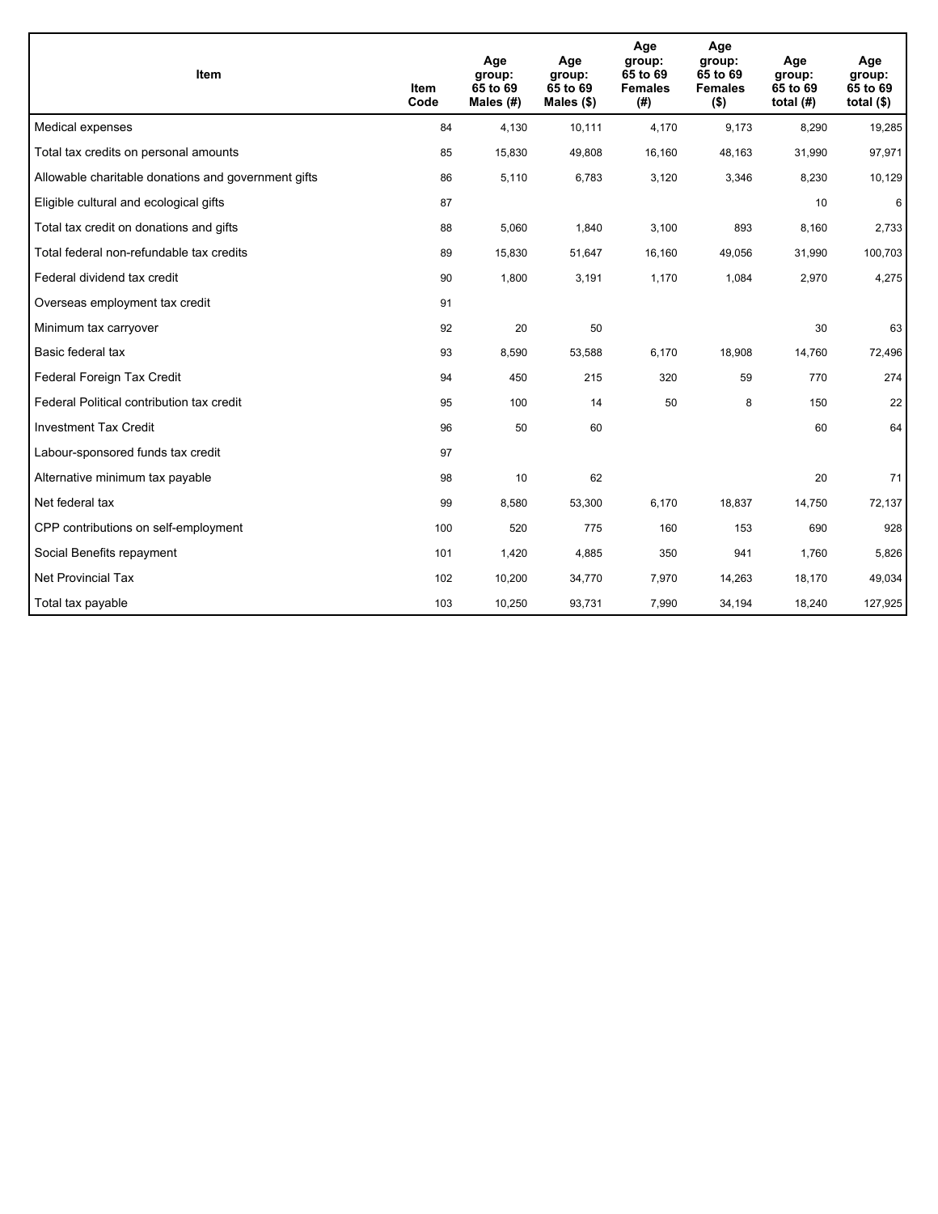| Item | Item Code | Age group: 65 to 69 Males (#) | Age group: 65 to 69 Males ($) | Age group: 65 to 69 Females (#) | Age group: 65 to 69 Females ($) | Age group: 65 to 69 total (#) | Age group: 65 to 69 total ($) |
|---|---|---|---|---|---|---|---|
| Medical expenses | 84 | 4,130 | 10,111 | 4,170 | 9,173 | 8,290 | 19,285 |
| Total tax credits on personal amounts | 85 | 15,830 | 49,808 | 16,160 | 48,163 | 31,990 | 97,971 |
| Allowable charitable donations and government gifts | 86 | 5,110 | 6,783 | 3,120 | 3,346 | 8,230 | 10,129 |
| Eligible cultural and ecological gifts | 87 | | | | | 10 | 6 |
| Total tax credit on donations and gifts | 88 | 5,060 | 1,840 | 3,100 | 893 | 8,160 | 2,733 |
| Total federal non-refundable tax credits | 89 | 15,830 | 51,647 | 16,160 | 49,056 | 31,990 | 100,703 |
| Federal dividend tax credit | 90 | 1,800 | 3,191 | 1,170 | 1,084 | 2,970 | 4,275 |
| Overseas employment tax credit | 91 | | | | | | |
| Minimum tax carryover | 92 | 20 | 50 | | | 30 | 63 |
| Basic federal tax | 93 | 8,590 | 53,588 | 6,170 | 18,908 | 14,760 | 72,496 |
| Federal Foreign Tax Credit | 94 | 450 | 215 | 320 | 59 | 770 | 274 |
| Federal Political contribution tax credit | 95 | 100 | 14 | 50 | 8 | 150 | 22 |
| Investment Tax Credit | 96 | 50 | 60 | | | 60 | 64 |
| Labour-sponsored funds tax credit | 97 | | | | | | |
| Alternative minimum tax payable | 98 | 10 | 62 | | | 20 | 71 |
| Net federal tax | 99 | 8,580 | 53,300 | 6,170 | 18,837 | 14,750 | 72,137 |
| CPP contributions on self-employment | 100 | 520 | 775 | 160 | 153 | 690 | 928 |
| Social Benefits repayment | 101 | 1,420 | 4,885 | 350 | 941 | 1,760 | 5,826 |
| Net Provincial Tax | 102 | 10,200 | 34,770 | 7,970 | 14,263 | 18,170 | 49,034 |
| Total tax payable | 103 | 10,250 | 93,731 | 7,990 | 34,194 | 18,240 | 127,925 |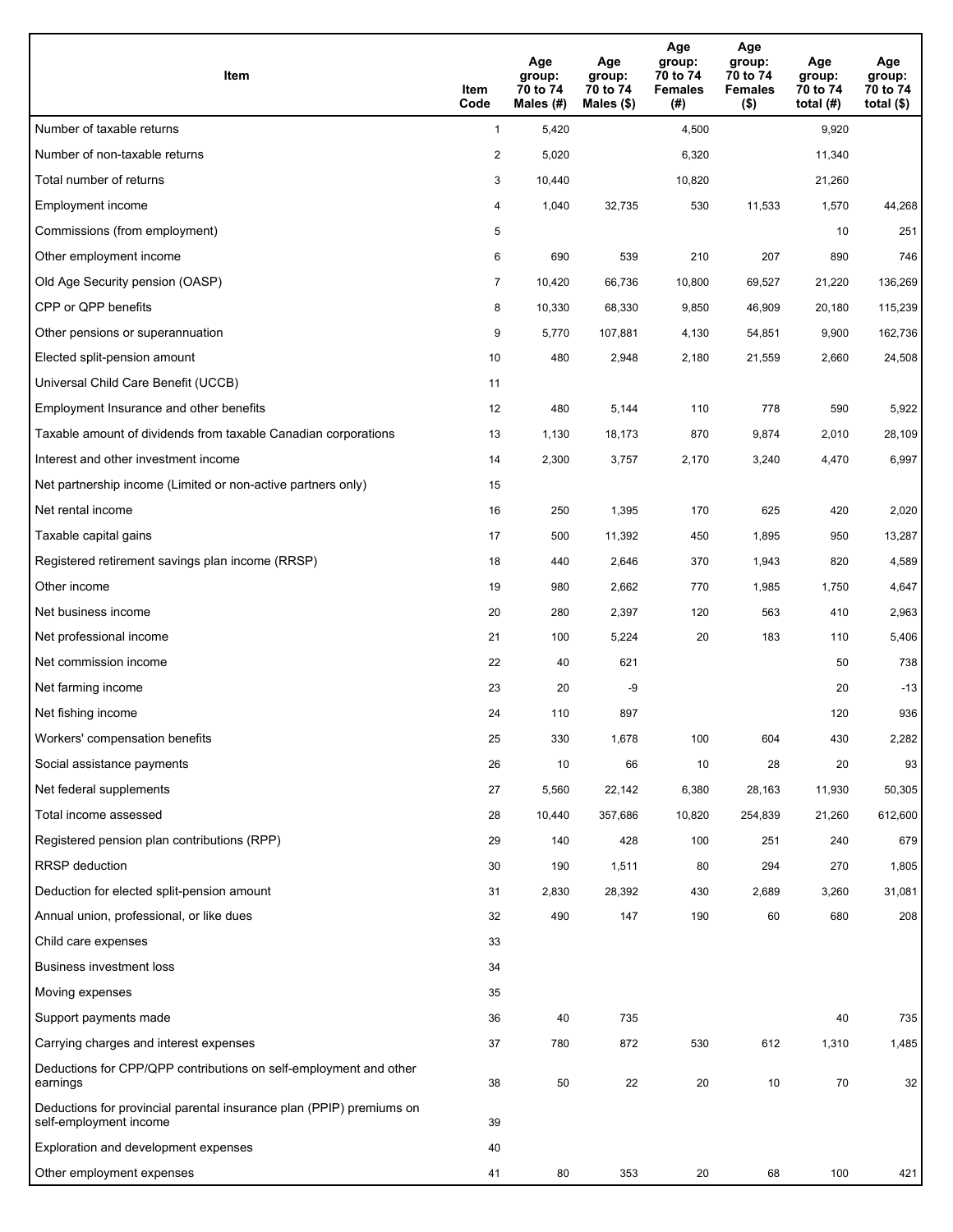| Item | Item Code | Age group: 70 to 74 Males (#) | Age group: 70 to 74 Males ($) | Age group: 70 to 74 Females (#) | Age group: 70 to 74 Females ($) | Age group: 70 to 74 total (#) | Age group: 70 to 74 total ($) |
|---|---|---|---|---|---|---|---|
| Number of taxable returns | 1 | 5,420 | | 4,500 | | 9,920 | |
| Number of non-taxable returns | 2 | 5,020 | | 6,320 | | 11,340 | |
| Total number of returns | 3 | 10,440 | | 10,820 | | 21,260 | |
| Employment income | 4 | 1,040 | 32,735 | 530 | 11,533 | 1,570 | 44,268 |
| Commissions (from employment) | 5 | | | | | 10 | 251 |
| Other employment income | 6 | 690 | 539 | 210 | 207 | 890 | 746 |
| Old Age Security pension (OASP) | 7 | 10,420 | 66,736 | 10,800 | 69,527 | 21,220 | 136,269 |
| CPP or QPP benefits | 8 | 10,330 | 68,330 | 9,850 | 46,909 | 20,180 | 115,239 |
| Other pensions or superannuation | 9 | 5,770 | 107,881 | 4,130 | 54,851 | 9,900 | 162,736 |
| Elected split-pension amount | 10 | 480 | 2,948 | 2,180 | 21,559 | 2,660 | 24,508 |
| Universal Child Care Benefit (UCCB) | 11 | | | | | | |
| Employment Insurance and other benefits | 12 | 480 | 5,144 | 110 | 778 | 590 | 5,922 |
| Taxable amount of dividends from taxable Canadian corporations | 13 | 1,130 | 18,173 | 870 | 9,874 | 2,010 | 28,109 |
| Interest and other investment income | 14 | 2,300 | 3,757 | 2,170 | 3,240 | 4,470 | 6,997 |
| Net partnership income (Limited or non-active partners only) | 15 | | | | | | |
| Net rental income | 16 | 250 | 1,395 | 170 | 625 | 420 | 2,020 |
| Taxable capital gains | 17 | 500 | 11,392 | 450 | 1,895 | 950 | 13,287 |
| Registered retirement savings plan income (RRSP) | 18 | 440 | 2,646 | 370 | 1,943 | 820 | 4,589 |
| Other income | 19 | 980 | 2,662 | 770 | 1,985 | 1,750 | 4,647 |
| Net business income | 20 | 280 | 2,397 | 120 | 563 | 410 | 2,963 |
| Net professional income | 21 | 100 | 5,224 | 20 | 183 | 110 | 5,406 |
| Net commission income | 22 | 40 | 621 | | | 50 | 738 |
| Net farming income | 23 | 20 | -9 | | | 20 | -13 |
| Net fishing income | 24 | 110 | 897 | | | 120 | 936 |
| Workers' compensation benefits | 25 | 330 | 1,678 | 100 | 604 | 430 | 2,282 |
| Social assistance payments | 26 | 10 | 66 | 10 | 28 | 20 | 93 |
| Net federal supplements | 27 | 5,560 | 22,142 | 6,380 | 28,163 | 11,930 | 50,305 |
| Total income assessed | 28 | 10,440 | 357,686 | 10,820 | 254,839 | 21,260 | 612,600 |
| Registered pension plan contributions (RPP) | 29 | 140 | 428 | 100 | 251 | 240 | 679 |
| RRSP deduction | 30 | 190 | 1,511 | 80 | 294 | 270 | 1,805 |
| Deduction for elected split-pension amount | 31 | 2,830 | 28,392 | 430 | 2,689 | 3,260 | 31,081 |
| Annual union, professional, or like dues | 32 | 490 | 147 | 190 | 60 | 680 | 208 |
| Child care expenses | 33 | | | | | | |
| Business investment loss | 34 | | | | | | |
| Moving expenses | 35 | | | | | | |
| Support payments made | 36 | 40 | 735 | | | 40 | 735 |
| Carrying charges and interest expenses | 37 | 780 | 872 | 530 | 612 | 1,310 | 1,485 |
| Deductions for CPP/QPP contributions on self-employment and other earnings | 38 | 50 | 22 | 20 | 10 | 70 | 32 |
| Deductions for provincial parental insurance plan (PPIP) premiums on self-employment income | 39 | | | | | | |
| Exploration and development expenses | 40 | | | | | | |
| Other employment expenses | 41 | 80 | 353 | 20 | 68 | 100 | 421 |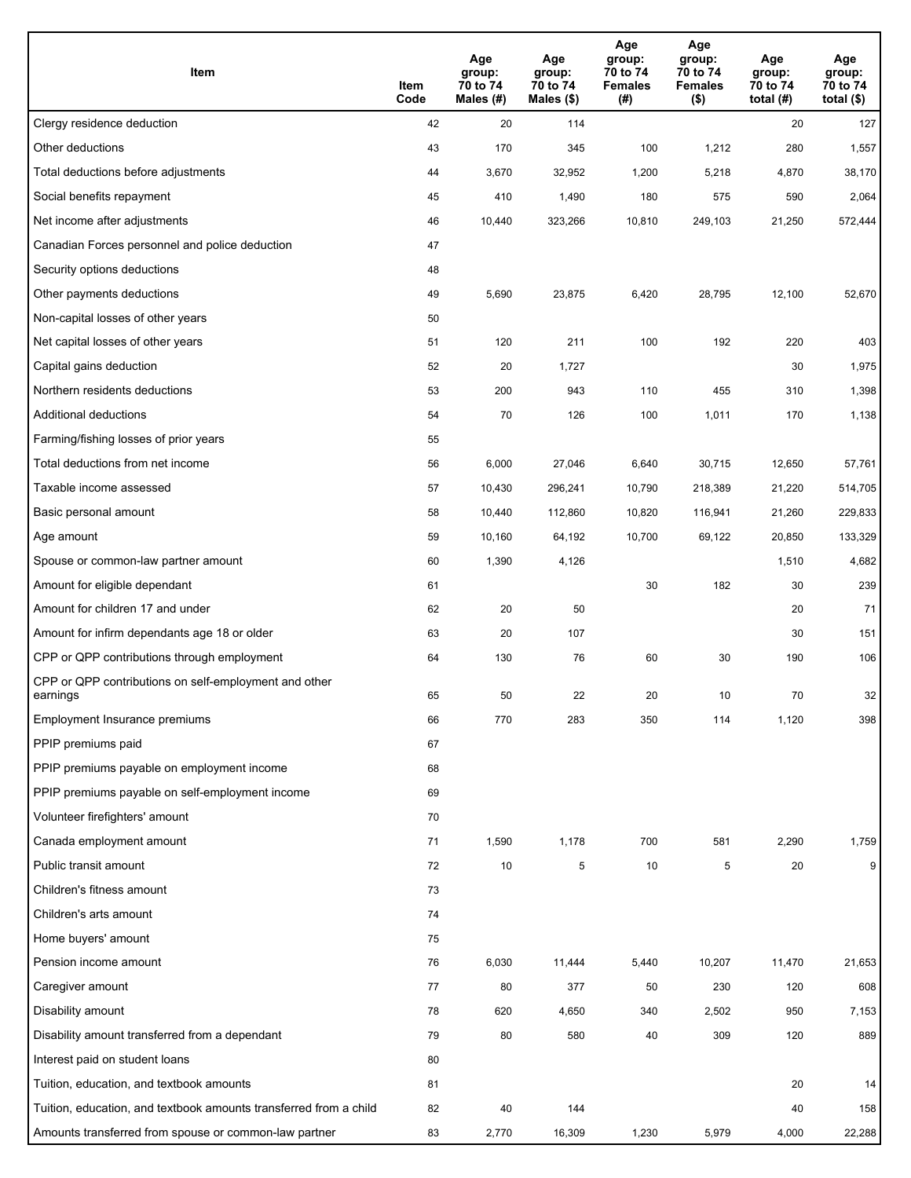| Item | Item Code | Age group: 70 to 74 Males (#) | Age group: 70 to 74 Males ($) | Age group: 70 to 74 Females (#) | Age group: 70 to 74 Females ($) | Age group: 70 to 74 total (#) | Age group: 70 to 74 total ($) |
|---|---|---|---|---|---|---|---|
| Clergy residence deduction | 42 | 20 | 114 | | | 20 | 127 |
| Other deductions | 43 | 170 | 345 | 100 | 1,212 | 280 | 1,557 |
| Total deductions before adjustments | 44 | 3,670 | 32,952 | 1,200 | 5,218 | 4,870 | 38,170 |
| Social benefits repayment | 45 | 410 | 1,490 | 180 | 575 | 590 | 2,064 |
| Net income after adjustments | 46 | 10,440 | 323,266 | 10,810 | 249,103 | 21,250 | 572,444 |
| Canadian Forces personnel and police deduction | 47 | | | | | | |
| Security options deductions | 48 | | | | | | |
| Other payments deductions | 49 | 5,690 | 23,875 | 6,420 | 28,795 | 12,100 | 52,670 |
| Non-capital losses of other years | 50 | | | | | | |
| Net capital losses of other years | 51 | 120 | 211 | 100 | 192 | 220 | 403 |
| Capital gains deduction | 52 | 20 | 1,727 | | | 30 | 1,975 |
| Northern residents deductions | 53 | 200 | 943 | 110 | 455 | 310 | 1,398 |
| Additional deductions | 54 | 70 | 126 | 100 | 1,011 | 170 | 1,138 |
| Farming/fishing losses of prior years | 55 | | | | | | |
| Total deductions from net income | 56 | 6,000 | 27,046 | 6,640 | 30,715 | 12,650 | 57,761 |
| Taxable income assessed | 57 | 10,430 | 296,241 | 10,790 | 218,389 | 21,220 | 514,705 |
| Basic personal amount | 58 | 10,440 | 112,860 | 10,820 | 116,941 | 21,260 | 229,833 |
| Age amount | 59 | 10,160 | 64,192 | 10,700 | 69,122 | 20,850 | 133,329 |
| Spouse or common-law partner amount | 60 | 1,390 | 4,126 | | | 1,510 | 4,682 |
| Amount for eligible dependant | 61 | | | 30 | 182 | 30 | 239 |
| Amount for children 17 and under | 62 | 20 | 50 | | | 20 | 71 |
| Amount for infirm dependants age 18 or older | 63 | 20 | 107 | | | 30 | 151 |
| CPP or QPP contributions through employment | 64 | 130 | 76 | 60 | 30 | 190 | 106 |
| CPP or QPP contributions on self-employment and other earnings | 65 | 50 | 22 | 20 | 10 | 70 | 32 |
| Employment Insurance premiums | 66 | 770 | 283 | 350 | 114 | 1,120 | 398 |
| PPIP premiums paid | 67 | | | | | | |
| PPIP premiums payable on employment income | 68 | | | | | | |
| PPIP premiums payable on self-employment income | 69 | | | | | | |
| Volunteer firefighters' amount | 70 | | | | | | |
| Canada employment amount | 71 | 1,590 | 1,178 | 700 | 581 | 2,290 | 1,759 |
| Public transit amount | 72 | 10 | 5 | 10 | 5 | 20 | 9 |
| Children's fitness amount | 73 | | | | | | |
| Children's arts amount | 74 | | | | | | |
| Home buyers' amount | 75 | | | | | | |
| Pension income amount | 76 | 6,030 | 11,444 | 5,440 | 10,207 | 11,470 | 21,653 |
| Caregiver amount | 77 | 80 | 377 | 50 | 230 | 120 | 608 |
| Disability amount | 78 | 620 | 4,650 | 340 | 2,502 | 950 | 7,153 |
| Disability amount transferred from a dependant | 79 | 80 | 580 | 40 | 309 | 120 | 889 |
| Interest paid on student loans | 80 | | | | | | |
| Tuition, education, and textbook amounts | 81 | | | | | 20 | 14 |
| Tuition, education, and textbook amounts transferred from a child | 82 | 40 | 144 | | | 40 | 158 |
| Amounts transferred from spouse or common-law partner | 83 | 2,770 | 16,309 | 1,230 | 5,979 | 4,000 | 22,288 |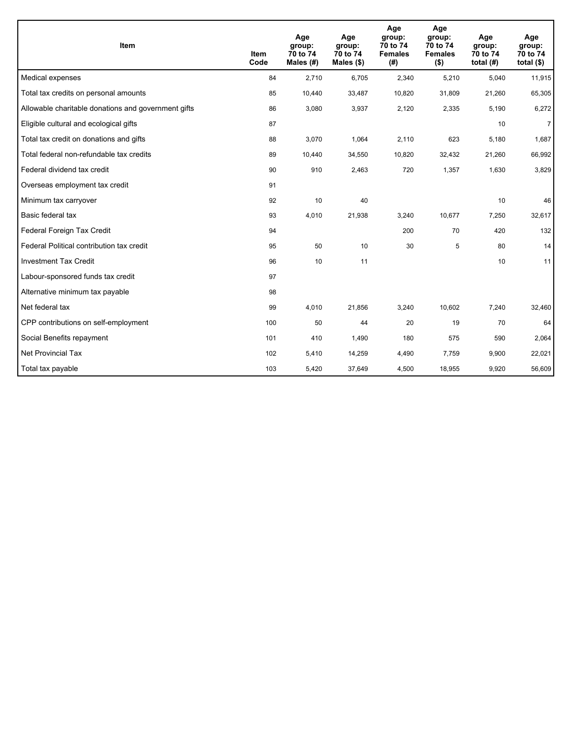| Item | Item Code | Age group: 70 to 74 Males (#) | Age group: 70 to 74 Males ($) | Age group: 70 to 74 Females (#) | Age group: 70 to 74 Females ($) | Age group: 70 to 74 total (#) | Age group: 70 to 74 total ($) |
| --- | --- | --- | --- | --- | --- | --- | --- |
| Medical expenses | 84 | 2,710 | 6,705 | 2,340 | 5,210 | 5,040 | 11,915 |
| Total tax credits on personal amounts | 85 | 10,440 | 33,487 | 10,820 | 31,809 | 21,260 | 65,305 |
| Allowable charitable donations and government gifts | 86 | 3,080 | 3,937 | 2,120 | 2,335 | 5,190 | 6,272 |
| Eligible cultural and ecological gifts | 87 | | | | | 10 | 7 |
| Total tax credit on donations and gifts | 88 | 3,070 | 1,064 | 2,110 | 623 | 5,180 | 1,687 |
| Total federal non-refundable tax credits | 89 | 10,440 | 34,550 | 10,820 | 32,432 | 21,260 | 66,992 |
| Federal dividend tax credit | 90 | 910 | 2,463 | 720 | 1,357 | 1,630 | 3,829 |
| Overseas employment tax credit | 91 | | | | | | |
| Minimum tax carryover | 92 | 10 | 40 | | | 10 | 46 |
| Basic federal tax | 93 | 4,010 | 21,938 | 3,240 | 10,677 | 7,250 | 32,617 |
| Federal Foreign Tax Credit | 94 | | | 200 | 70 | 420 | 132 |
| Federal Political contribution tax credit | 95 | 50 | 10 | 30 | 5 | 80 | 14 |
| Investment Tax Credit | 96 | 10 | 11 | | | 10 | 11 |
| Labour-sponsored funds tax credit | 97 | | | | | | |
| Alternative minimum tax payable | 98 | | | | | | |
| Net federal tax | 99 | 4,010 | 21,856 | 3,240 | 10,602 | 7,240 | 32,460 |
| CPP contributions on self-employment | 100 | 50 | 44 | 20 | 19 | 70 | 64 |
| Social Benefits repayment | 101 | 410 | 1,490 | 180 | 575 | 590 | 2,064 |
| Net Provincial Tax | 102 | 5,410 | 14,259 | 4,490 | 7,759 | 9,900 | 22,021 |
| Total tax payable | 103 | 5,420 | 37,649 | 4,500 | 18,955 | 9,920 | 56,609 |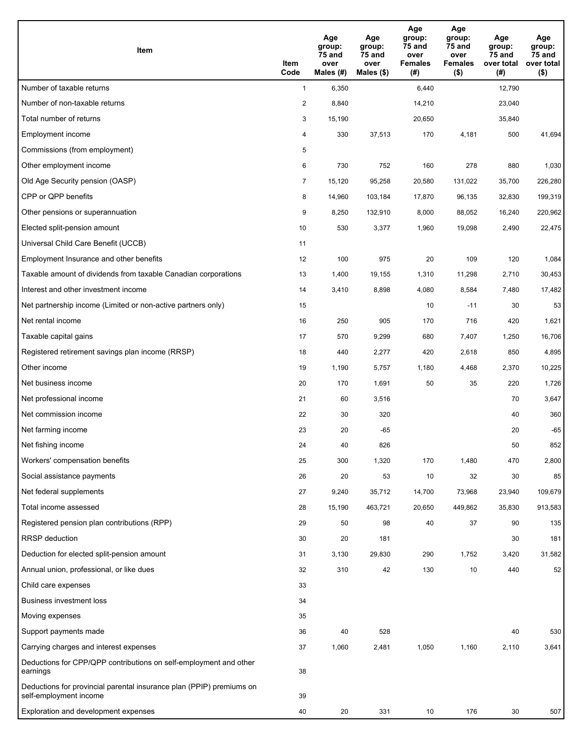| Item | Item Code | Age group: 75 and over Males (#) | Age group: 75 and over Males ($) | Age group: 75 and over Females (#) | Age group: 75 and over Females ($) | Age group: 75 and over total (#) | Age group: 75 and over total ($) |
|---|---|---|---|---|---|---|---|
| Number of taxable returns | 1 | 6,350 | | 6,440 | | 12,790 | |
| Number of non-taxable returns | 2 | 8,840 | | 14,210 | | 23,040 | |
| Total number of returns | 3 | 15,190 | | 20,650 | | 35,840 | |
| Employment income | 4 | 330 | 37,513 | 170 | 4,181 | 500 | 41,694 |
| Commissions (from employment) | 5 | | | | | | |
| Other employment income | 6 | 730 | 752 | 160 | 278 | 880 | 1,030 |
| Old Age Security pension (OASP) | 7 | 15,120 | 95,258 | 20,580 | 131,022 | 35,700 | 226,280 |
| CPP or QPP benefits | 8 | 14,960 | 103,184 | 17,870 | 96,135 | 32,830 | 199,319 |
| Other pensions or superannuation | 9 | 8,250 | 132,910 | 8,000 | 88,052 | 16,240 | 220,962 |
| Elected split-pension amount | 10 | 530 | 3,377 | 1,960 | 19,098 | 2,490 | 22,475 |
| Universal Child Care Benefit (UCCB) | 11 | | | | | | |
| Employment Insurance and other benefits | 12 | 100 | 975 | 20 | 109 | 120 | 1,084 |
| Taxable amount of dividends from taxable Canadian corporations | 13 | 1,400 | 19,155 | 1,310 | 11,298 | 2,710 | 30,453 |
| Interest and other investment income | 14 | 3,410 | 8,898 | 4,080 | 8,584 | 7,480 | 17,482 |
| Net partnership income (Limited or non-active partners only) | 15 | | | 10 | -11 | 30 | 53 |
| Net rental income | 16 | 250 | 905 | 170 | 716 | 420 | 1,621 |
| Taxable capital gains | 17 | 570 | 9,299 | 680 | 7,407 | 1,250 | 16,706 |
| Registered retirement savings plan income (RRSP) | 18 | 440 | 2,277 | 420 | 2,618 | 850 | 4,895 |
| Other income | 19 | 1,190 | 5,757 | 1,180 | 4,468 | 2,370 | 10,225 |
| Net business income | 20 | 170 | 1,691 | 50 | 35 | 220 | 1,726 |
| Net professional income | 21 | 60 | 3,516 | | | 70 | 3,647 |
| Net commission income | 22 | 30 | 320 | | | 40 | 360 |
| Net farming income | 23 | 20 | -65 | | | 20 | -65 |
| Net fishing income | 24 | 40 | 826 | | | 50 | 852 |
| Workers' compensation benefits | 25 | 300 | 1,320 | 170 | 1,480 | 470 | 2,800 |
| Social assistance payments | 26 | 20 | 53 | 10 | 32 | 30 | 85 |
| Net federal supplements | 27 | 9,240 | 35,712 | 14,700 | 73,968 | 23,940 | 109,679 |
| Total income assessed | 28 | 15,190 | 463,721 | 20,650 | 449,862 | 35,830 | 913,583 |
| Registered pension plan contributions (RPP) | 29 | 50 | 98 | 40 | 37 | 90 | 135 |
| RRSP deduction | 30 | 20 | 181 | | | 30 | 181 |
| Deduction for elected split-pension amount | 31 | 3,130 | 29,830 | 290 | 1,752 | 3,420 | 31,582 |
| Annual union, professional, or like dues | 32 | 310 | 42 | 130 | 10 | 440 | 52 |
| Child care expenses | 33 | | | | | | |
| Business investment loss | 34 | | | | | | |
| Moving expenses | 35 | | | | | | |
| Support payments made | 36 | 40 | 528 | | | 40 | 530 |
| Carrying charges and interest expenses | 37 | 1,060 | 2,481 | 1,050 | 1,160 | 2,110 | 3,641 |
| Deductions for CPP/QPP contributions on self-employment and other earnings | 38 | | | | | | |
| Deductions for provincial parental insurance plan (PPIP) premiums on self-employment income | 39 | | | | | | |
| Exploration and development expenses | 40 | 20 | 331 | 10 | 176 | 30 | 507 |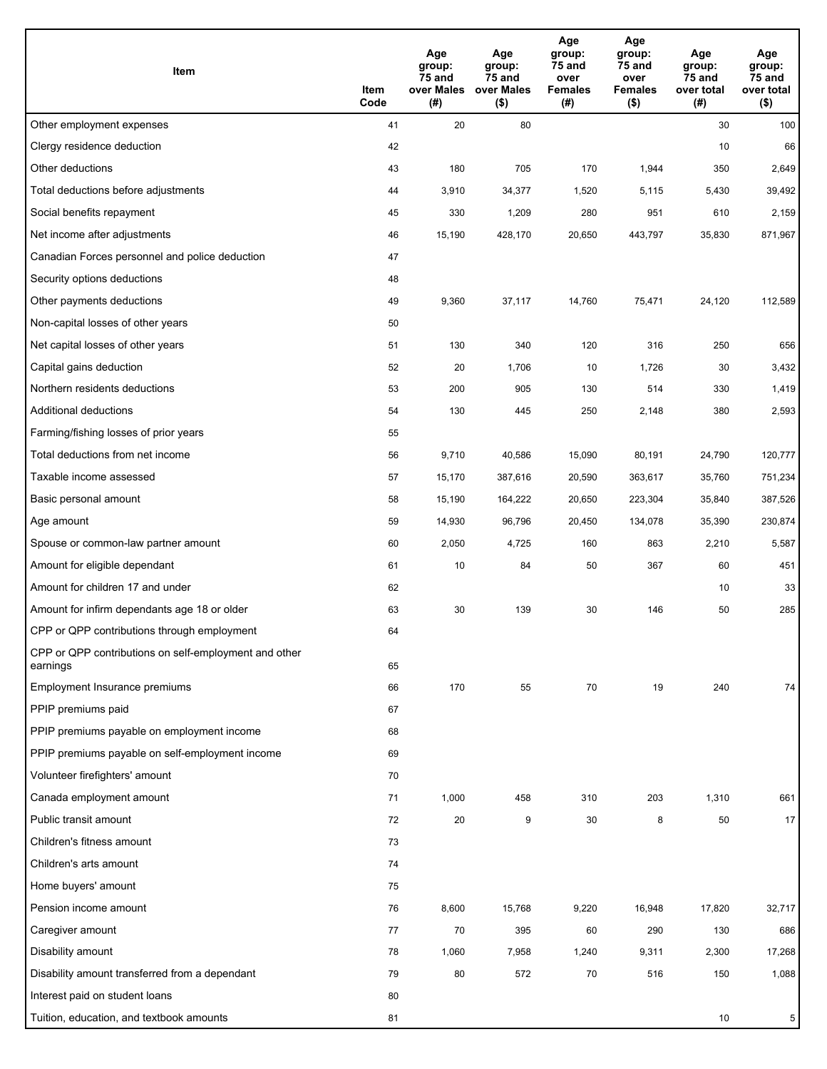| Item | Item Code | Age group: 75 and over Males (#) | Age group: 75 and over Males ($) | Age group: 75 and over Females (#) | Age group: 75 and over Females ($) | Age group: 75 and over total (#) | Age group: 75 and over total ($) |
|---|---|---|---|---|---|---|---|
| Other employment expenses | 41 | 20 | 80 | | | 30 | 100 |
| Clergy residence deduction | 42 | | | | | 10 | 66 |
| Other deductions | 43 | 180 | 705 | 170 | 1,944 | 350 | 2,649 |
| Total deductions before adjustments | 44 | 3,910 | 34,377 | 1,520 | 5,115 | 5,430 | 39,492 |
| Social benefits repayment | 45 | 330 | 1,209 | 280 | 951 | 610 | 2,159 |
| Net income after adjustments | 46 | 15,190 | 428,170 | 20,650 | 443,797 | 35,830 | 871,967 |
| Canadian Forces personnel and police deduction | 47 | | | | | | |
| Security options deductions | 48 | | | | | | |
| Other payments deductions | 49 | 9,360 | 37,117 | 14,760 | 75,471 | 24,120 | 112,589 |
| Non-capital losses of other years | 50 | | | | | | |
| Net capital losses of other years | 51 | 130 | 340 | 120 | 316 | 250 | 656 |
| Capital gains deduction | 52 | 20 | 1,706 | 10 | 1,726 | 30 | 3,432 |
| Northern residents deductions | 53 | 200 | 905 | 130 | 514 | 330 | 1,419 |
| Additional deductions | 54 | 130 | 445 | 250 | 2,148 | 380 | 2,593 |
| Farming/fishing losses of prior years | 55 | | | | | | |
| Total deductions from net income | 56 | 9,710 | 40,586 | 15,090 | 80,191 | 24,790 | 120,777 |
| Taxable income assessed | 57 | 15,170 | 387,616 | 20,590 | 363,617 | 35,760 | 751,234 |
| Basic personal amount | 58 | 15,190 | 164,222 | 20,650 | 223,304 | 35,840 | 387,526 |
| Age amount | 59 | 14,930 | 96,796 | 20,450 | 134,078 | 35,390 | 230,874 |
| Spouse or common-law partner amount | 60 | 2,050 | 4,725 | 160 | 863 | 2,210 | 5,587 |
| Amount for eligible dependant | 61 | 10 | 84 | 50 | 367 | 60 | 451 |
| Amount for children 17 and under | 62 | | | | | 10 | 33 |
| Amount for infirm dependants age 18 or older | 63 | 30 | 139 | 30 | 146 | 50 | 285 |
| CPP or QPP contributions through employment | 64 | | | | | | |
| CPP or QPP contributions on self-employment and other earnings | 65 | | | | | | |
| Employment Insurance premiums | 66 | 170 | 55 | 70 | 19 | 240 | 74 |
| PPIP premiums paid | 67 | | | | | | |
| PPIP premiums payable on employment income | 68 | | | | | | |
| PPIP premiums payable on self-employment income | 69 | | | | | | |
| Volunteer firefighters' amount | 70 | | | | | | |
| Canada employment amount | 71 | 1,000 | 458 | 310 | 203 | 1,310 | 661 |
| Public transit amount | 72 | 20 | 9 | 30 | 8 | 50 | 17 |
| Children's fitness amount | 73 | | | | | | |
| Children's arts amount | 74 | | | | | | |
| Home buyers' amount | 75 | | | | | | |
| Pension income amount | 76 | 8,600 | 15,768 | 9,220 | 16,948 | 17,820 | 32,717 |
| Caregiver amount | 77 | 70 | 395 | 60 | 290 | 130 | 686 |
| Disability amount | 78 | 1,060 | 7,958 | 1,240 | 9,311 | 2,300 | 17,268 |
| Disability amount transferred from a dependant | 79 | 80 | 572 | 70 | 516 | 150 | 1,088 |
| Interest paid on student loans | 80 | | | | | | |
| Tuition, education, and textbook amounts | 81 | | | | | 10 | 5 |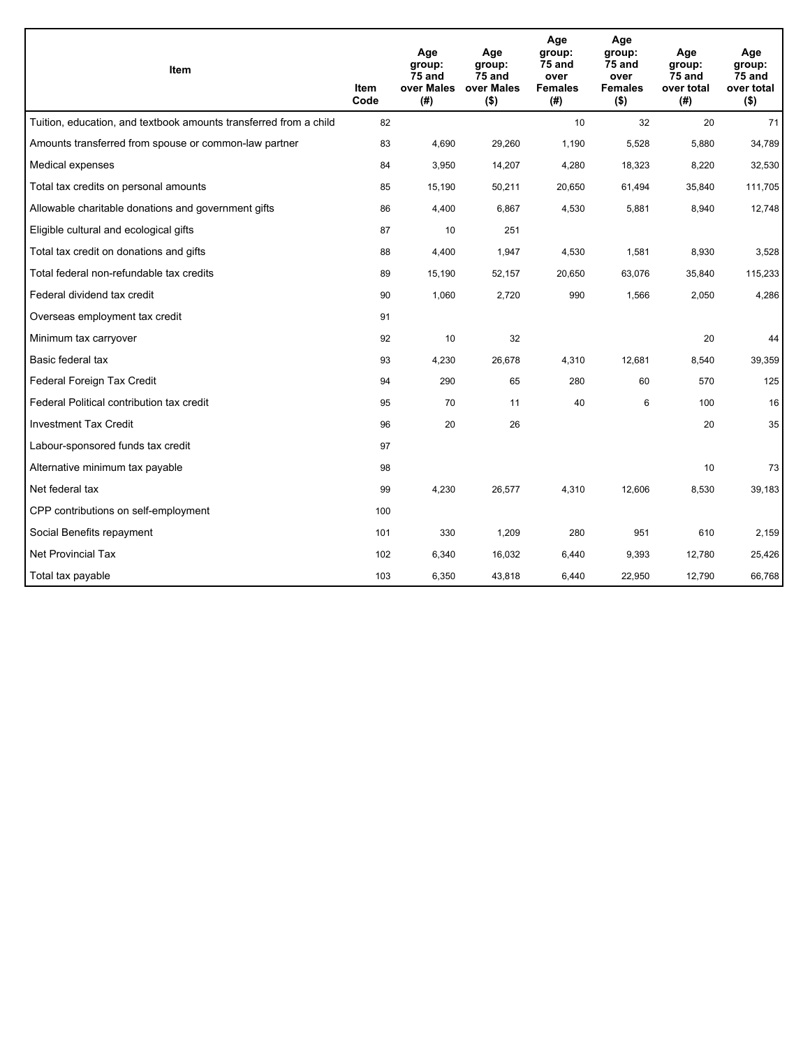| Item | Item Code | Age group: 75 and over Males (#) | Age group: 75 and over Males ($) | Age group: 75 and over Females (#) | Age group: 75 and over Females ($) | Age group: 75 and over total (#) | Age group: 75 and over total ($) |
|---|---|---|---|---|---|---|---|
| Tuition, education, and textbook amounts transferred from a child | 82 | | | 10 | 32 | 20 | 71 |
| Amounts transferred from spouse or common-law partner | 83 | 4,690 | 29,260 | 1,190 | 5,528 | 5,880 | 34,789 |
| Medical expenses | 84 | 3,950 | 14,207 | 4,280 | 18,323 | 8,220 | 32,530 |
| Total tax credits on personal amounts | 85 | 15,190 | 50,211 | 20,650 | 61,494 | 35,840 | 111,705 |
| Allowable charitable donations and government gifts | 86 | 4,400 | 6,867 | 4,530 | 5,881 | 8,940 | 12,748 |
| Eligible cultural and ecological gifts | 87 | 10 | 251 | | | | |
| Total tax credit on donations and gifts | 88 | 4,400 | 1,947 | 4,530 | 1,581 | 8,930 | 3,528 |
| Total federal non-refundable tax credits | 89 | 15,190 | 52,157 | 20,650 | 63,076 | 35,840 | 115,233 |
| Federal dividend tax credit | 90 | 1,060 | 2,720 | 990 | 1,566 | 2,050 | 4,286 |
| Overseas employment tax credit | 91 | | | | | | |
| Minimum tax carryover | 92 | 10 | 32 | | | 20 | 44 |
| Basic federal tax | 93 | 4,230 | 26,678 | 4,310 | 12,681 | 8,540 | 39,359 |
| Federal Foreign Tax Credit | 94 | 290 | 65 | 280 | 60 | 570 | 125 |
| Federal Political contribution tax credit | 95 | 70 | 11 | 40 | 6 | 100 | 16 |
| Investment Tax Credit | 96 | 20 | 26 | | | 20 | 35 |
| Labour-sponsored funds tax credit | 97 | | | | | | |
| Alternative minimum tax payable | 98 | | | | | 10 | 73 |
| Net federal tax | 99 | 4,230 | 26,577 | 4,310 | 12,606 | 8,530 | 39,183 |
| CPP contributions on self-employment | 100 | | | | | | |
| Social Benefits repayment | 101 | 330 | 1,209 | 280 | 951 | 610 | 2,159 |
| Net Provincial Tax | 102 | 6,340 | 16,032 | 6,440 | 9,393 | 12,780 | 25,426 |
| Total tax payable | 103 | 6,350 | 43,818 | 6,440 | 22,950 | 12,790 | 66,768 |